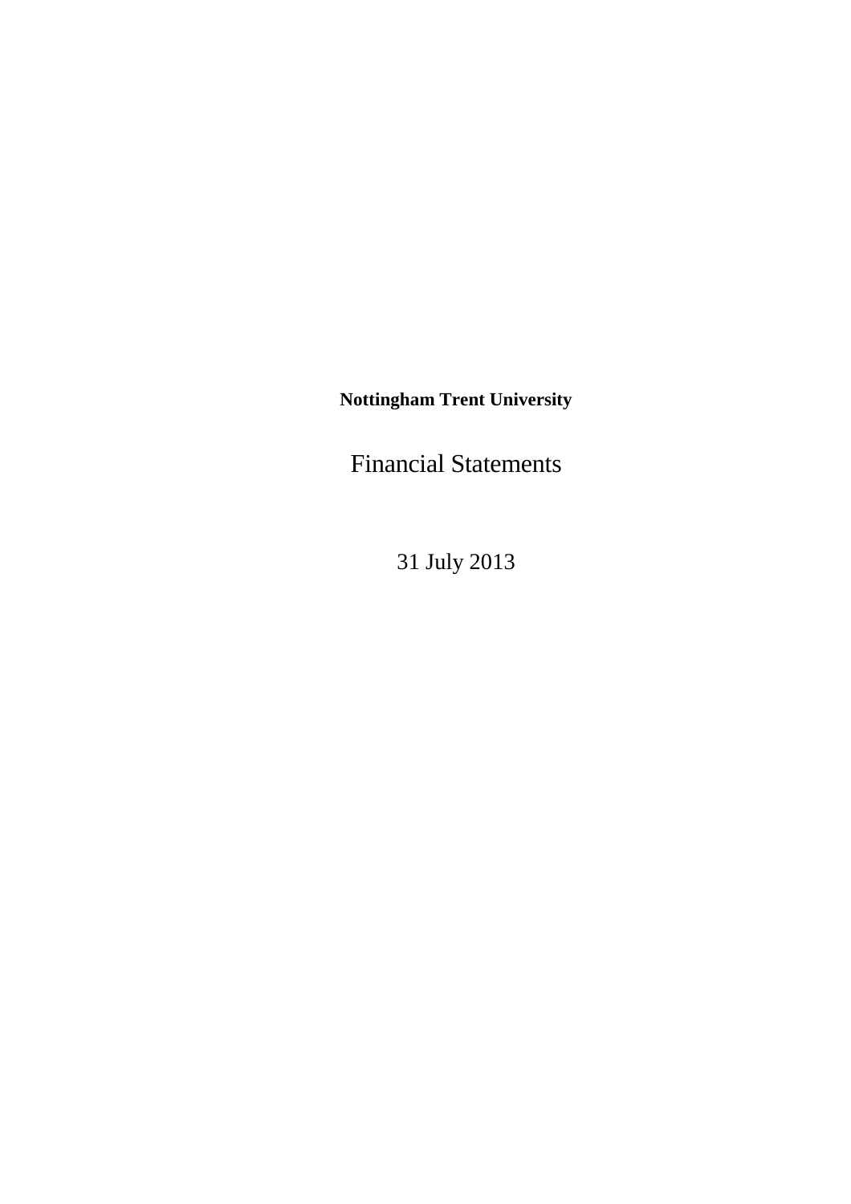**Nottingham Trent University**

# Financial Statements

31 July 2013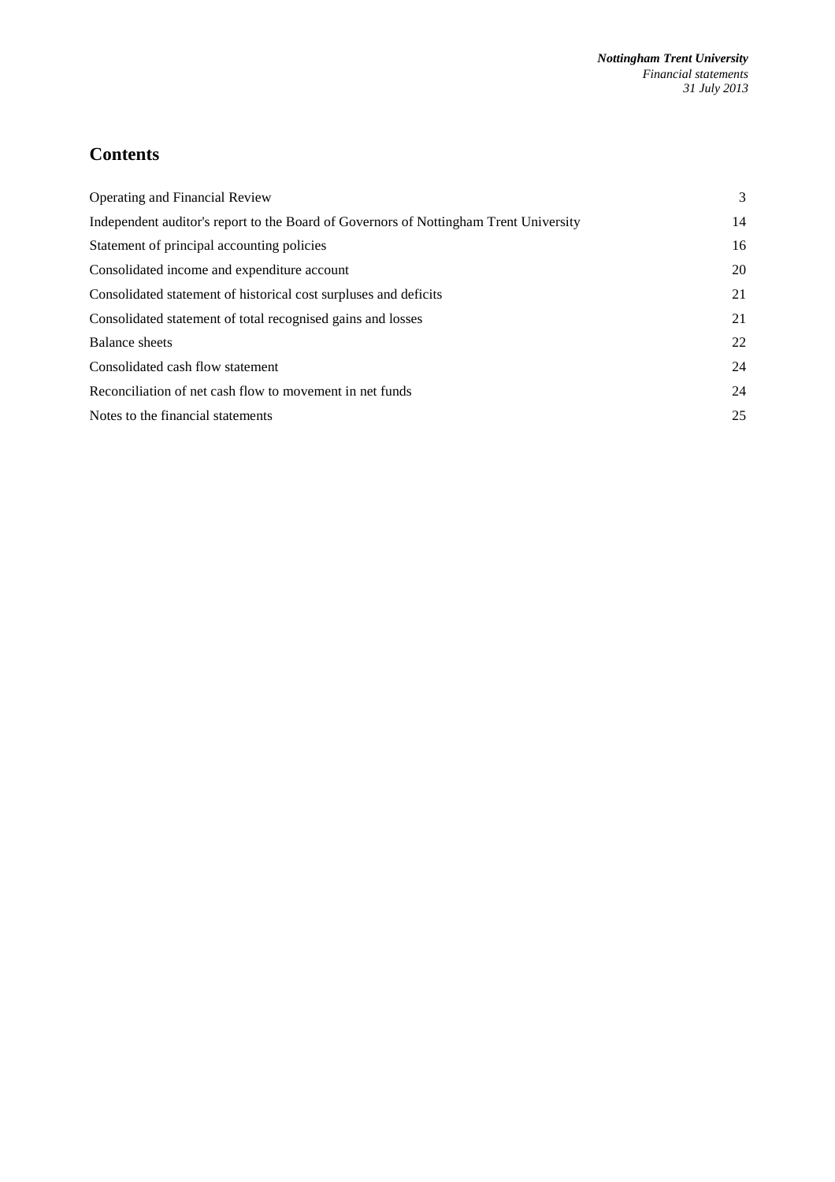## Contents

| | |
|---|---|
| Operating and Financial Review | 3 |
| Independent auditor's report to the Board of Governors of Nottingham Trent University | 14 |
| Statement of principal accounting policies | 16 |
| Consolidated income and expenditure account | 20 |
| Consolidated statement of historical cost surpluses and deficits | 21 |
| Consolidated statement of total recognised gains and losses | 21 |
| Balance sheets | 22 |
| Consolidated cash flow statement | 24 |
| Reconciliation of net cash flow to movement in net funds | 24 |
| Notes to the financial statements | 25 |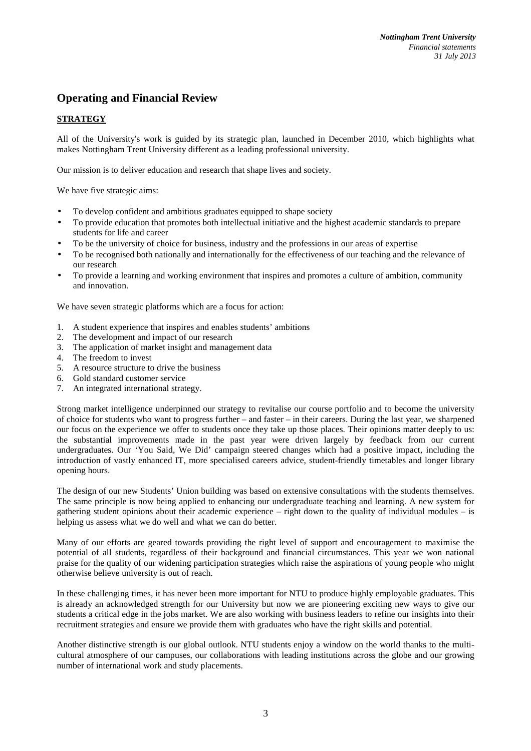# Operating and Financial Review

## STRATEGY

All of the University's work is guided by its strategic plan, launched in December 2010, which highlights what makes Nottingham Trent University different as a leading professional university.

Our mission is to deliver education and research that shape lives and society.

We have five strategic aims:

- To develop confident and ambitious graduates equipped to shape society
- To provide education that promotes both intellectual initiative and the highest academic standards to prepare students for life and career
- To be the university of choice for business, industry and the professions in our areas of expertise
- To be recognised both nationally and internationally for the effectiveness of our teaching and the relevance of our research
- To provide a learning and working environment that inspires and promotes a culture of ambition, community and innovation.

We have seven strategic platforms which are a focus for action:

1. A student experience that inspires and enables students' ambitions
2. The development and impact of our research
3. The application of market insight and management data
4. The freedom to invest
5. A resource structure to drive the business
6. Gold standard customer service
7. An integrated international strategy.

Strong market intelligence underpinned our strategy to revitalise our course portfolio and to become the university of choice for students who want to progress further – and faster – in their careers. During the last year, we sharpened our focus on the experience we offer to students once they take up those places. Their opinions matter deeply to us: the substantial improvements made in the past year were driven largely by feedback from our current undergraduates. Our 'You Said, We Did' campaign steered changes which had a positive impact, including the introduction of vastly enhanced IT, more specialised careers advice, student-friendly timetables and longer library opening hours.

The design of our new Students' Union building was based on extensive consultations with the students themselves. The same principle is now being applied to enhancing our undergraduate teaching and learning. A new system for gathering student opinions about their academic experience – right down to the quality of individual modules – is helping us assess what we do well and what we can do better.

Many of our efforts are geared towards providing the right level of support and encouragement to maximise the potential of all students, regardless of their background and financial circumstances. This year we won national praise for the quality of our widening participation strategies which raise the aspirations of young people who might otherwise believe university is out of reach.

In these challenging times, it has never been more important for NTU to produce highly employable graduates. This is already an acknowledged strength for our University but now we are pioneering exciting new ways to give our students a critical edge in the jobs market. We are also working with business leaders to refine our insights into their recruitment strategies and ensure we provide them with graduates who have the right skills and potential.

Another distinctive strength is our global outlook. NTU students enjoy a window on the world thanks to the multi-cultural atmosphere of our campuses, our collaborations with leading institutions across the globe and our growing number of international work and study placements.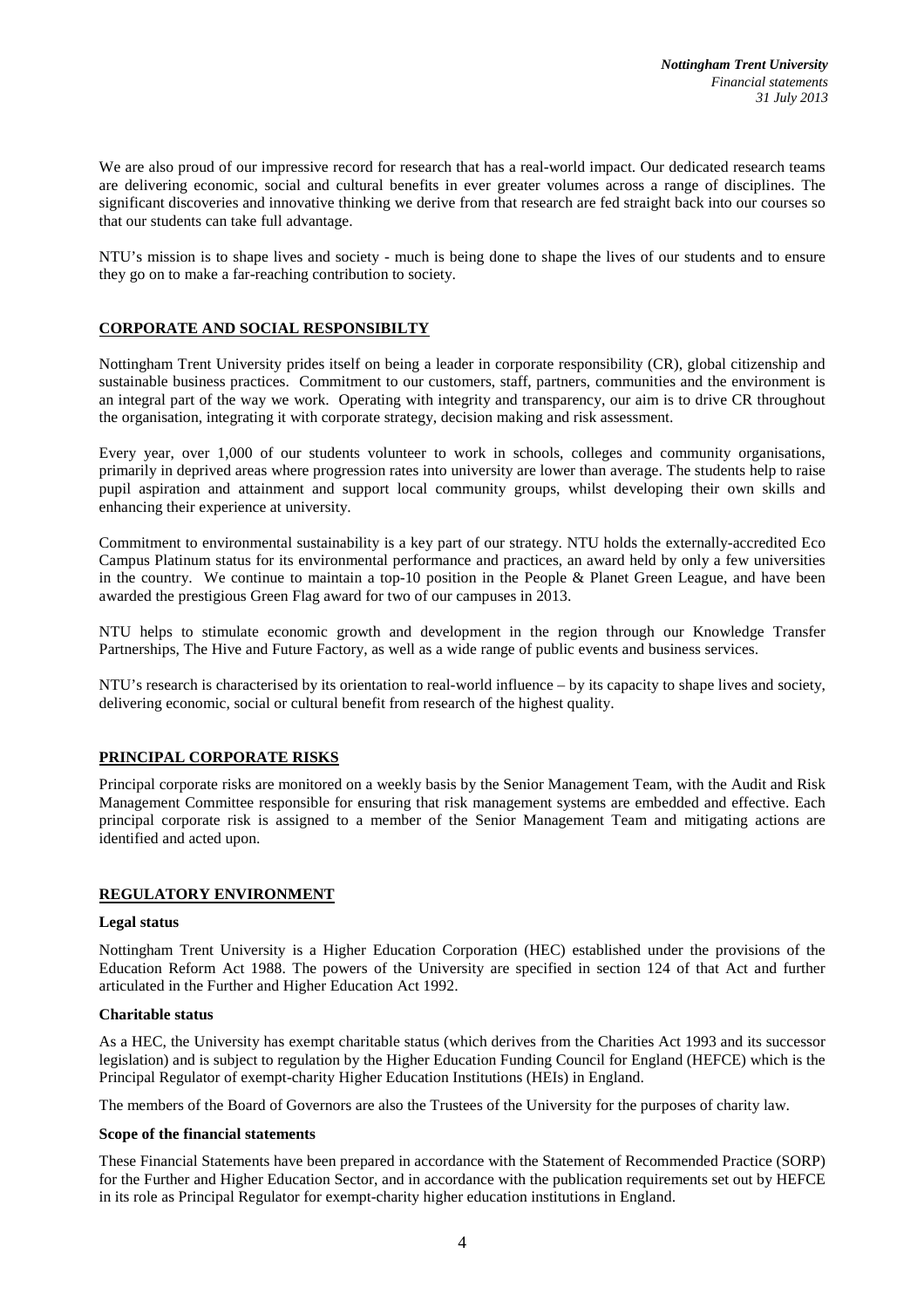We are also proud of our impressive record for research that has a real-world impact. Our dedicated research teams are delivering economic, social and cultural benefits in ever greater volumes across a range of disciplines. The significant discoveries and innovative thinking we derive from that research are fed straight back into our courses so that our students can take full advantage.

NTU's mission is to shape lives and society - much is being done to shape the lives of our students and to ensure they go on to make a far-reaching contribution to society.

## CORPORATE AND SOCIAL RESPONSIBILTY

Nottingham Trent University prides itself on being a leader in corporate responsibility (CR), global citizenship and sustainable business practices. Commitment to our customers, staff, partners, communities and the environment is an integral part of the way we work. Operating with integrity and transparency, our aim is to drive CR throughout the organisation, integrating it with corporate strategy, decision making and risk assessment.

Every year, over 1,000 of our students volunteer to work in schools, colleges and community organisations, primarily in deprived areas where progression rates into university are lower than average. The students help to raise pupil aspiration and attainment and support local community groups, whilst developing their own skills and enhancing their experience at university.

Commitment to environmental sustainability is a key part of our strategy. NTU holds the externally-accredited Eco Campus Platinum status for its environmental performance and practices, an award held by only a few universities in the country. We continue to maintain a top-10 position in the People & Planet Green League, and have been awarded the prestigious Green Flag award for two of our campuses in 2013.

NTU helps to stimulate economic growth and development in the region through our Knowledge Transfer Partnerships, The Hive and Future Factory, as well as a wide range of public events and business services.

NTU's research is characterised by its orientation to real-world influence – by its capacity to shape lives and society, delivering economic, social or cultural benefit from research of the highest quality.

## PRINCIPAL CORPORATE RISKS

Principal corporate risks are monitored on a weekly basis by the Senior Management Team, with the Audit and Risk Management Committee responsible for ensuring that risk management systems are embedded and effective. Each principal corporate risk is assigned to a member of the Senior Management Team and mitigating actions are identified and acted upon.

## REGULATORY ENVIRONMENT

### Legal status

Nottingham Trent University is a Higher Education Corporation (HEC) established under the provisions of the Education Reform Act 1988. The powers of the University are specified in section 124 of that Act and further articulated in the Further and Higher Education Act 1992.

### Charitable status

As a HEC, the University has exempt charitable status (which derives from the Charities Act 1993 and its successor legislation) and is subject to regulation by the Higher Education Funding Council for England (HEFCE) which is the Principal Regulator of exempt-charity Higher Education Institutions (HEIs) in England.

The members of the Board of Governors are also the Trustees of the University for the purposes of charity law.

### Scope of the financial statements

These Financial Statements have been prepared in accordance with the Statement of Recommended Practice (SORP) for the Further and Higher Education Sector, and in accordance with the publication requirements set out by HEFCE in its role as Principal Regulator for exempt-charity higher education institutions in England.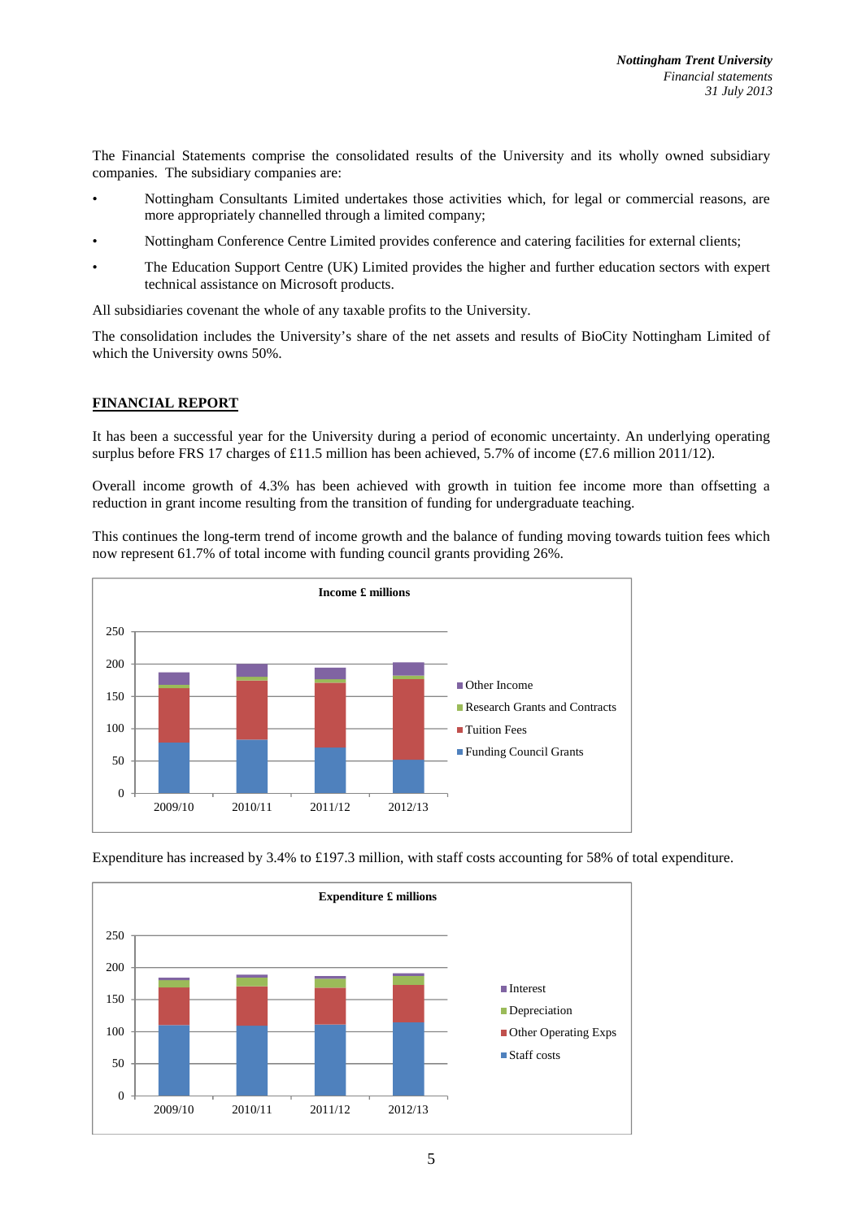The Financial Statements comprise the consolidated results of the University and its wholly owned subsidiary companies. The subsidiary companies are:

- Nottingham Consultants Limited undertakes those activities which, for legal or commercial reasons, are more appropriately channelled through a limited company;
- Nottingham Conference Centre Limited provides conference and catering facilities for external clients;
- The Education Support Centre (UK) Limited provides the higher and further education sectors with expert technical assistance on Microsoft products.

All subsidiaries covenant the whole of any taxable profits to the University.

The consolidation includes the University's share of the net assets and results of BioCity Nottingham Limited of which the University owns 50%.

## FINANCIAL REPORT

It has been a successful year for the University during a period of economic uncertainty. An underlying operating surplus before FRS 17 charges of £11.5 million has been achieved, 5.7% of income (£7.6 million 2011/12).

Overall income growth of 4.3% has been achieved with growth in tuition fee income more than offsetting a reduction in grant income resulting from the transition of funding for undergraduate teaching.

This continues the long-term trend of income growth and the balance of funding moving towards tuition fees which now represent 61.7% of total income with funding council grants providing 26%.

**Income £ millions**

Stacked bar chart for 2009/10, 2010/11, 2011/12 and 2012/13 (y-axis 0–250). Series: Other Income, Research Grants and Contracts, Tuition Fees, Funding Council Grants.

Expenditure has increased by 3.4% to £197.3 million, with staff costs accounting for 58% of total expenditure.

**Expenditure £ millions**

Stacked bar chart for 2009/10, 2010/11, 2011/12 and 2012/13 (y-axis 0–250). Series: Interest, Depreciation, Other Operating Exps, Staff costs.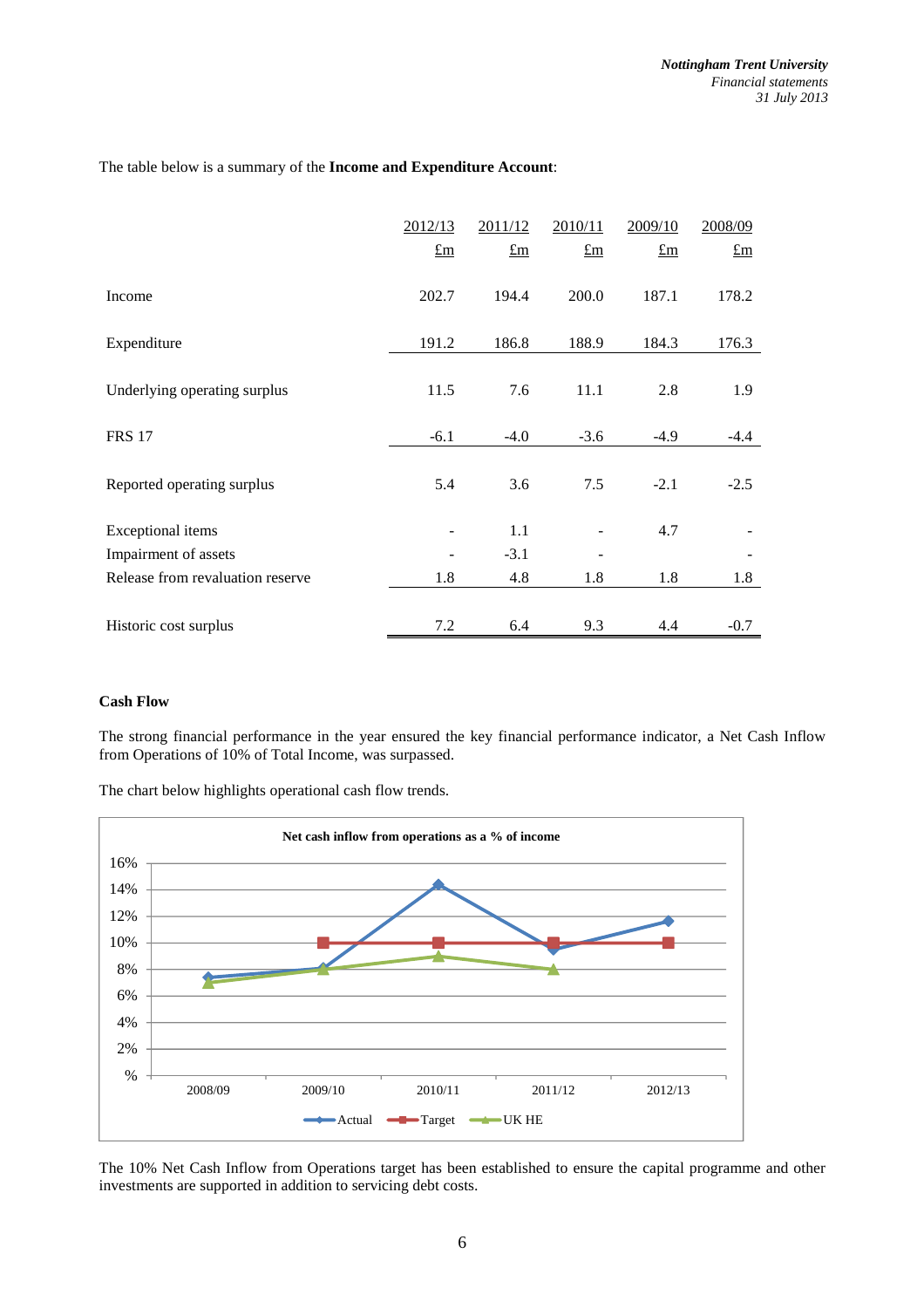The table below is a summary of the **Income and Expenditure Account**:

| | 2012/13<br>£m | 2011/12<br>£m | 2010/11<br>£m | 2009/10<br>£m | 2008/09<br>£m |
|---|---|---|---|---|---|
| Income | 202.7 | 194.4 | 200.0 | 187.1 | 178.2 |
| Expenditure | 191.2 | 186.8 | 188.9 | 184.3 | 176.3 |
| Underlying operating surplus | 11.5 | 7.6 | 11.1 | 2.8 | 1.9 |
| FRS 17 | -6.1 | -4.0 | -3.6 | -4.9 | -4.4 |
| Reported operating surplus | 5.4 | 3.6 | 7.5 | -2.1 | -2.5 |
| Exceptional items | - | 1.1 | - | 4.7 | - |
| Impairment of assets | - | -3.1 | - | | - |
| Release from revaluation reserve | 1.8 | 4.8 | 1.8 | 1.8 | 1.8 |
| Historic cost surplus | 7.2 | 6.4 | 9.3 | 4.4 | -0.7 |

### Cash Flow

The strong financial performance in the year ensured the key financial performance indicator, a Net Cash Inflow from Operations of 10% of Total Income, was surpassed.

The chart below highlights operational cash flow trends.

**Net cash inflow from operations as a % of income**

The 10% Net Cash Inflow from Operations target has been established to ensure the capital programme and other investments are supported in addition to servicing debt costs.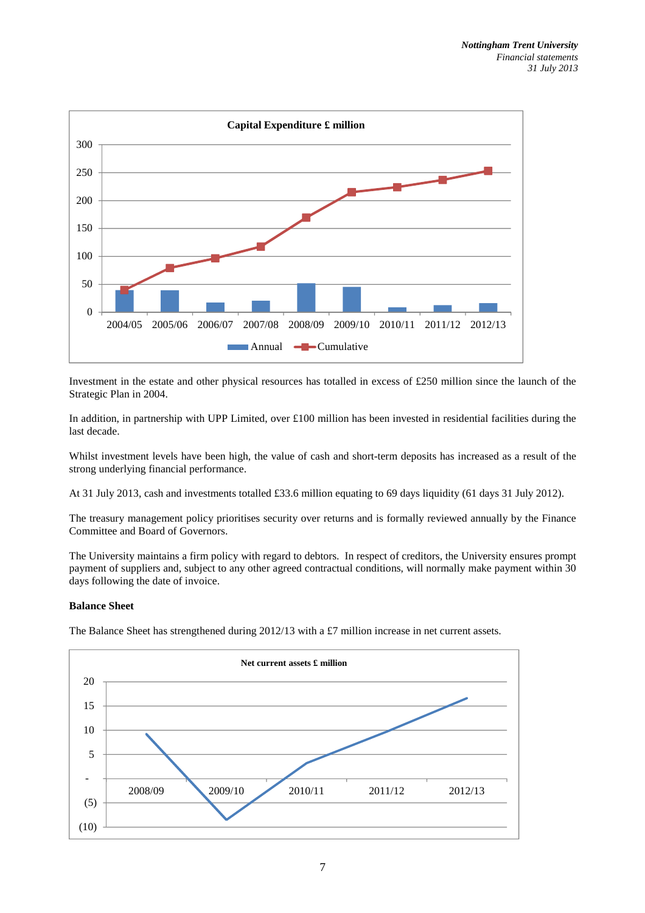**Capital Expenditure £ million**

Investment in the estate and other physical resources has totalled in excess of £250 million since the launch of the Strategic Plan in 2004.

In addition, in partnership with UPP Limited, over £100 million has been invested in residential facilities during the last decade.

Whilst investment levels have been high, the value of cash and short-term deposits has increased as a result of the strong underlying financial performance.

At 31 July 2013, cash and investments totalled £33.6 million equating to 69 days liquidity (61 days 31 July 2012).

The treasury management policy prioritises security over returns and is formally reviewed annually by the Finance Committee and Board of Governors.

The University maintains a firm policy with regard to debtors. In respect of creditors, the University ensures prompt payment of suppliers and, subject to any other agreed contractual conditions, will normally make payment within 30 days following the date of invoice.

**Balance Sheet**

The Balance Sheet has strengthened during 2012/13 with a £7 million increase in net current assets.

**Net current assets £ million**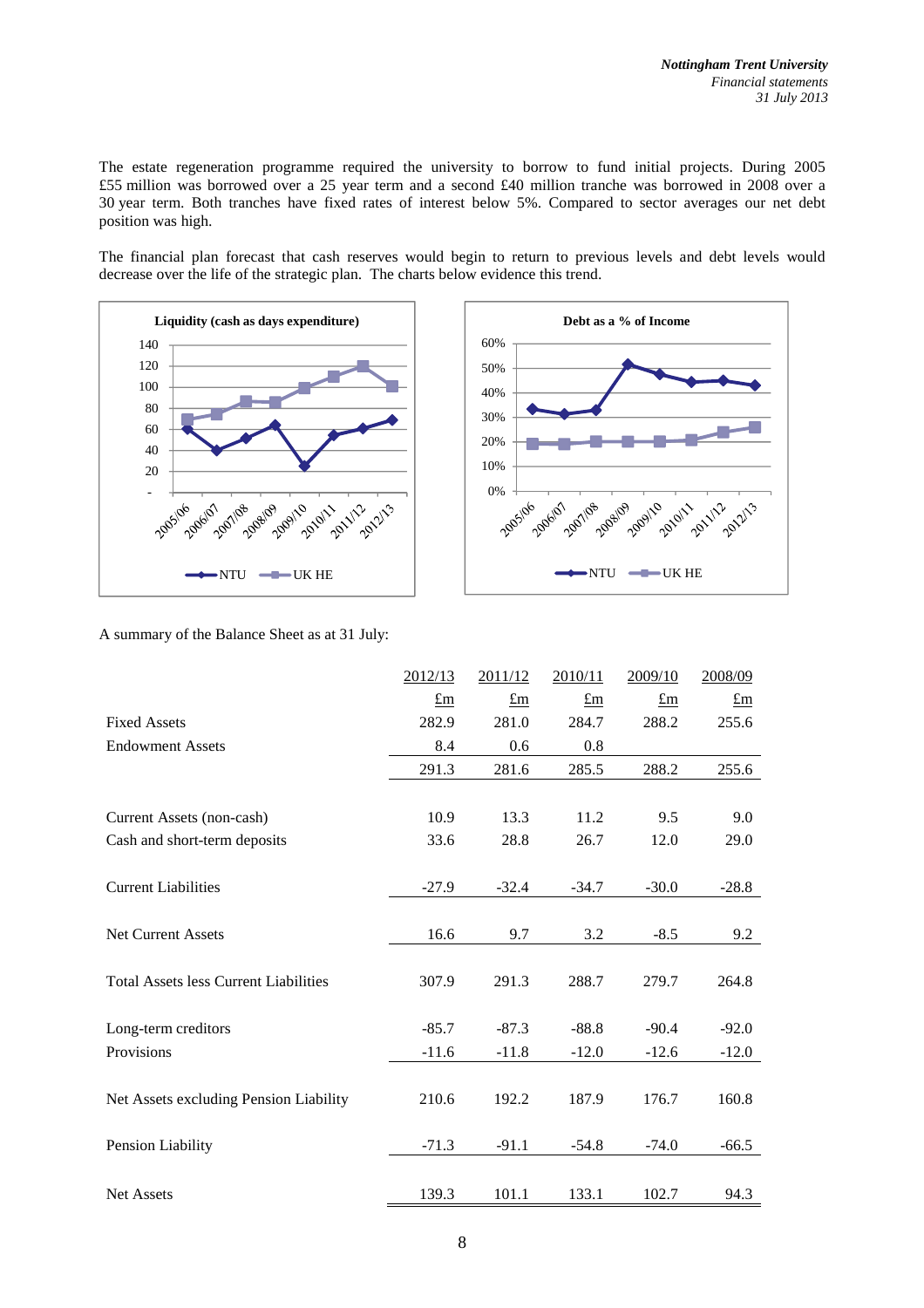The estate regeneration programme required the university to borrow to fund initial projects. During 2005 £55 million was borrowed over a 25 year term and a second £40 million tranche was borrowed in 2008 over a 30 year term. Both tranches have fixed rates of interest below 5%. Compared to sector averages our net debt position was high.

The financial plan forecast that cash reserves would begin to return to previous levels and debt levels would decrease over the life of the strategic plan. The charts below evidence this trend.

A summary of the Balance Sheet as at 31 July:

| | 2012/13 | 2011/12 | 2010/11 | 2009/10 | 2008/09 |
|---|---|---|---|---|---|
| | £m | £m | £m | £m | £m |
| Fixed Assets | 282.9 | 281.0 | 284.7 | 288.2 | 255.6 |
| Endowment Assets | 8.4 | 0.6 | 0.8 | | |
| | 291.3 | 281.6 | 285.5 | 288.2 | 255.6 |
| Current Assets (non-cash) | 10.9 | 13.3 | 11.2 | 9.5 | 9.0 |
| Cash and short-term deposits | 33.6 | 28.8 | 26.7 | 12.0 | 29.0 |
| Current Liabilities | -27.9 | -32.4 | -34.7 | -30.0 | -28.8 |
| Net Current Assets | 16.6 | 9.7 | 3.2 | -8.5 | 9.2 |
| Total Assets less Current Liabilities | 307.9 | 291.3 | 288.7 | 279.7 | 264.8 |
| Long-term creditors | -85.7 | -87.3 | -88.8 | -90.4 | -92.0 |
| Provisions | -11.6 | -11.8 | -12.0 | -12.6 | -12.0 |
| Net Assets excluding Pension Liability | 210.6 | 192.2 | 187.9 | 176.7 | 160.8 |
| Pension Liability | -71.3 | -91.1 | -54.8 | -74.0 | -66.5 |
| Net Assets | 139.3 | 101.1 | 133.1 | 102.7 | 94.3 |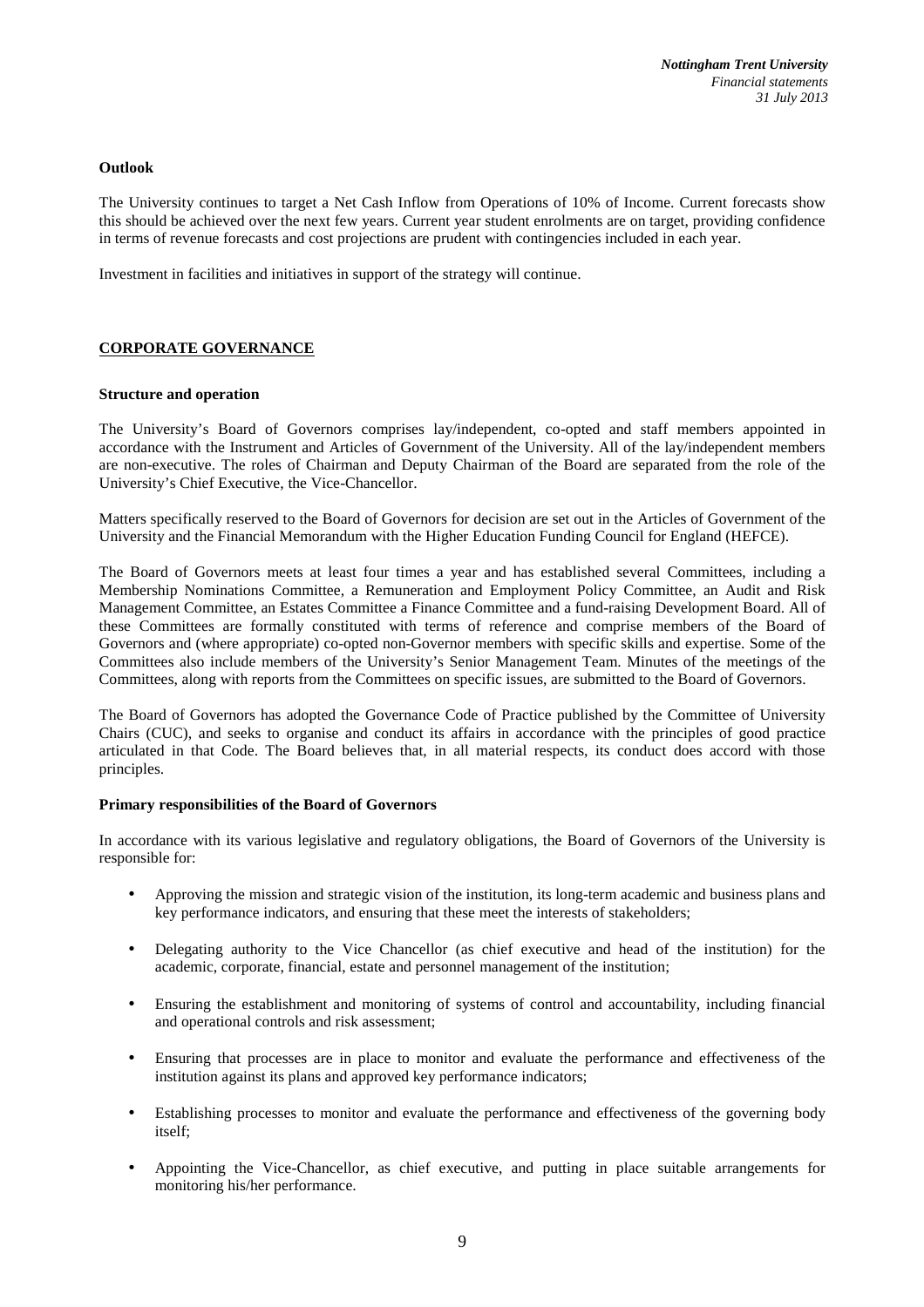**Outlook**

The University continues to target a Net Cash Inflow from Operations of 10% of Income. Current forecasts show this should be achieved over the next few years. Current year student enrolments are on target, providing confidence in terms of revenue forecasts and cost projections are prudent with contingencies included in each year.

Investment in facilities and initiatives in support of the strategy will continue.

## CORPORATE GOVERNANCE

**Structure and operation**

The University's Board of Governors comprises lay/independent, co-opted and staff members appointed in accordance with the Instrument and Articles of Government of the University. All of the lay/independent members are non-executive. The roles of Chairman and Deputy Chairman of the Board are separated from the role of the University's Chief Executive, the Vice-Chancellor.

Matters specifically reserved to the Board of Governors for decision are set out in the Articles of Government of the University and the Financial Memorandum with the Higher Education Funding Council for England (HEFCE).

The Board of Governors meets at least four times a year and has established several Committees, including a Membership Nominations Committee, a Remuneration and Employment Policy Committee, an Audit and Risk Management Committee, an Estates Committee a Finance Committee and a fund-raising Development Board. All of these Committees are formally constituted with terms of reference and comprise members of the Board of Governors and (where appropriate) co-opted non-Governor members with specific skills and expertise. Some of the Committees also include members of the University's Senior Management Team. Minutes of the meetings of the Committees, along with reports from the Committees on specific issues, are submitted to the Board of Governors.

The Board of Governors has adopted the Governance Code of Practice published by the Committee of University Chairs (CUC), and seeks to organise and conduct its affairs in accordance with the principles of good practice articulated in that Code. The Board believes that, in all material respects, its conduct does accord with those principles.

**Primary responsibilities of the Board of Governors**

In accordance with its various legislative and regulatory obligations, the Board of Governors of the University is responsible for:

- Approving the mission and strategic vision of the institution, its long-term academic and business plans and key performance indicators, and ensuring that these meet the interests of stakeholders;
- Delegating authority to the Vice Chancellor (as chief executive and head of the institution) for the academic, corporate, financial, estate and personnel management of the institution;
- Ensuring the establishment and monitoring of systems of control and accountability, including financial and operational controls and risk assessment;
- Ensuring that processes are in place to monitor and evaluate the performance and effectiveness of the institution against its plans and approved key performance indicators;
- Establishing processes to monitor and evaluate the performance and effectiveness of the governing body itself;
- Appointing the Vice-Chancellor, as chief executive, and putting in place suitable arrangements for monitoring his/her performance.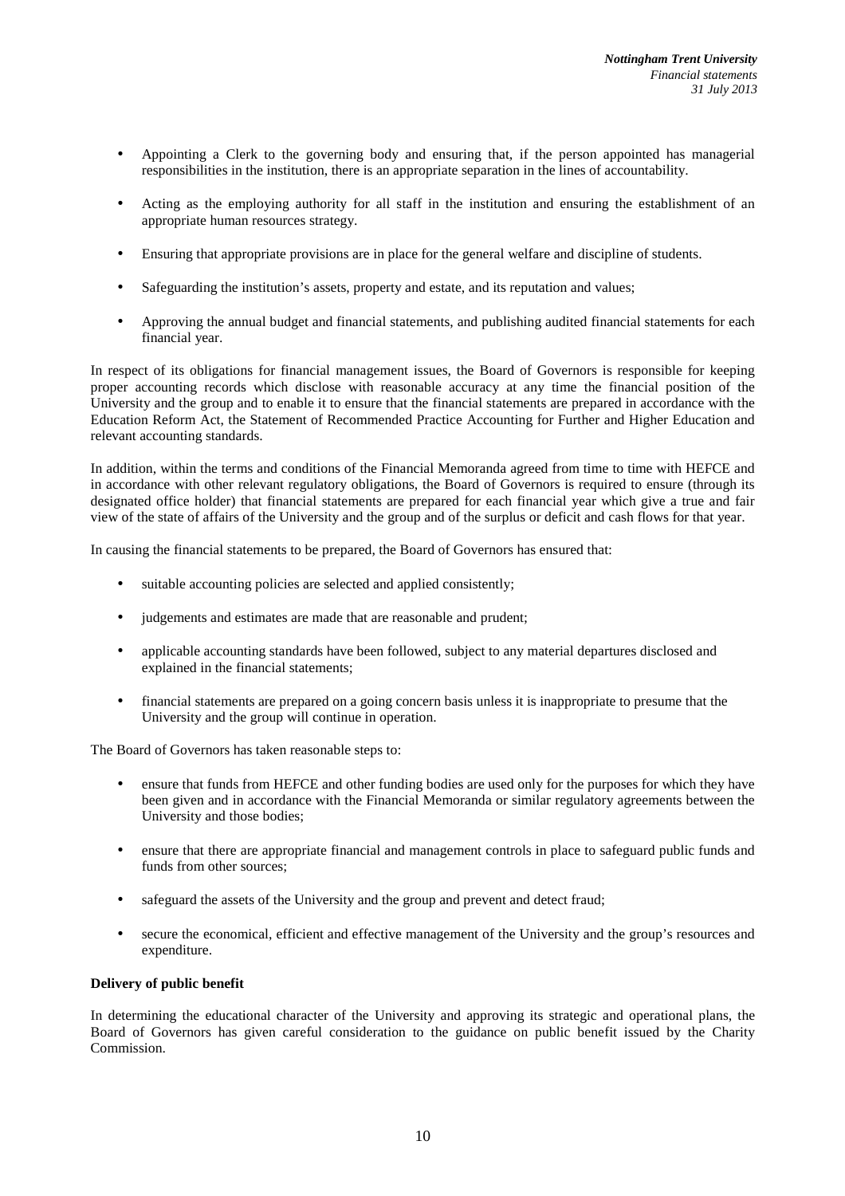- Appointing a Clerk to the governing body and ensuring that, if the person appointed has managerial responsibilities in the institution, there is an appropriate separation in the lines of accountability.
- Acting as the employing authority for all staff in the institution and ensuring the establishment of an appropriate human resources strategy.
- Ensuring that appropriate provisions are in place for the general welfare and discipline of students.
- Safeguarding the institution's assets, property and estate, and its reputation and values;
- Approving the annual budget and financial statements, and publishing audited financial statements for each financial year.

In respect of its obligations for financial management issues, the Board of Governors is responsible for keeping proper accounting records which disclose with reasonable accuracy at any time the financial position of the University and the group and to enable it to ensure that the financial statements are prepared in accordance with the Education Reform Act, the Statement of Recommended Practice Accounting for Further and Higher Education and relevant accounting standards.

In addition, within the terms and conditions of the Financial Memoranda agreed from time to time with HEFCE and in accordance with other relevant regulatory obligations, the Board of Governors is required to ensure (through its designated office holder) that financial statements are prepared for each financial year which give a true and fair view of the state of affairs of the University and the group and of the surplus or deficit and cash flows for that year.

In causing the financial statements to be prepared, the Board of Governors has ensured that:

- suitable accounting policies are selected and applied consistently;
- judgements and estimates are made that are reasonable and prudent;
- applicable accounting standards have been followed, subject to any material departures disclosed and explained in the financial statements;
- financial statements are prepared on a going concern basis unless it is inappropriate to presume that the University and the group will continue in operation.

The Board of Governors has taken reasonable steps to:

- ensure that funds from HEFCE and other funding bodies are used only for the purposes for which they have been given and in accordance with the Financial Memoranda or similar regulatory agreements between the University and those bodies;
- ensure that there are appropriate financial and management controls in place to safeguard public funds and funds from other sources;
- safeguard the assets of the University and the group and prevent and detect fraud;
- secure the economical, efficient and effective management of the University and the group's resources and expenditure.

**Delivery of public benefit**

In determining the educational character of the University and approving its strategic and operational plans, the Board of Governors has given careful consideration to the guidance on public benefit issued by the Charity Commission.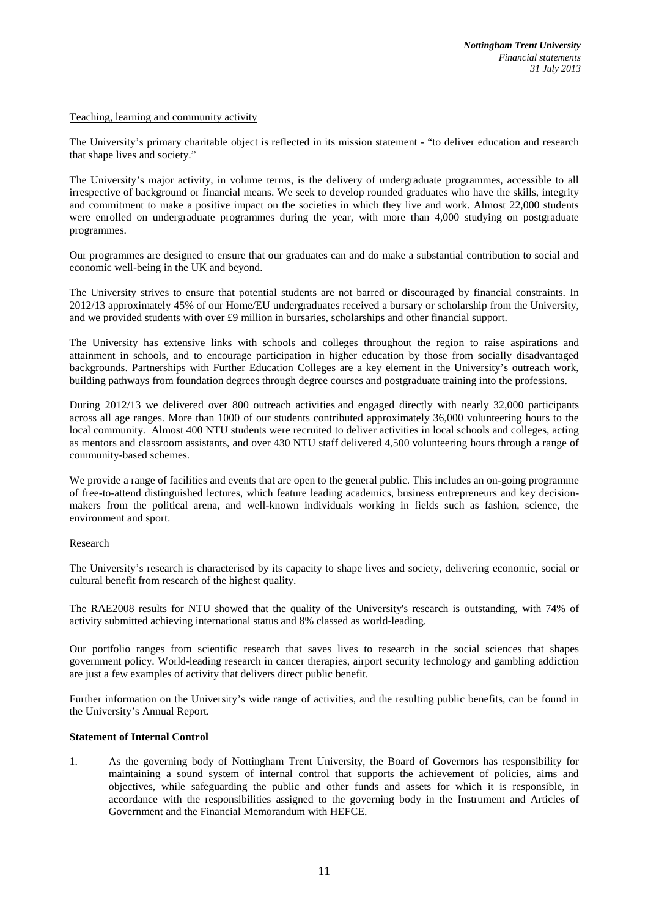Teaching, learning and community activity

The University's primary charitable object is reflected in its mission statement - "to deliver education and research that shape lives and society."

The University's major activity, in volume terms, is the delivery of undergraduate programmes, accessible to all irrespective of background or financial means. We seek to develop rounded graduates who have the skills, integrity and commitment to make a positive impact on the societies in which they live and work. Almost 22,000 students were enrolled on undergraduate programmes during the year, with more than 4,000 studying on postgraduate programmes.

Our programmes are designed to ensure that our graduates can and do make a substantial contribution to social and economic well-being in the UK and beyond.

The University strives to ensure that potential students are not barred or discouraged by financial constraints. In 2012/13 approximately 45% of our Home/EU undergraduates received a bursary or scholarship from the University, and we provided students with over £9 million in bursaries, scholarships and other financial support.

The University has extensive links with schools and colleges throughout the region to raise aspirations and attainment in schools, and to encourage participation in higher education by those from socially disadvantaged backgrounds. Partnerships with Further Education Colleges are a key element in the University's outreach work, building pathways from foundation degrees through degree courses and postgraduate training into the professions.

During 2012/13 we delivered over 800 outreach activities and engaged directly with nearly 32,000 participants across all age ranges. More than 1000 of our students contributed approximately 36,000 volunteering hours to the local community. Almost 400 NTU students were recruited to deliver activities in local schools and colleges, acting as mentors and classroom assistants, and over 430 NTU staff delivered 4,500 volunteering hours through a range of community-based schemes.

We provide a range of facilities and events that are open to the general public. This includes an on-going programme of free-to-attend distinguished lectures, which feature leading academics, business entrepreneurs and key decision-makers from the political arena, and well-known individuals working in fields such as fashion, science, the environment and sport.

Research

The University's research is characterised by its capacity to shape lives and society, delivering economic, social or cultural benefit from research of the highest quality.

The RAE2008 results for NTU showed that the quality of the University's research is outstanding, with 74% of activity submitted achieving international status and 8% classed as world-leading.

Our portfolio ranges from scientific research that saves lives to research in the social sciences that shapes government policy. World-leading research in cancer therapies, airport security technology and gambling addiction are just a few examples of activity that delivers direct public benefit.

Further information on the University's wide range of activities, and the resulting public benefits, can be found in the University's Annual Report.

**Statement of Internal Control**

1. As the governing body of Nottingham Trent University, the Board of Governors has responsibility for maintaining a sound system of internal control that supports the achievement of policies, aims and objectives, while safeguarding the public and other funds and assets for which it is responsible, in accordance with the responsibilities assigned to the governing body in the Instrument and Articles of Government and the Financial Memorandum with HEFCE.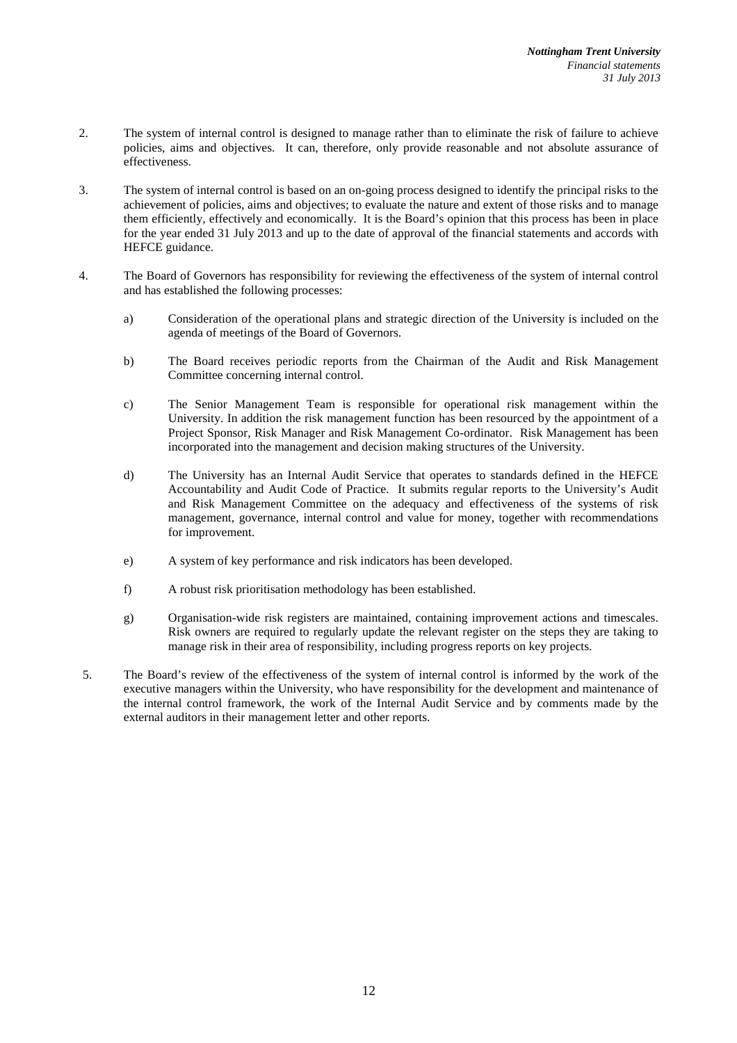2. The system of internal control is designed to manage rather than to eliminate the risk of failure to achieve policies, aims and objectives. It can, therefore, only provide reasonable and not absolute assurance of effectiveness.

3. The system of internal control is based on an on-going process designed to identify the principal risks to the achievement of policies, aims and objectives; to evaluate the nature and extent of those risks and to manage them efficiently, effectively and economically. It is the Board's opinion that this process has been in place for the year ended 31 July 2013 and up to the date of approval of the financial statements and accords with HEFCE guidance.

4. The Board of Governors has responsibility for reviewing the effectiveness of the system of internal control and has established the following processes:

   a) Consideration of the operational plans and strategic direction of the University is included on the agenda of meetings of the Board of Governors.

   b) The Board receives periodic reports from the Chairman of the Audit and Risk Management Committee concerning internal control.

   c) The Senior Management Team is responsible for operational risk management within the University. In addition the risk management function has been resourced by the appointment of a Project Sponsor, Risk Manager and Risk Management Co-ordinator. Risk Management has been incorporated into the management and decision making structures of the University.

   d) The University has an Internal Audit Service that operates to standards defined in the HEFCE Accountability and Audit Code of Practice. It submits regular reports to the University's Audit and Risk Management Committee on the adequacy and effectiveness of the systems of risk management, governance, internal control and value for money, together with recommendations for improvement.

   e) A system of key performance and risk indicators has been developed.

   f) A robust risk prioritisation methodology has been established.

   g) Organisation-wide risk registers are maintained, containing improvement actions and timescales. Risk owners are required to regularly update the relevant register on the steps they are taking to manage risk in their area of responsibility, including progress reports on key projects.

5. The Board's review of the effectiveness of the system of internal control is informed by the work of the executive managers within the University, who have responsibility for the development and maintenance of the internal control framework, the work of the Internal Audit Service and by comments made by the external auditors in their management letter and other reports.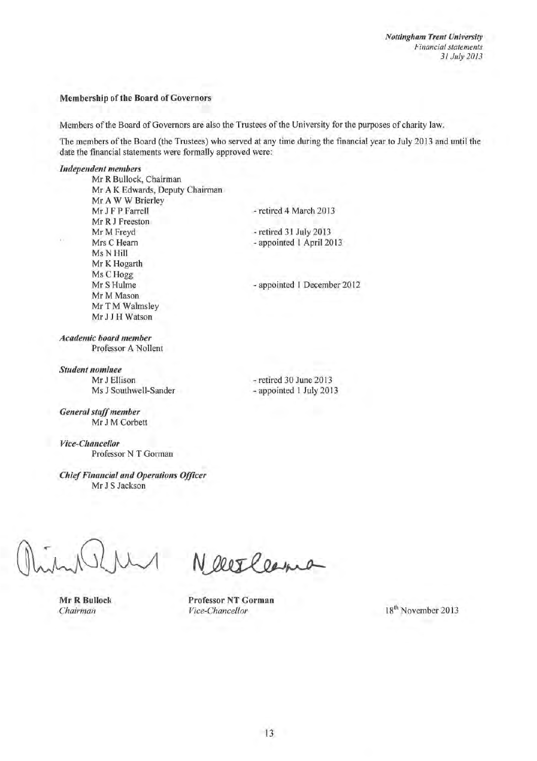## Membership of the Board of Governors

Members of the Board of Governors are also the Trustees of the University for the purposes of charity law.

The members of the Board (the Trustees) who served at any time during the financial year to July 2013 and until the date the financial statements were formally approved were:

***Independent members***

- Mr R Bullock, Chairman
- Mr A K Edwards, Deputy Chairman
- Mr A W W Brierley
- Mr J F P Farrell - retired 4 March 2013
- Mr R J Freeston
- Mr M Freyd - retired 31 July 2013
- Mrs C Hearn - appointed 1 April 2013
- Ms N Hill
- Mr K Hogarth
- Ms C Hogg
- Mr S Hulme - appointed 1 December 2012
- Mr M Mason
- Mr T M Walmsley
- Mr J J H Watson

***Academic board member***

- Professor A Nollent

***Student nominee***

- Mr J Ellison - retired 30 June 2013
- Ms J Southwell-Sander - appointed 1 July 2013

***General staff member***

- Mr J M Corbett

***Vice-Chancellor***

- Professor N T Gorman

***Chief Financial and Operations Officer***

- Mr J S Jackson

**Mr R Bullock**
*Chairman*

**Professor NT Gorman**
*Vice-Chancellor*

18th November 2013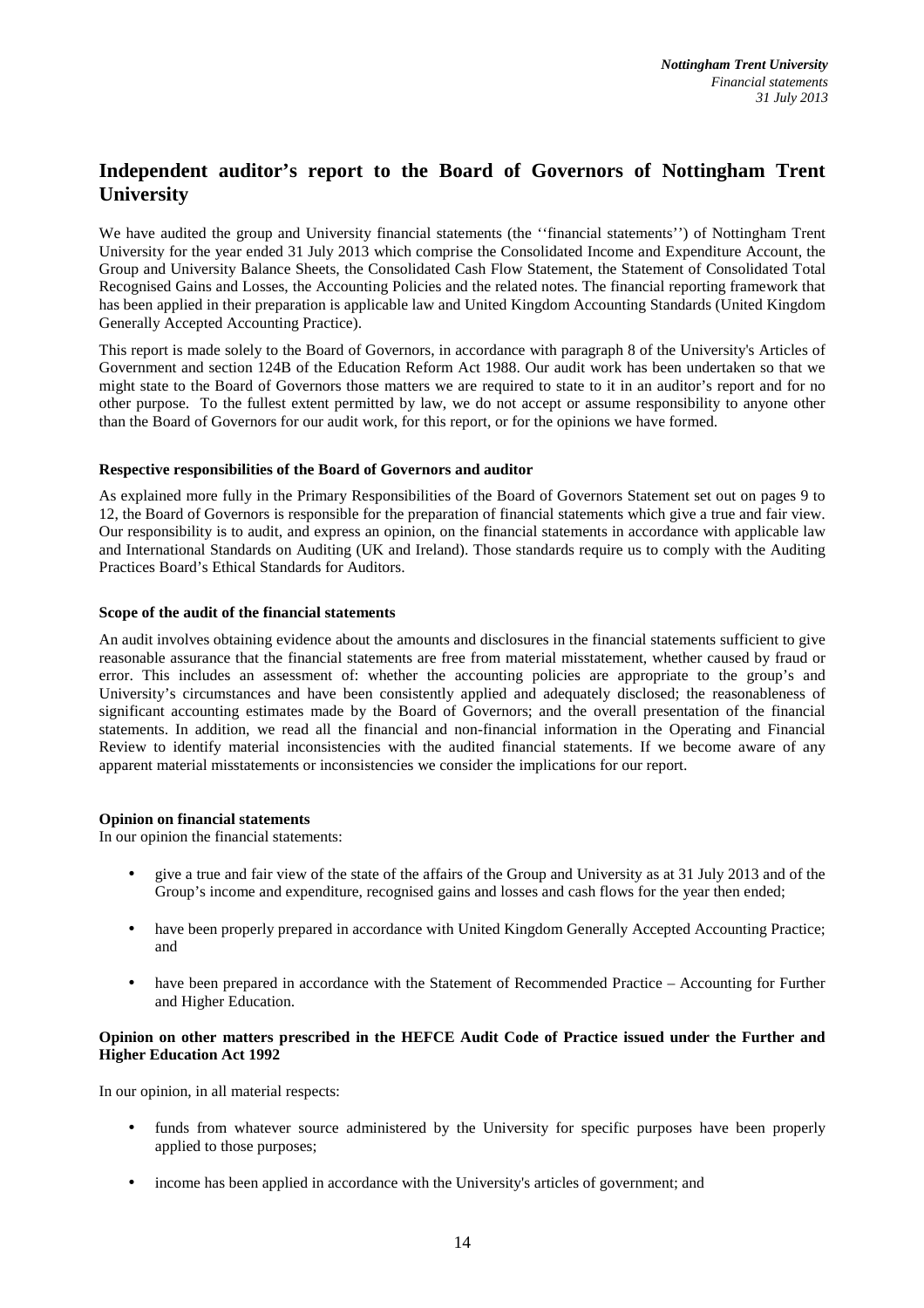## Independent auditor's report to the Board of Governors of Nottingham Trent University

We have audited the group and University financial statements (the ''financial statements'') of Nottingham Trent University for the year ended 31 July 2013 which comprise the Consolidated Income and Expenditure Account, the Group and University Balance Sheets, the Consolidated Cash Flow Statement, the Statement of Consolidated Total Recognised Gains and Losses, the Accounting Policies and the related notes. The financial reporting framework that has been applied in their preparation is applicable law and United Kingdom Accounting Standards (United Kingdom Generally Accepted Accounting Practice).

This report is made solely to the Board of Governors, in accordance with paragraph 8 of the University's Articles of Government and section 124B of the Education Reform Act 1988. Our audit work has been undertaken so that we might state to the Board of Governors those matters we are required to state to it in an auditor's report and for no other purpose. To the fullest extent permitted by law, we do not accept or assume responsibility to anyone other than the Board of Governors for our audit work, for this report, or for the opinions we have formed.

**Respective responsibilities of the Board of Governors and auditor**

As explained more fully in the Primary Responsibilities of the Board of Governors Statement set out on pages 9 to 12, the Board of Governors is responsible for the preparation of financial statements which give a true and fair view. Our responsibility is to audit, and express an opinion, on the financial statements in accordance with applicable law and International Standards on Auditing (UK and Ireland). Those standards require us to comply with the Auditing Practices Board's Ethical Standards for Auditors.

**Scope of the audit of the financial statements**

An audit involves obtaining evidence about the amounts and disclosures in the financial statements sufficient to give reasonable assurance that the financial statements are free from material misstatement, whether caused by fraud or error. This includes an assessment of: whether the accounting policies are appropriate to the group's and University's circumstances and have been consistently applied and adequately disclosed; the reasonableness of significant accounting estimates made by the Board of Governors; and the overall presentation of the financial statements. In addition, we read all the financial and non-financial information in the Operating and Financial Review to identify material inconsistencies with the audited financial statements. If we become aware of any apparent material misstatements or inconsistencies we consider the implications for our report.

**Opinion on financial statements**

In our opinion the financial statements:

- give a true and fair view of the state of the affairs of the Group and University as at 31 July 2013 and of the Group's income and expenditure, recognised gains and losses and cash flows for the year then ended;
- have been properly prepared in accordance with United Kingdom Generally Accepted Accounting Practice; and
- have been prepared in accordance with the Statement of Recommended Practice – Accounting for Further and Higher Education.

**Opinion on other matters prescribed in the HEFCE Audit Code of Practice issued under the Further and Higher Education Act 1992**

In our opinion, in all material respects:

- funds from whatever source administered by the University for specific purposes have been properly applied to those purposes;
- income has been applied in accordance with the University's articles of government; and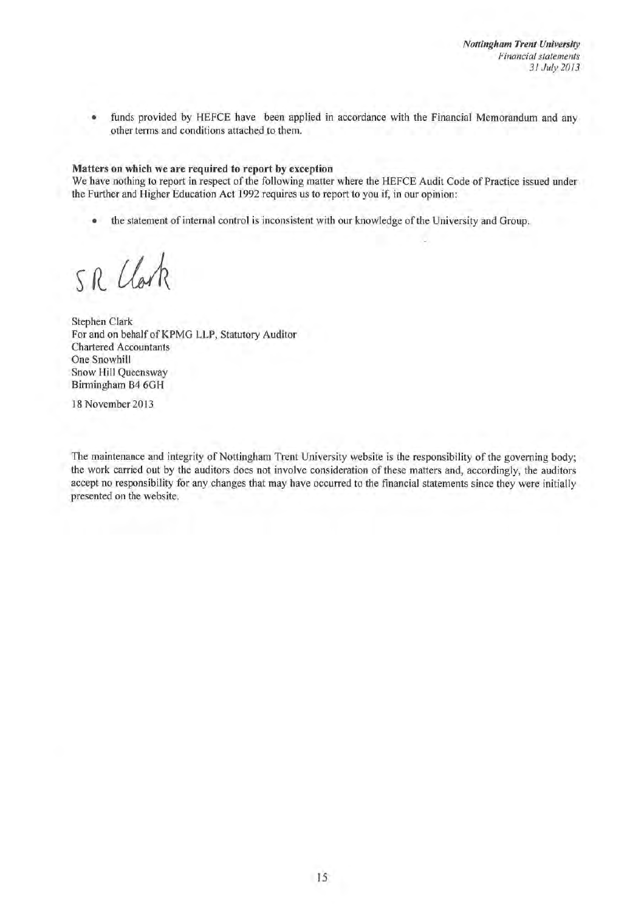- funds provided by HEFCE have been applied in accordance with the Financial Memorandum and any other terms and conditions attached to them.

**Matters on which we are required to report by exception**

We have nothing to report in respect of the following matter where the HEFCE Audit Code of Practice issued under the Further and Higher Education Act 1992 requires us to report to you if, in our opinion:

- the statement of internal control is inconsistent with our knowledge of the University and Group.

SR Clark

Stephen Clark
For and on behalf of KPMG LLP, Statutory Auditor
Chartered Accountants
One Snowhill
Snow Hill Queensway
Birmingham B4 6GH

18 November 2013

The maintenance and integrity of Nottingham Trent University website is the responsibility of the governing body; the work carried out by the auditors does not involve consideration of these matters and, accordingly, the auditors accept no responsibility for any changes that may have occurred to the financial statements since they were initially presented on the website.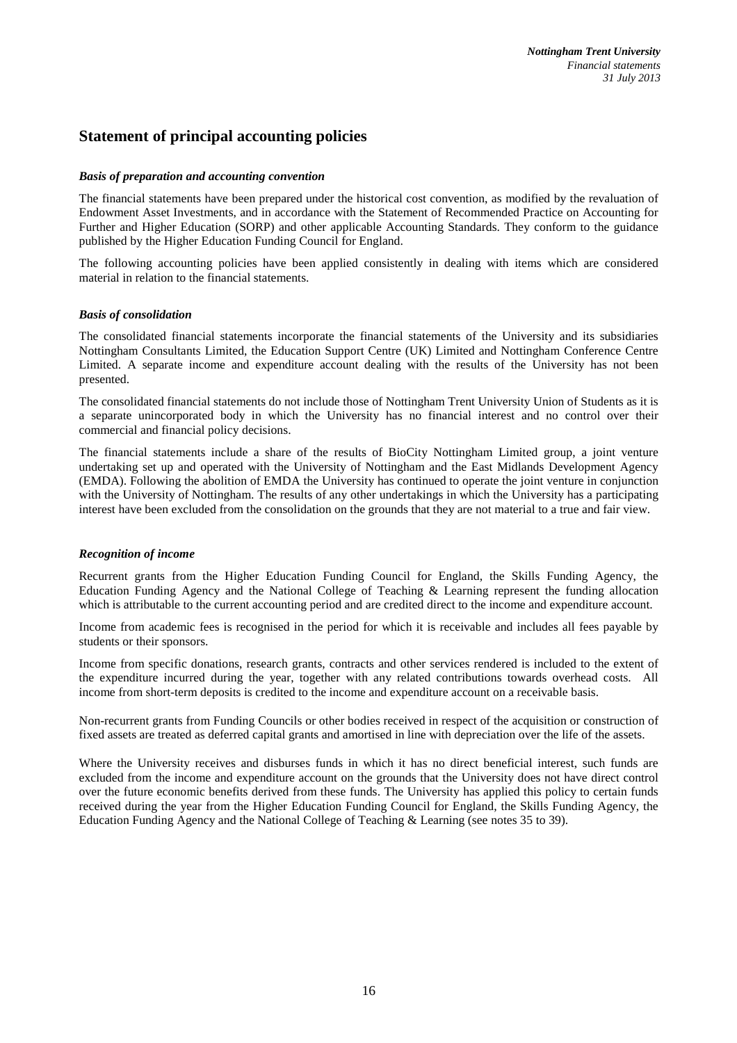## Statement of principal accounting policies

### *Basis of preparation and accounting convention*

The financial statements have been prepared under the historical cost convention, as modified by the revaluation of Endowment Asset Investments, and in accordance with the Statement of Recommended Practice on Accounting for Further and Higher Education (SORP) and other applicable Accounting Standards. They conform to the guidance published by the Higher Education Funding Council for England.

The following accounting policies have been applied consistently in dealing with items which are considered material in relation to the financial statements.

### *Basis of consolidation*

The consolidated financial statements incorporate the financial statements of the University and its subsidiaries Nottingham Consultants Limited, the Education Support Centre (UK) Limited and Nottingham Conference Centre Limited. A separate income and expenditure account dealing with the results of the University has not been presented.

The consolidated financial statements do not include those of Nottingham Trent University Union of Students as it is a separate unincorporated body in which the University has no financial interest and no control over their commercial and financial policy decisions.

The financial statements include a share of the results of BioCity Nottingham Limited group, a joint venture undertaking set up and operated with the University of Nottingham and the East Midlands Development Agency (EMDA). Following the abolition of EMDA the University has continued to operate the joint venture in conjunction with the University of Nottingham. The results of any other undertakings in which the University has a participating interest have been excluded from the consolidation on the grounds that they are not material to a true and fair view.

### *Recognition of income*

Recurrent grants from the Higher Education Funding Council for England, the Skills Funding Agency, the Education Funding Agency and the National College of Teaching & Learning represent the funding allocation which is attributable to the current accounting period and are credited direct to the income and expenditure account.

Income from academic fees is recognised in the period for which it is receivable and includes all fees payable by students or their sponsors.

Income from specific donations, research grants, contracts and other services rendered is included to the extent of the expenditure incurred during the year, together with any related contributions towards overhead costs. All income from short-term deposits is credited to the income and expenditure account on a receivable basis.

Non-recurrent grants from Funding Councils or other bodies received in respect of the acquisition or construction of fixed assets are treated as deferred capital grants and amortised in line with depreciation over the life of the assets.

Where the University receives and disburses funds in which it has no direct beneficial interest, such funds are excluded from the income and expenditure account on the grounds that the University does not have direct control over the future economic benefits derived from these funds. The University has applied this policy to certain funds received during the year from the Higher Education Funding Council for England, the Skills Funding Agency, the Education Funding Agency and the National College of Teaching & Learning (see notes 35 to 39).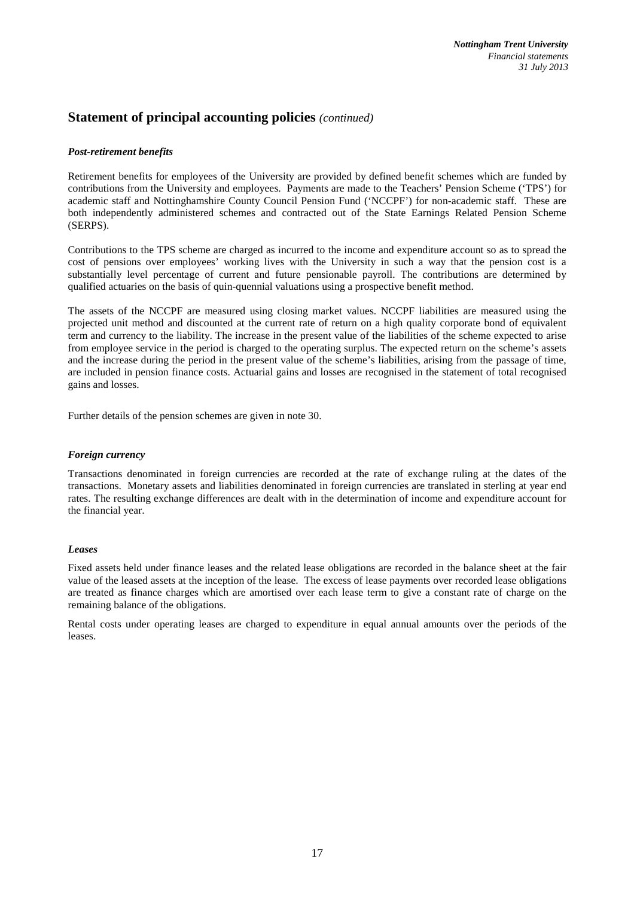## Statement of principal accounting policies *(continued)*

***Post-retirement benefits***

Retirement benefits for employees of the University are provided by defined benefit schemes which are funded by contributions from the University and employees. Payments are made to the Teachers' Pension Scheme ('TPS') for academic staff and Nottinghamshire County Council Pension Fund ('NCCPF') for non-academic staff. These are both independently administered schemes and contracted out of the State Earnings Related Pension Scheme (SERPS).

Contributions to the TPS scheme are charged as incurred to the income and expenditure account so as to spread the cost of pensions over employees' working lives with the University in such a way that the pension cost is a substantially level percentage of current and future pensionable payroll. The contributions are determined by qualified actuaries on the basis of quin-quennial valuations using a prospective benefit method.

The assets of the NCCPF are measured using closing market values. NCCPF liabilities are measured using the projected unit method and discounted at the current rate of return on a high quality corporate bond of equivalent term and currency to the liability. The increase in the present value of the liabilities of the scheme expected to arise from employee service in the period is charged to the operating surplus. The expected return on the scheme's assets and the increase during the period in the present value of the scheme's liabilities, arising from the passage of time, are included in pension finance costs. Actuarial gains and losses are recognised in the statement of total recognised gains and losses.

Further details of the pension schemes are given in note 30.

***Foreign currency***

Transactions denominated in foreign currencies are recorded at the rate of exchange ruling at the dates of the transactions. Monetary assets and liabilities denominated in foreign currencies are translated in sterling at year end rates. The resulting exchange differences are dealt with in the determination of income and expenditure account for the financial year.

***Leases***

Fixed assets held under finance leases and the related lease obligations are recorded in the balance sheet at the fair value of the leased assets at the inception of the lease. The excess of lease payments over recorded lease obligations are treated as finance charges which are amortised over each lease term to give a constant rate of charge on the remaining balance of the obligations.

Rental costs under operating leases are charged to expenditure in equal annual amounts over the periods of the leases.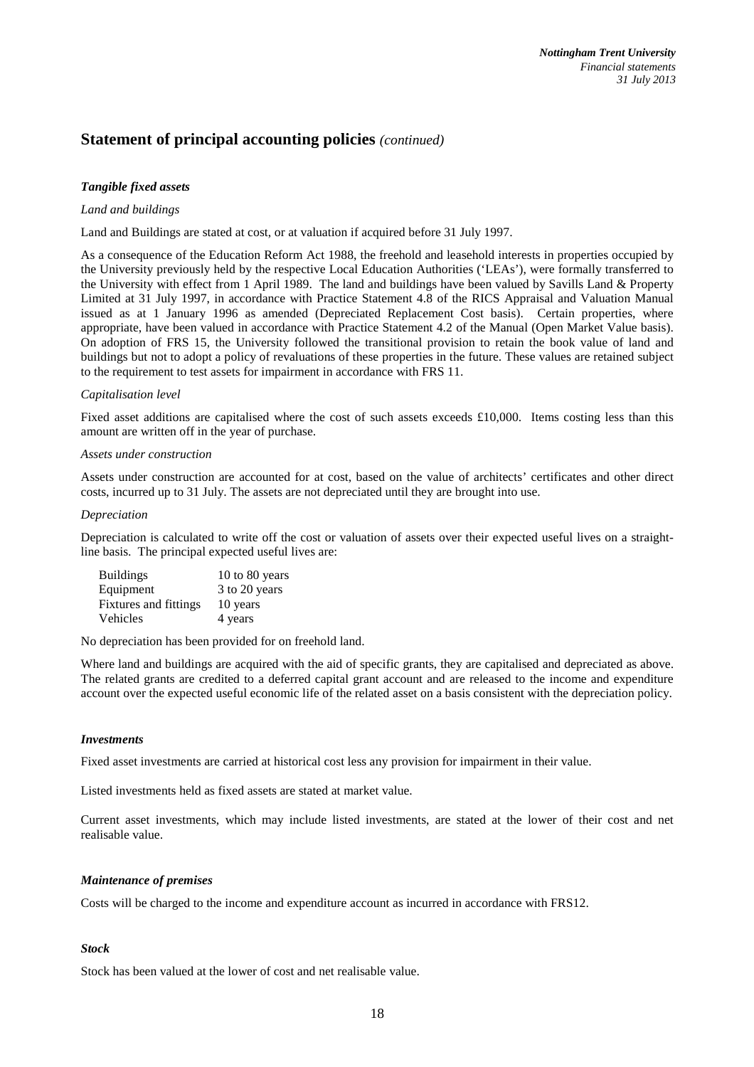## Statement of principal accounting policies *(continued)*

### ***Tangible fixed assets***

*Land and buildings*

Land and Buildings are stated at cost, or at valuation if acquired before 31 July 1997.

As a consequence of the Education Reform Act 1988, the freehold and leasehold interests in properties occupied by the University previously held by the respective Local Education Authorities ('LEAs'), were formally transferred to the University with effect from 1 April 1989. The land and buildings have been valued by Savills Land & Property Limited at 31 July 1997, in accordance with Practice Statement 4.8 of the RICS Appraisal and Valuation Manual issued as at 1 January 1996 as amended (Depreciated Replacement Cost basis). Certain properties, where appropriate, have been valued in accordance with Practice Statement 4.2 of the Manual (Open Market Value basis). On adoption of FRS 15, the University followed the transitional provision to retain the book value of land and buildings but not to adopt a policy of revaluations of these properties in the future. These values are retained subject to the requirement to test assets for impairment in accordance with FRS 11.

*Capitalisation level*

Fixed asset additions are capitalised where the cost of such assets exceeds £10,000. Items costing less than this amount are written off in the year of purchase.

*Assets under construction*

Assets under construction are accounted for at cost, based on the value of architects' certificates and other direct costs, incurred up to 31 July. The assets are not depreciated until they are brought into use.

*Depreciation*

Depreciation is calculated to write off the cost or valuation of assets over their expected useful lives on a straight-line basis. The principal expected useful lives are:

| | |
|---|---|
| Buildings | 10 to 80 years |
| Equipment | 3 to 20 years |
| Fixtures and fittings | 10 years |
| Vehicles | 4 years |

No depreciation has been provided for on freehold land.

Where land and buildings are acquired with the aid of specific grants, they are capitalised and depreciated as above. The related grants are credited to a deferred capital grant account and are released to the income and expenditure account over the expected useful economic life of the related asset on a basis consistent with the depreciation policy.

### ***Investments***

Fixed asset investments are carried at historical cost less any provision for impairment in their value.

Listed investments held as fixed assets are stated at market value.

Current asset investments, which may include listed investments, are stated at the lower of their cost and net realisable value.

### ***Maintenance of premises***

Costs will be charged to the income and expenditure account as incurred in accordance with FRS12.

### ***Stock***

Stock has been valued at the lower of cost and net realisable value.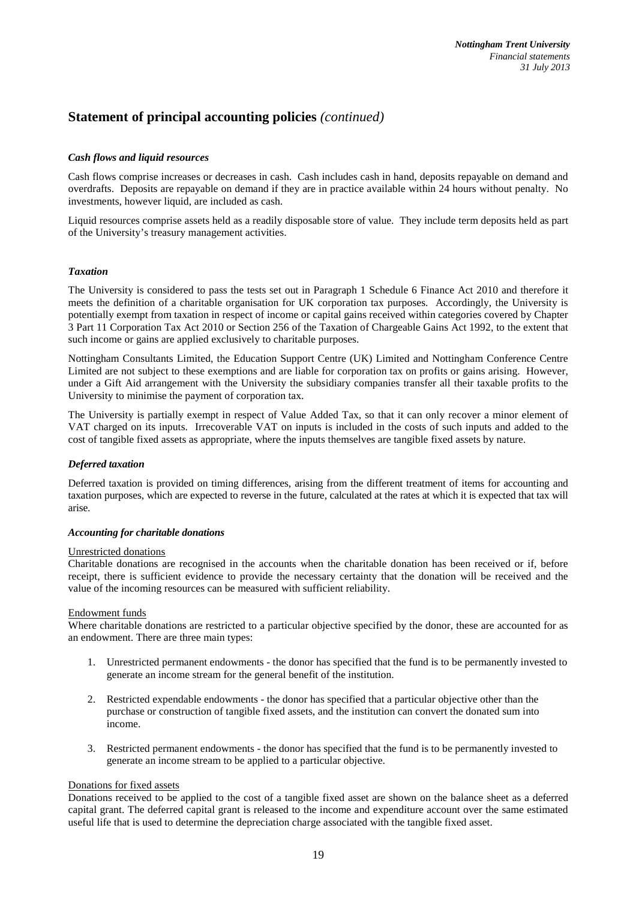## Statement of principal accounting policies *(continued)*

### *Cash flows and liquid resources*

Cash flows comprise increases or decreases in cash. Cash includes cash in hand, deposits repayable on demand and overdrafts. Deposits are repayable on demand if they are in practice available within 24 hours without penalty. No investments, however liquid, are included as cash.

Liquid resources comprise assets held as a readily disposable store of value. They include term deposits held as part of the University's treasury management activities.

### *Taxation*

The University is considered to pass the tests set out in Paragraph 1 Schedule 6 Finance Act 2010 and therefore it meets the definition of a charitable organisation for UK corporation tax purposes. Accordingly, the University is potentially exempt from taxation in respect of income or capital gains received within categories covered by Chapter 3 Part 11 Corporation Tax Act 2010 or Section 256 of the Taxation of Chargeable Gains Act 1992, to the extent that such income or gains are applied exclusively to charitable purposes.

Nottingham Consultants Limited, the Education Support Centre (UK) Limited and Nottingham Conference Centre Limited are not subject to these exemptions and are liable for corporation tax on profits or gains arising. However, under a Gift Aid arrangement with the University the subsidiary companies transfer all their taxable profits to the University to minimise the payment of corporation tax.

The University is partially exempt in respect of Value Added Tax, so that it can only recover a minor element of VAT charged on its inputs. Irrecoverable VAT on inputs is included in the costs of such inputs and added to the cost of tangible fixed assets as appropriate, where the inputs themselves are tangible fixed assets by nature.

### *Deferred taxation*

Deferred taxation is provided on timing differences, arising from the different treatment of items for accounting and taxation purposes, which are expected to reverse in the future, calculated at the rates at which it is expected that tax will arise.

### *Accounting for charitable donations*

Unrestricted donations

Charitable donations are recognised in the accounts when the charitable donation has been received or if, before receipt, there is sufficient evidence to provide the necessary certainty that the donation will be received and the value of the incoming resources can be measured with sufficient reliability.

Endowment funds

Where charitable donations are restricted to a particular objective specified by the donor, these are accounted for as an endowment. There are three main types:

1. Unrestricted permanent endowments - the donor has specified that the fund is to be permanently invested to generate an income stream for the general benefit of the institution.

2. Restricted expendable endowments - the donor has specified that a particular objective other than the purchase or construction of tangible fixed assets, and the institution can convert the donated sum into income.

3. Restricted permanent endowments - the donor has specified that the fund is to be permanently invested to generate an income stream to be applied to a particular objective.

Donations for fixed assets

Donations received to be applied to the cost of a tangible fixed asset are shown on the balance sheet as a deferred capital grant. The deferred capital grant is released to the income and expenditure account over the same estimated useful life that is used to determine the depreciation charge associated with the tangible fixed asset.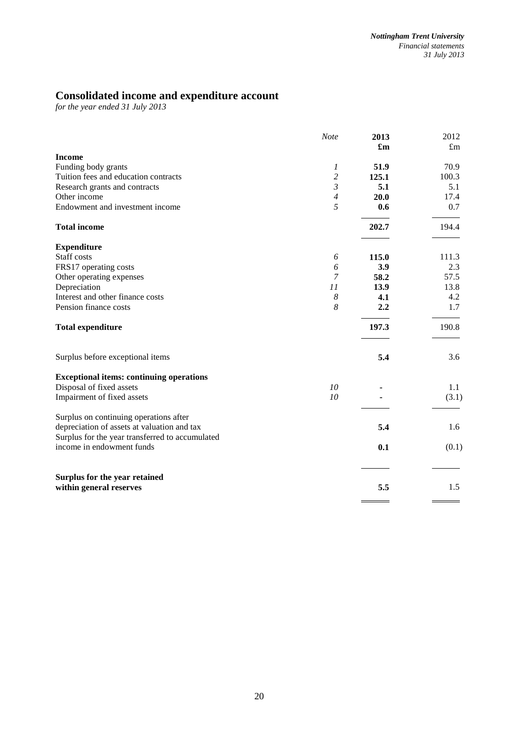# Consolidated income and expenditure account

*for the year ended 31 July 2013*

| | *Note* | **2013** **£m** | 2012 £m |
|---|---|---|---|
| **Income** | | | |
| Funding body grants | *1* | **51.9** | 70.9 |
| Tuition fees and education contracts | *2* | **125.1** | 100.3 |
| Research grants and contracts | *3* | **5.1** | 5.1 |
| Other income | *4* | **20.0** | 17.4 |
| Endowment and investment income | *5* | **0.6** | 0.7 |
| **Total income** | | **202.7** | 194.4 |
| **Expenditure** | | | |
| Staff costs | *6* | **115.0** | 111.3 |
| FRS17 operating costs | *6* | **3.9** | 2.3 |
| Other operating expenses | *7* | **58.2** | 57.5 |
| Depreciation | *11* | **13.9** | 13.8 |
| Interest and other finance costs | *8* | **4.1** | 4.2 |
| Pension finance costs | *8* | **2.2** | 1.7 |
| **Total expenditure** | | **197.3** | 190.8 |
| Surplus before exceptional items | | **5.4** | 3.6 |
| **Exceptional items: continuing operations** | | | |
| Disposal of fixed assets | *10* | **-** | 1.1 |
| Impairment of fixed assets | *10* | **-** | (3.1) |
| Surplus on continuing operations after depreciation of assets at valuation and tax | | **5.4** | 1.6 |
| Surplus for the year transferred to accumulated income in endowment funds | | **0.1** | (0.1) |
| **Surplus for the year retained within general reserves** | | **5.5** | 1.5 |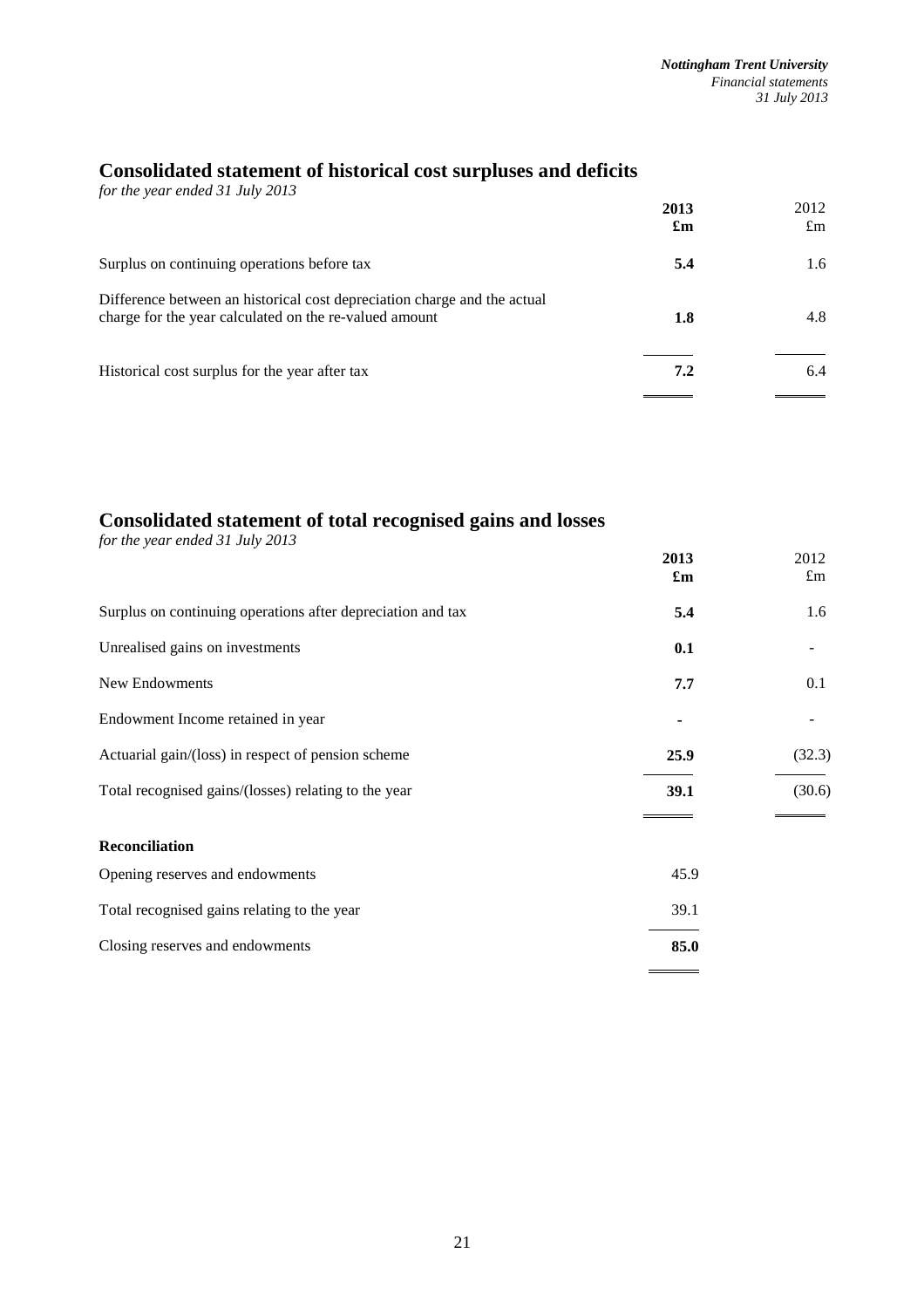## Consolidated statement of historical cost surpluses and deficits

*for the year ended 31 July 2013*

| | 2013 £m | 2012 £m |
|---|---|---|
| Surplus on continuing operations before tax | **5.4** | 1.6 |
| Difference between an historical cost depreciation charge and the actual charge for the year calculated on the re-valued amount | **1.8** | 4.8 |
| Historical cost surplus for the year after tax | **7.2** | 6.4 |

## Consolidated statement of total recognised gains and losses

*for the year ended 31 July 2013*

| | 2013 £m | 2012 £m |
|---|---|---|
| Surplus on continuing operations after depreciation and tax | **5.4** | 1.6 |
| Unrealised gains on investments | **0.1** | - |
| New Endowments | **7.7** | 0.1 |
| Endowment Income retained in year | **-** | - |
| Actuarial gain/(loss) in respect of pension scheme | **25.9** | (32.3) |
| Total recognised gains/(losses) relating to the year | **39.1** | (30.6) |
| **Reconciliation** | | |
| Opening reserves and endowments | 45.9 | |
| Total recognised gains relating to the year | 39.1 | |
| Closing reserves and endowments | **85.0** | |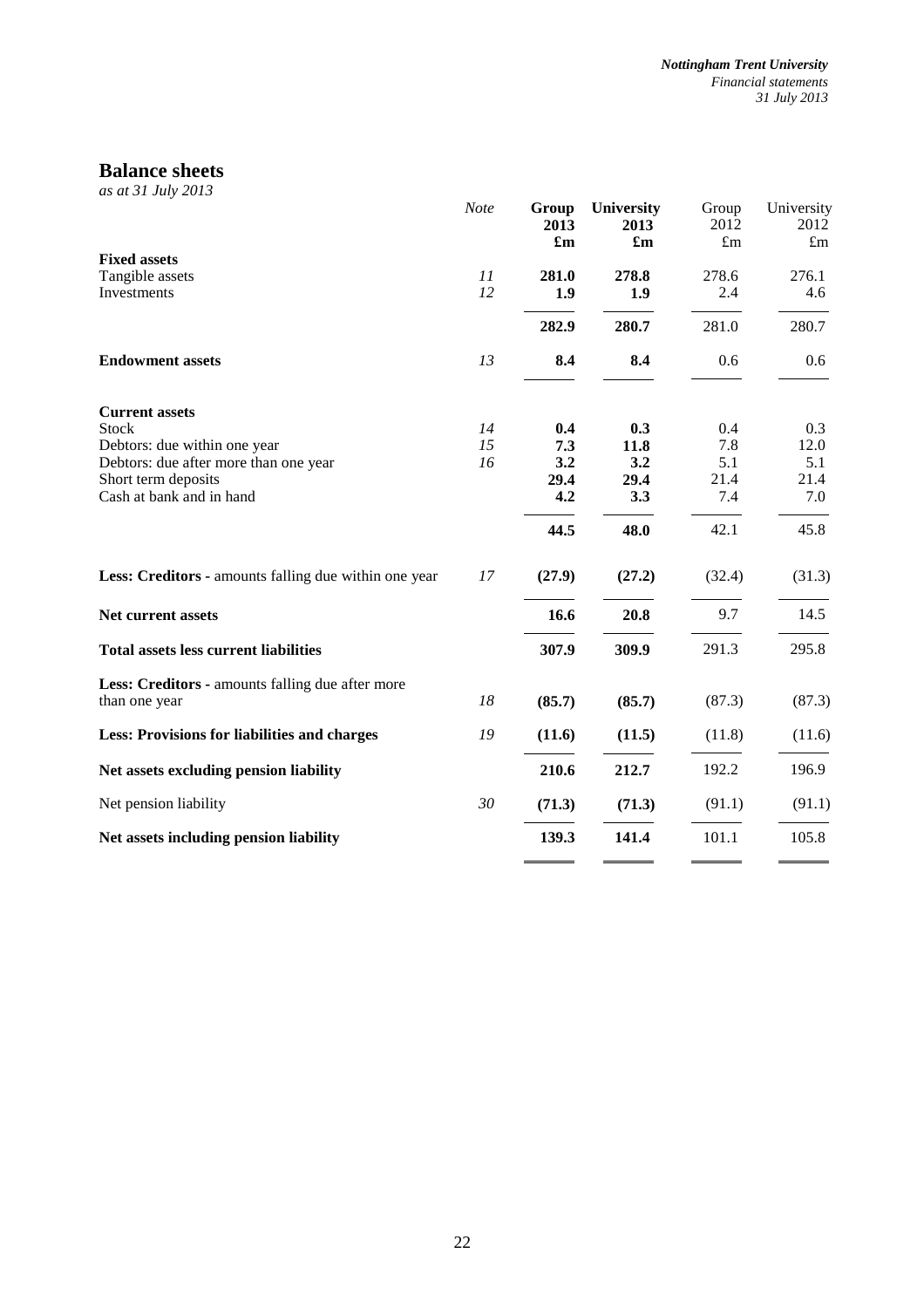## Balance sheets

*as at 31 July 2013*

| | *Note* | **Group 2013 £m** | **University 2013 £m** | Group 2012 £m | University 2012 £m |
|---|---|---|---|---|---|
| **Fixed assets** | | | | | |
| Tangible assets | *11* | **281.0** | **278.8** | 278.6 | 276.1 |
| Investments | *12* | **1.9** | **1.9** | 2.4 | 4.6 |
| | | **282.9** | **280.7** | 281.0 | 280.7 |
| **Endowment assets** | *13* | **8.4** | **8.4** | 0.6 | 0.6 |
| **Current assets** | | | | | |
| Stock | *14* | **0.4** | **0.3** | 0.4 | 0.3 |
| Debtors: due within one year | *15* | **7.3** | **11.8** | 7.8 | 12.0 |
| Debtors: due after more than one year | *16* | **3.2** | **3.2** | 5.1 | 5.1 |
| Short term deposits | | **29.4** | **29.4** | 21.4 | 21.4 |
| Cash at bank and in hand | | **4.2** | **3.3** | 7.4 | 7.0 |
| | | **44.5** | **48.0** | 42.1 | 45.8 |
| **Less: Creditors** - amounts falling due within one year | *17* | **(27.9)** | **(27.2)** | (32.4) | (31.3) |
| **Net current assets** | | **16.6** | **20.8** | 9.7 | 14.5 |
| **Total assets less current liabilities** | | **307.9** | **309.9** | 291.3 | 295.8 |
| **Less: Creditors** - amounts falling due after more than one year | *18* | **(85.7)** | **(85.7)** | (87.3) | (87.3) |
| **Less: Provisions for liabilities and charges** | *19* | **(11.6)** | **(11.5)** | (11.8) | (11.6) |
| **Net assets excluding pension liability** | | **210.6** | **212.7** | 192.2 | 196.9 |
| Net pension liability | *30* | **(71.3)** | **(71.3)** | (91.1) | (91.1) |
| **Net assets including pension liability** | | **139.3** | **141.4** | 101.1 | 105.8 |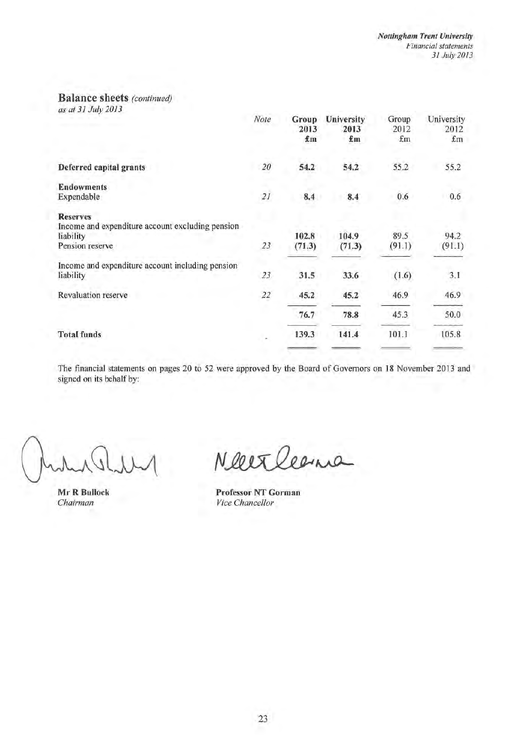## Balance sheets *(continued)*

*as at 31 July 2013*

| | Note | Group 2013 £m | University 2013 £m | Group 2012 £m | University 2012 £m |
|---|---|---|---|---|---|
| **Deferred capital grants** | *20* | **54.2** | **54.2** | 55.2 | 55.2 |
| **Endowments** | | | | | |
| Expendable | *21* | **8.4** | **8.4** | 0.6 | 0.6 |
| **Reserves** | | | | | |
| Income and expenditure account excluding pension liability | | **102.8** | **104.9** | 89.5 | 94.2 |
| Pension reserve | *23* | **(71.3)** | **(71.3)** | (91.1) | (91.1) |
| Income and expenditure account including pension liability | *23* | **31.5** | **33.6** | (1.6) | 3.1 |
| Revaluation reserve | *22* | **45.2** | **45.2** | 46.9 | 46.9 |
| | | **76.7** | **78.8** | 45.3 | 50.0 |
| **Total funds** | | **139.3** | **141.4** | 101.1 | 105.8 |

The financial statements on pages 20 to 52 were approved by the Board of Governors on 18 November 2013 and signed on its behalf by:

**Mr R Bullock**
*Chairman*

**Professor NT Gorman**
*Vice Chancellor*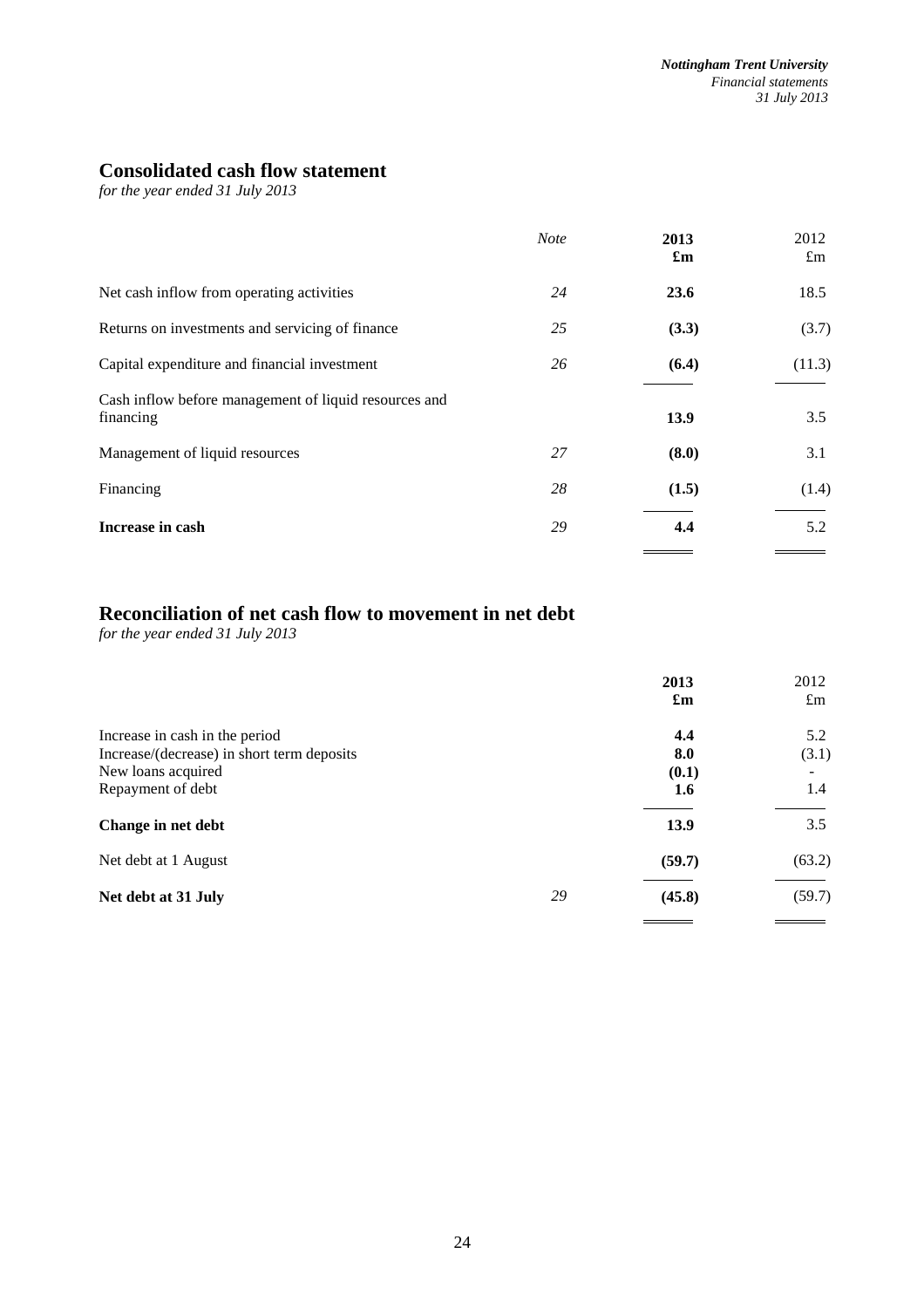## Consolidated cash flow statement

*for the year ended 31 July 2013*

| | *Note* | **2013** **£m** | 2012 £m |
|---|---|---|---|
| Net cash inflow from operating activities | *24* | **23.6** | 18.5 |
| Returns on investments and servicing of finance | *25* | **(3.3)** | (3.7) |
| Capital expenditure and financial investment | *26* | **(6.4)** | (11.3) |
| Cash inflow before management of liquid resources and financing | | **13.9** | 3.5 |
| Management of liquid resources | *27* | **(8.0)** | 3.1 |
| Financing | *28* | **(1.5)** | (1.4) |
| **Increase in cash** | *29* | **4.4** | 5.2 |

## Reconciliation of net cash flow to movement in net debt

*for the year ended 31 July 2013*

| | | **2013** **£m** | 2012 £m |
|---|---|---|---|
| Increase in cash in the period | | **4.4** | 5.2 |
| Increase/(decrease) in short term deposits | | **8.0** | (3.1) |
| New loans acquired | | **(0.1)** | - |
| Repayment of debt | | **1.6** | 1.4 |
| **Change in net debt** | | **13.9** | 3.5 |
| Net debt at 1 August | | **(59.7)** | (63.2) |
| **Net debt at 31 July** | *29* | **(45.8)** | (59.7) |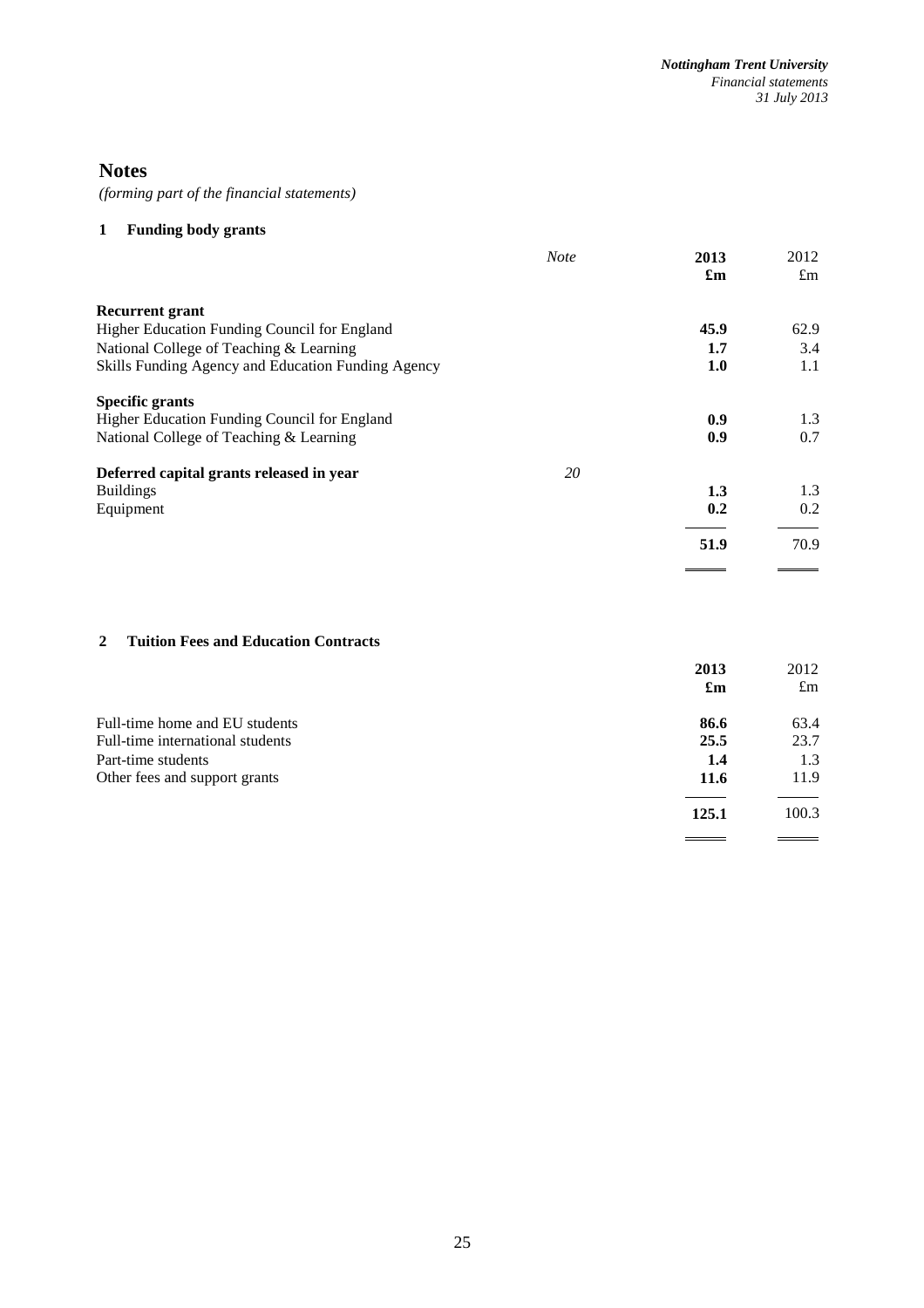## Notes

*(forming part of the financial statements)*

### 1 Funding body grants

| | *Note* | **2013** **£m** | 2012 £m |
|---|---|---|---|
| **Recurrent grant** | | | |
| Higher Education Funding Council for England | | **45.9** | 62.9 |
| National College of Teaching & Learning | | **1.7** | 3.4 |
| Skills Funding Agency and Education Funding Agency | | **1.0** | 1.1 |
| **Specific grants** | | | |
| Higher Education Funding Council for England | | **0.9** | 1.3 |
| National College of Teaching & Learning | | **0.9** | 0.7 |
| **Deferred capital grants released in year** | *20* | | |
| Buildings | | **1.3** | 1.3 |
| Equipment | | **0.2** | 0.2 |
| | | **51.9** | 70.9 |

### 2 Tuition Fees and Education Contracts

| | **2013** **£m** | 2012 £m |
|---|---|---|
| Full-time home and EU students | **86.6** | 63.4 |
| Full-time international students | **25.5** | 23.7 |
| Part-time students | **1.4** | 1.3 |
| Other fees and support grants | **11.6** | 11.9 |
| | **125.1** | 100.3 |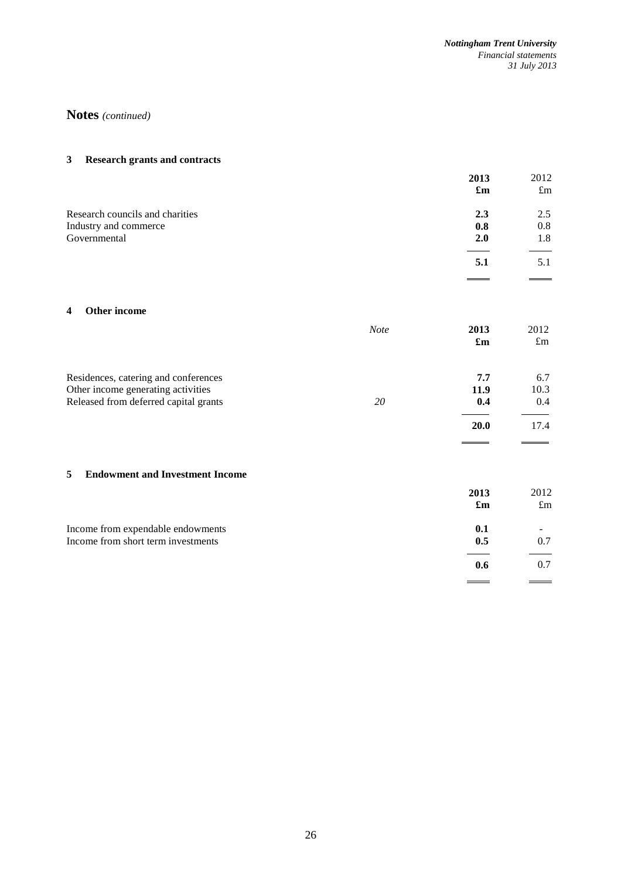# Notes *(continued)*

## 3 Research grants and contracts

| | **2013 £m** | 2012 £m |
|---|---|---|
| Research councils and charities | **2.3** | 2.5 |
| Industry and commerce | **0.8** | 0.8 |
| Governmental | **2.0** | 1.8 |
| | **5.1** | 5.1 |

## 4 Other income

| | *Note* | **2013 £m** | 2012 £m |
|---|---|---|---|
| Residences, catering and conferences | | **7.7** | 6.7 |
| Other income generating activities | | **11.9** | 10.3 |
| Released from deferred capital grants | *20* | **0.4** | 0.4 |
| | | **20.0** | 17.4 |

## 5 Endowment and Investment Income

| | **2013 £m** | 2012 £m |
|---|---|---|
| Income from expendable endowments | **0.1** | - |
| Income from short term investments | **0.5** | 0.7 |
| | **0.6** | 0.7 |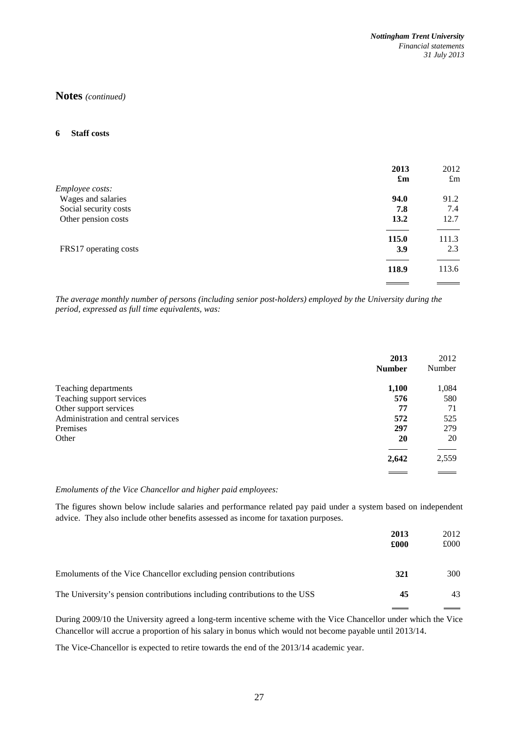## Notes *(continued)*

### 6 Staff costs

| | **2013** | 2012 |
|---|---|---|
| | **£m** | £m |
| *Employee costs:* | | |
| Wages and salaries | **94.0** | 91.2 |
| Social security costs | **7.8** | 7.4 |
| Other pension costs | **13.2** | 12.7 |
| | **115.0** | 111.3 |
| FRS17 operating costs | **3.9** | 2.3 |
| | **118.9** | 113.6 |

*The average monthly number of persons (including senior post-holders) employed by the University during the period, expressed as full time equivalents, was:*

| | **2013** | 2012 |
|---|---|---|
| | **Number** | Number |
| Teaching departments | **1,100** | 1,084 |
| Teaching support services | **576** | 580 |
| Other support services | **77** | 71 |
| Administration and central services | **572** | 525 |
| Premises | **297** | 279 |
| Other | **20** | 20 |
| | **2,642** | 2,559 |

*Emoluments of the Vice Chancellor and higher paid employees:*

The figures shown below include salaries and performance related pay paid under a system based on independent advice. They also include other benefits assessed as income for taxation purposes.

| | **2013** | 2012 |
|---|---|---|
| | **£000** | £000 |
| Emoluments of the Vice Chancellor excluding pension contributions | **321** | 300 |
| The University's pension contributions including contributions to the USS | **45** | 43 |

During 2009/10 the University agreed a long-term incentive scheme with the Vice Chancellor under which the Vice Chancellor will accrue a proportion of his salary in bonus which would not become payable until 2013/14.

The Vice-Chancellor is expected to retire towards the end of the 2013/14 academic year.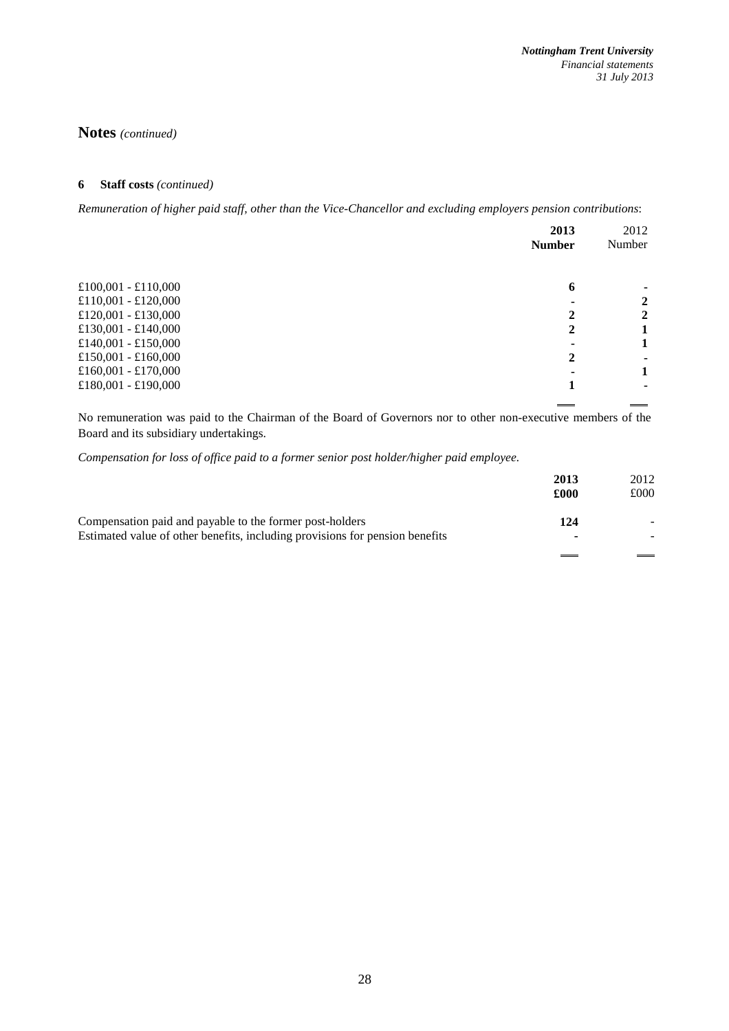## Notes *(continued)*

### 6 Staff costs *(continued)*

*Remuneration of higher paid staff, other than the Vice-Chancellor and excluding employers pension contributions*:

| | **2013 Number** | 2012 Number |
|---|---|---|
| £100,001 - £110,000 | **6** | - |
| £110,001 - £120,000 | **-** | 2 |
| £120,001 - £130,000 | **2** | 2 |
| £130,001 - £140,000 | **2** | 1 |
| £140,001 - £150,000 | **-** | 1 |
| £150,001 - £160,000 | **2** | - |
| £160,001 - £170,000 | **-** | 1 |
| £180,001 - £190,000 | **1** | - |

No remuneration was paid to the Chairman of the Board of Governors nor to other non-executive members of the Board and its subsidiary undertakings.

*Compensation for loss of office paid to a former senior post holder/higher paid employee.*

| | **2013 £000** | 2012 £000 |
|---|---|---|
| Compensation paid and payable to the former post-holders | **124** | - |
| Estimated value of other benefits, including provisions for pension benefits | **-** | - |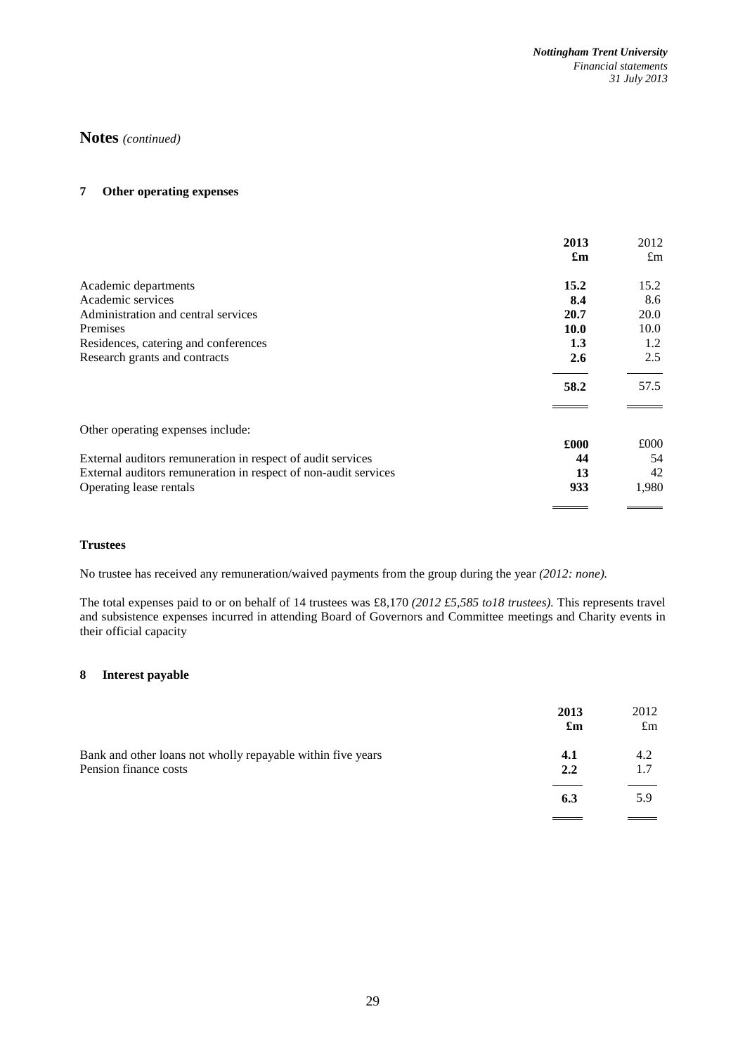# Notes *(continued)*

## 7 Other operating expenses

| | 2013 £m | 2012 £m |
|---|---|---|
| Academic departments | **15.2** | 15.2 |
| Academic services | **8.4** | 8.6 |
| Administration and central services | **20.7** | 20.0 |
| Premises | **10.0** | 10.0 |
| Residences, catering and conferences | **1.3** | 1.2 |
| Research grants and contracts | **2.6** | 2.5 |
| | **58.2** | 57.5 |

Other operating expenses include:

| | £000 | £000 |
|---|---|---|
| External auditors remuneration in respect of audit services | **44** | 54 |
| External auditors remuneration in respect of non-audit services | **13** | 42 |
| Operating lease rentals | **933** | 1,980 |

### Trustees

No trustee has received any remuneration/waived payments from the group during the year *(2012: none).*

The total expenses paid to or on behalf of 14 trustees was £8,170 *(2012 £5,585 to18 trustees).* This represents travel and subsistence expenses incurred in attending Board of Governors and Committee meetings and Charity events in their official capacity

## 8 Interest payable

| | 2013 £m | 2012 £m |
|---|---|---|
| Bank and other loans not wholly repayable within five years | **4.1** | 4.2 |
| Pension finance costs | **2.2** | 1.7 |
| | **6.3** | 5.9 |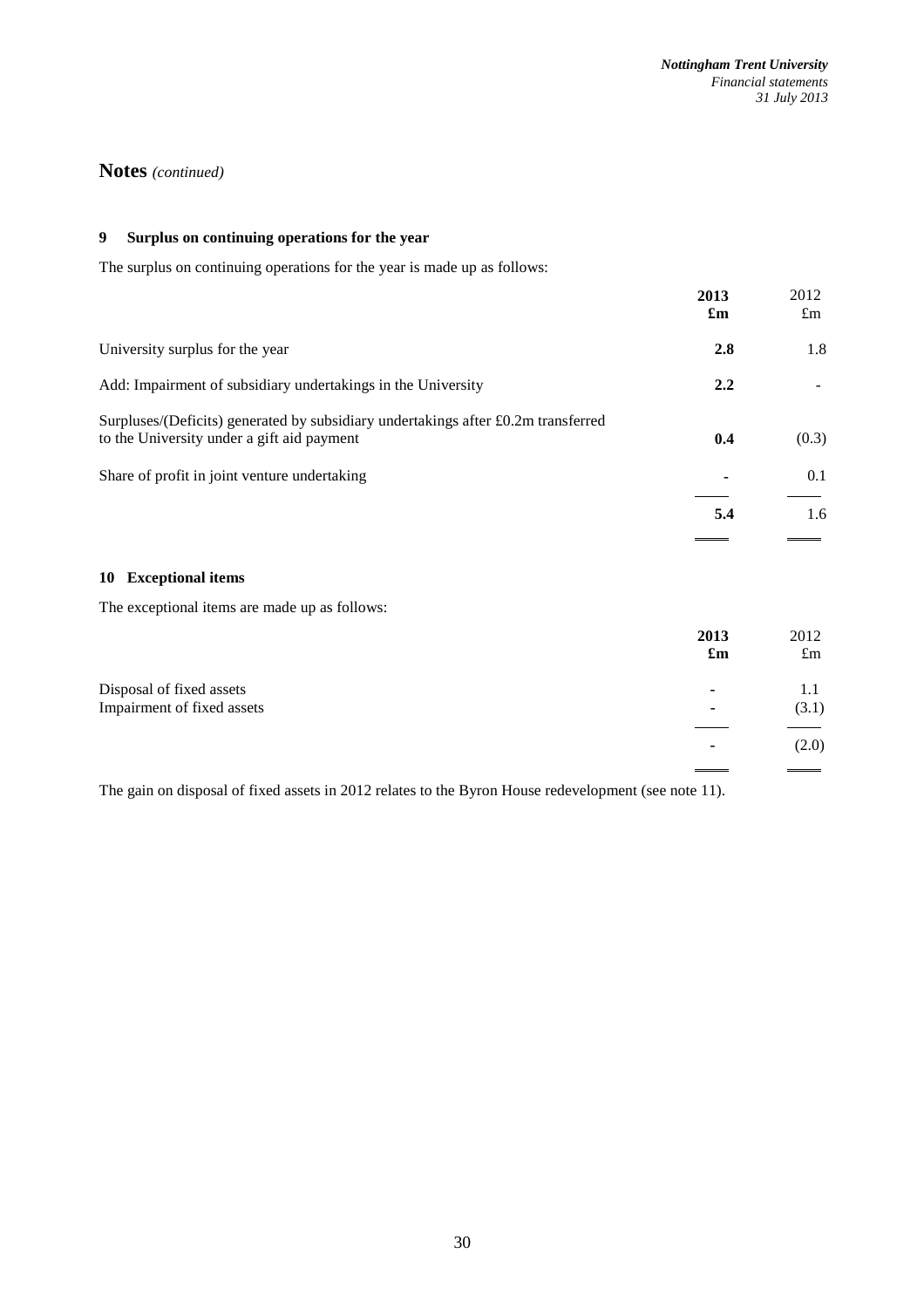## Notes *(continued)*

### 9 Surplus on continuing operations for the year

The surplus on continuing operations for the year is made up as follows:

| | **2013 £m** | 2012 £m |
|---|---|---|
| University surplus for the year | **2.8** | 1.8 |
| Add: Impairment of subsidiary undertakings in the University | **2.2** | - |
| Surpluses/(Deficits) generated by subsidiary undertakings after £0.2m transferred to the University under a gift aid payment | **0.4** | (0.3) |
| Share of profit in joint venture undertaking | **-** | 0.1 |
| | **5.4** | 1.6 |

### 10 Exceptional items

The exceptional items are made up as follows:

| | **2013 £m** | 2012 £m |
|---|---|---|
| Disposal of fixed assets | **-** | 1.1 |
| Impairment of fixed assets | **-** | (3.1) |
| | **-** | (2.0) |

The gain on disposal of fixed assets in 2012 relates to the Byron House redevelopment (see note 11).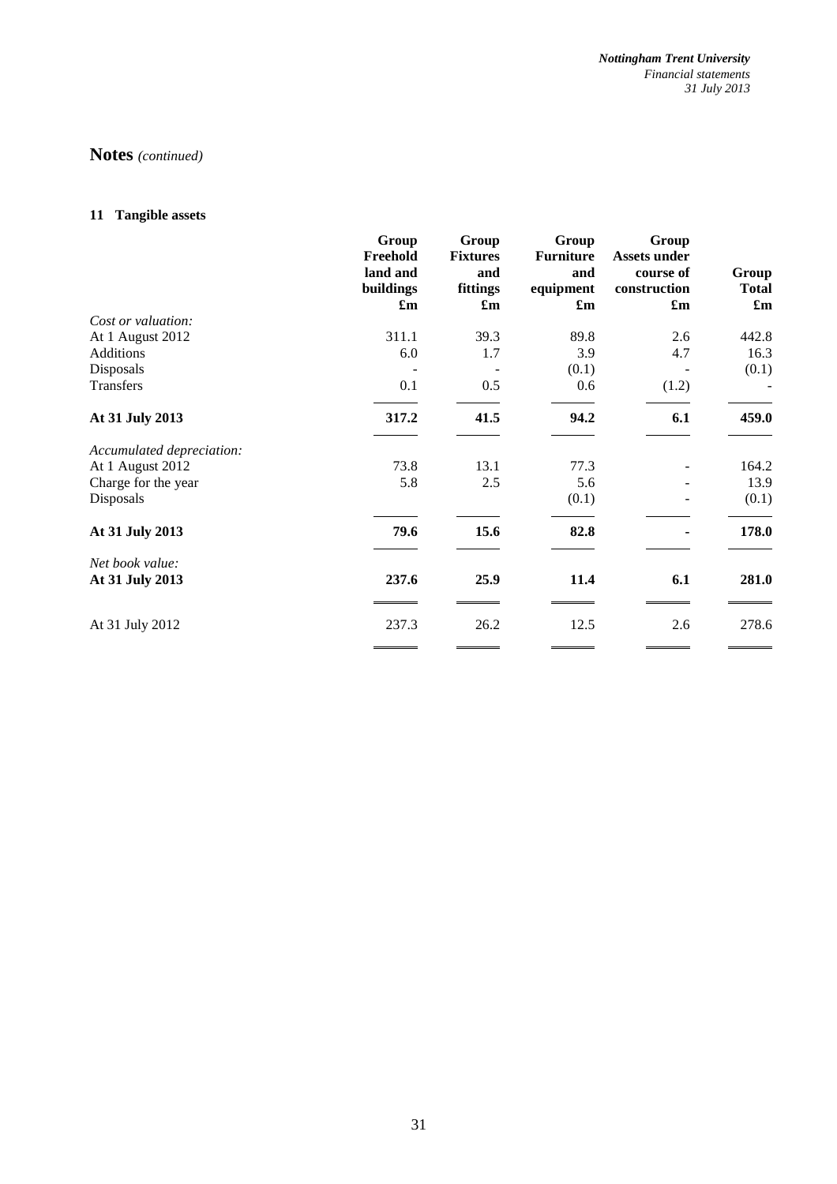# Notes *(continued)*

## 11 Tangible assets

| | Group Freehold land and buildings £m | Group Fixtures and fittings £m | Group Furniture and equipment £m | Group Assets under course of construction £m | Group Total £m |
|---|---|---|---|---|---|
| *Cost or valuation:* | | | | | |
| At 1 August 2012 | 311.1 | 39.3 | 89.8 | 2.6 | 442.8 |
| Additions | 6.0 | 1.7 | 3.9 | 4.7 | 16.3 |
| Disposals | - | - | (0.1) | - | (0.1) |
| Transfers | 0.1 | 0.5 | 0.6 | (1.2) | - |
| **At 31 July 2013** | **317.2** | **41.5** | **94.2** | **6.1** | **459.0** |
| *Accumulated depreciation:* | | | | | |
| At 1 August 2012 | 73.8 | 13.1 | 77.3 | - | 164.2 |
| Charge for the year | 5.8 | 2.5 | 5.6 | - | 13.9 |
| Disposals | | | (0.1) | - | (0.1) |
| **At 31 July 2013** | **79.6** | **15.6** | **82.8** | **-** | **178.0** |
| *Net book value:* | | | | | |
| **At 31 July 2013** | **237.6** | **25.9** | **11.4** | **6.1** | **281.0** |
| At 31 July 2012 | 237.3 | 26.2 | 12.5 | 2.6 | 278.6 |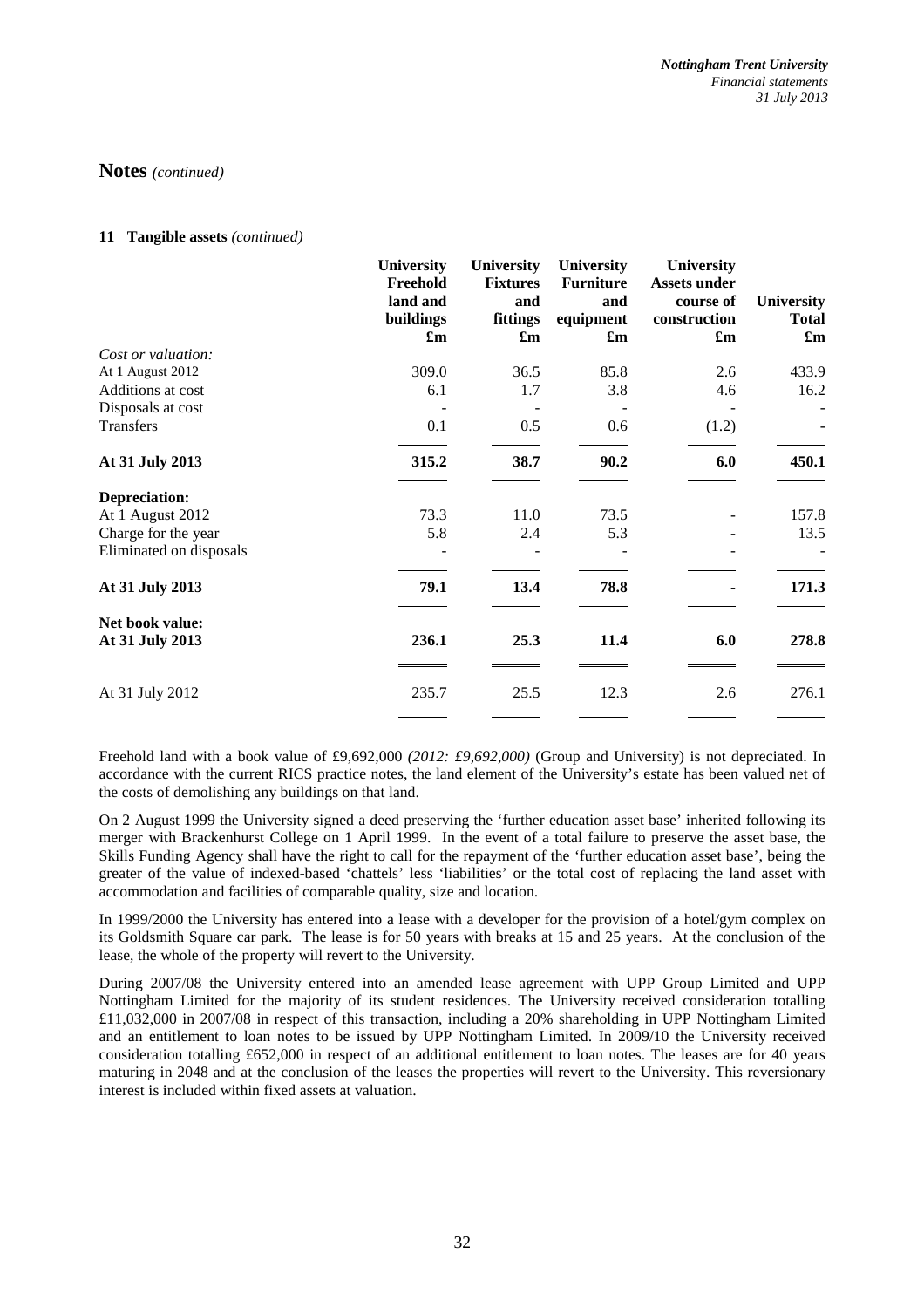# Notes *(continued)*

## 11 Tangible assets *(continued)*

| | University Freehold land and buildings £m | University Fixtures and fittings £m | University Furniture and equipment £m | University Assets under course of construction £m | University Total £m |
|---|---|---|---|---|---|
| *Cost or valuation:* | | | | | |
| At 1 August 2012 | 309.0 | 36.5 | 85.8 | 2.6 | 433.9 |
| Additions at cost | 6.1 | 1.7 | 3.8 | 4.6 | 16.2 |
| Disposals at cost | - | - | - | - | - |
| Transfers | 0.1 | 0.5 | 0.6 | (1.2) | - |
| **At 31 July 2013** | **315.2** | **38.7** | **90.2** | **6.0** | **450.1** |
| **Depreciation:** | | | | | |
| At 1 August 2012 | 73.3 | 11.0 | 73.5 | - | 157.8 |
| Charge for the year | 5.8 | 2.4 | 5.3 | - | 13.5 |
| Eliminated on disposals | - | - | - | - | - |
| **At 31 July 2013** | **79.1** | **13.4** | **78.8** | **-** | **171.3** |
| **Net book value:** | | | | | |
| **At 31 July 2013** | **236.1** | **25.3** | **11.4** | **6.0** | **278.8** |
| At 31 July 2012 | 235.7 | 25.5 | 12.3 | 2.6 | 276.1 |

Freehold land with a book value of £9,692,000 *(2012: £9,692,000)* (Group and University) is not depreciated. In accordance with the current RICS practice notes, the land element of the University's estate has been valued net of the costs of demolishing any buildings on that land.

On 2 August 1999 the University signed a deed preserving the 'further education asset base' inherited following its merger with Brackenhurst College on 1 April 1999. In the event of a total failure to preserve the asset base, the Skills Funding Agency shall have the right to call for the repayment of the 'further education asset base', being the greater of the value of indexed-based 'chattels' less 'liabilities' or the total cost of replacing the land asset with accommodation and facilities of comparable quality, size and location.

In 1999/2000 the University has entered into a lease with a developer for the provision of a hotel/gym complex on its Goldsmith Square car park. The lease is for 50 years with breaks at 15 and 25 years. At the conclusion of the lease, the whole of the property will revert to the University.

During 2007/08 the University entered into an amended lease agreement with UPP Group Limited and UPP Nottingham Limited for the majority of its student residences. The University received consideration totalling £11,032,000 in 2007/08 in respect of this transaction, including a 20% shareholding in UPP Nottingham Limited and an entitlement to loan notes to be issued by UPP Nottingham Limited. In 2009/10 the University received consideration totalling £652,000 in respect of an additional entitlement to loan notes. The leases are for 40 years maturing in 2048 and at the conclusion of the leases the properties will revert to the University. This reversionary interest is included within fixed assets at valuation.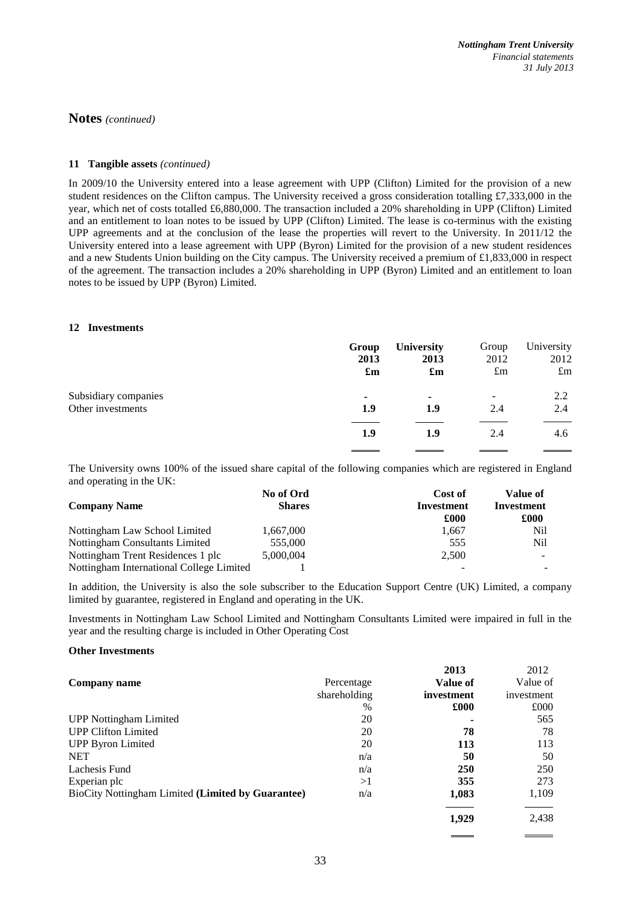## Notes *(continued)*

### 11 Tangible assets *(continued)*

In 2009/10 the University entered into a lease agreement with UPP (Clifton) Limited for the provision of a new student residences on the Clifton campus. The University received a gross consideration totalling £7,333,000 in the year, which net of costs totalled £6,880,000. The transaction included a 20% shareholding in UPP (Clifton) Limited and an entitlement to loan notes to be issued by UPP (Clifton) Limited. The lease is co-terminus with the existing UPP agreements and at the conclusion of the lease the properties will revert to the University. In 2011/12 the University entered into a lease agreement with UPP (Byron) Limited for the provision of a new student residences and a new Students Union building on the City campus. The University received a premium of £1,833,000 in respect of the agreement. The transaction includes a 20% shareholding in UPP (Byron) Limited and an entitlement to loan notes to be issued by UPP (Byron) Limited.

### 12 Investments

| | **Group 2013 £m** | **University 2013 £m** | Group 2012 £m | University 2012 £m |
|---|---|---|---|---|
| Subsidiary companies | **-** | **-** | - | 2.2 |
| Other investments | **1.9** | **1.9** | 2.4 | 2.4 |
| | **1.9** | **1.9** | 2.4 | 4.6 |

The University owns 100% of the issued share capital of the following companies which are registered in England and operating in the UK:

| **Company Name** | **No of Ord Shares** | **Cost of Investment £000** | **Value of Investment £000** |
|---|---|---|---|
| Nottingham Law School Limited | 1,667,000 | 1,667 | Nil |
| Nottingham Consultants Limited | 555,000 | 555 | Nil |
| Nottingham Trent Residences 1 plc | 5,000,004 | 2,500 | - |
| Nottingham International College Limited | 1 | - | - |

In addition, the University is also the sole subscriber to the Education Support Centre (UK) Limited, a company limited by guarantee, registered in England and operating in the UK.

Investments in Nottingham Law School Limited and Nottingham Consultants Limited were impaired in full in the year and the resulting charge is included in Other Operating Cost

**Other Investments**

| **Company name** | Percentage shareholding % | **2013 Value of investment £000** | 2012 Value of investment £000 |
|---|---|---|---|
| UPP Nottingham Limited | 20 | **-** | 565 |
| UPP Clifton Limited | 20 | **78** | 78 |
| UPP Byron Limited | 20 | **113** | 113 |
| NET | n/a | **50** | 50 |
| Lachesis Fund | n/a | **250** | 250 |
| Experian plc | >1 | **355** | 273 |
| BioCity Nottingham Limited **(Limited by Guarantee)** | n/a | **1,083** | 1,109 |
| | | **1,929** | 2,438 |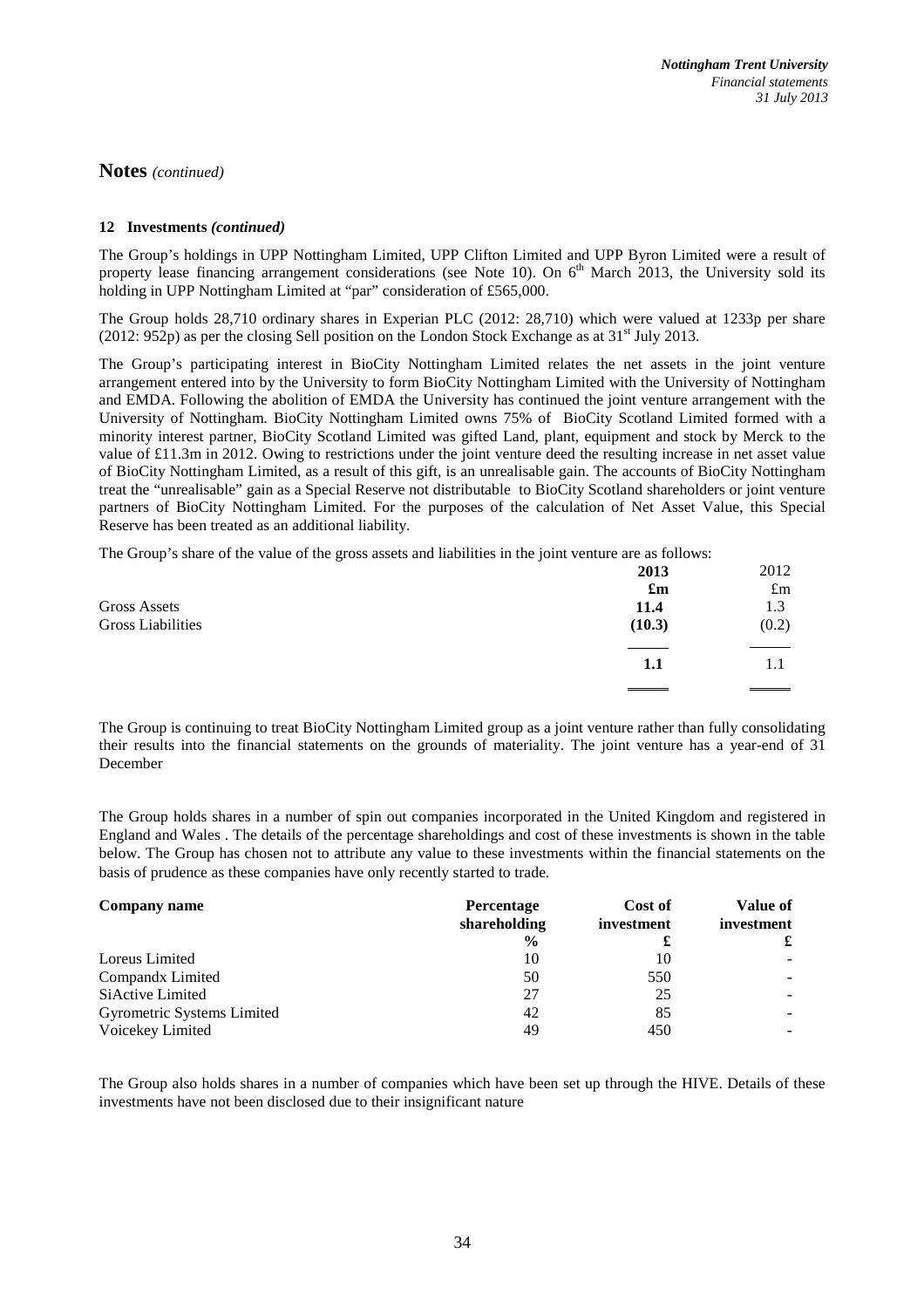## Notes *(continued)*

### 12 Investments *(continued)*

The Group's holdings in UPP Nottingham Limited, UPP Clifton Limited and UPP Byron Limited were a result of property lease financing arrangement considerations (see Note 10). On 6th March 2013, the University sold its holding in UPP Nottingham Limited at "par" consideration of £565,000.

The Group holds 28,710 ordinary shares in Experian PLC (2012: 28,710) which were valued at 1233p per share (2012: 952p) as per the closing Sell position on the London Stock Exchange as at 31st July 2013.

The Group's participating interest in BioCity Nottingham Limited relates the net assets in the joint venture arrangement entered into by the University to form BioCity Nottingham Limited with the University of Nottingham and EMDA. Following the abolition of EMDA the University has continued the joint venture arrangement with the University of Nottingham. BioCity Nottingham Limited owns 75% of BioCity Scotland Limited formed with a minority interest partner, BioCity Scotland Limited was gifted Land, plant, equipment and stock by Merck to the value of £11.3m in 2012. Owing to restrictions under the joint venture deed the resulting increase in net asset value of BioCity Nottingham Limited, as a result of this gift, is an unrealisable gain. The accounts of BioCity Nottingham treat the "unrealisable" gain as a Special Reserve not distributable to BioCity Scotland shareholders or joint venture partners of BioCity Nottingham Limited. For the purposes of the calculation of Net Asset Value, this Special Reserve has been treated as an additional liability.

The Group's share of the value of the gross assets and liabilities in the joint venture are as follows:

| | **2013** | 2012 |
|---|---|---|
| | **£m** | £m |
| Gross Assets | **11.4** | 1.3 |
| Gross Liabilities | **(10.3)** | (0.2) |
| | **1.1** | 1.1 |

The Group is continuing to treat BioCity Nottingham Limited group as a joint venture rather than fully consolidating their results into the financial statements on the grounds of materiality. The joint venture has a year-end of 31 December

The Group holds shares in a number of spin out companies incorporated in the United Kingdom and registered in England and Wales . The details of the percentage shareholdings and cost of these investments is shown in the table below. The Group has chosen not to attribute any value to these investments within the financial statements on the basis of prudence as these companies have only recently started to trade.

| **Company name** | **Percentage shareholding** | **Cost of investment** | **Value of investment** |
|---|---|---|---|
| | **%** | **£** | **£** |
| Loreus Limited | 10 | 10 | - |
| Compandx Limited | 50 | 550 | - |
| SiActive Limited | 27 | 25 | - |
| Gyrometric Systems Limited | 42 | 85 | - |
| Voicekey Limited | 49 | 450 | - |

The Group also holds shares in a number of companies which have been set up through the HIVE. Details of these investments have not been disclosed due to their insignificant nature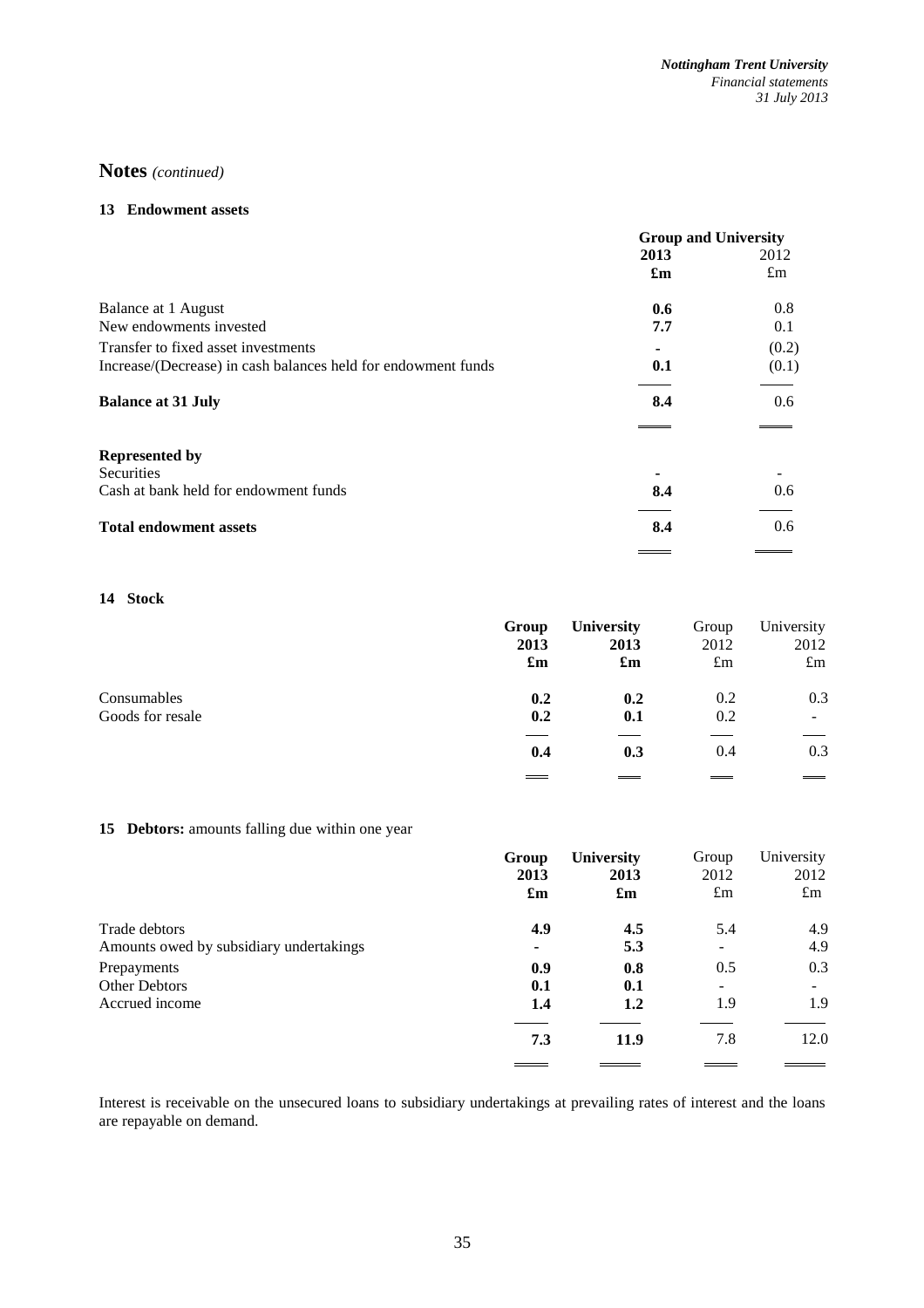# Notes *(continued)*

## 13 Endowment assets

| | Group and University | |
|---|---|---|
| | **2013** | 2012 |
| | **£m** | £m |
| Balance at 1 August | **0.6** | 0.8 |
| New endowments invested | **7.7** | 0.1 |
| Transfer to fixed asset investments | **-** | (0.2) |
| Increase/(Decrease) in cash balances held for endowment funds | **0.1** | (0.1) |
| **Balance at 31 July** | **8.4** | 0.6 |
| **Represented by** | | |
| Securities | **-** | - |
| Cash at bank held for endowment funds | **8.4** | 0.6 |
| **Total endowment assets** | **8.4** | 0.6 |

## 14 Stock

| | **Group 2013 £m** | **University 2013 £m** | Group 2012 £m | University 2012 £m |
|---|---|---|---|---|
| Consumables | **0.2** | **0.2** | 0.2 | 0.3 |
| Goods for resale | **0.2** | **0.1** | 0.2 | - |
| | **0.4** | **0.3** | 0.4 | 0.3 |

## 15 Debtors: amounts falling due within one year

| | **Group 2013 £m** | **University 2013 £m** | Group 2012 £m | University 2012 £m |
|---|---|---|---|---|
| Trade debtors | **4.9** | **4.5** | 5.4 | 4.9 |
| Amounts owed by subsidiary undertakings | **-** | **5.3** | - | 4.9 |
| Prepayments | **0.9** | **0.8** | 0.5 | 0.3 |
| Other Debtors | **0.1** | **0.1** | - | - |
| Accrued income | **1.4** | **1.2** | 1.9 | 1.9 |
| | **7.3** | **11.9** | 7.8 | 12.0 |

Interest is receivable on the unsecured loans to subsidiary undertakings at prevailing rates of interest and the loans are repayable on demand.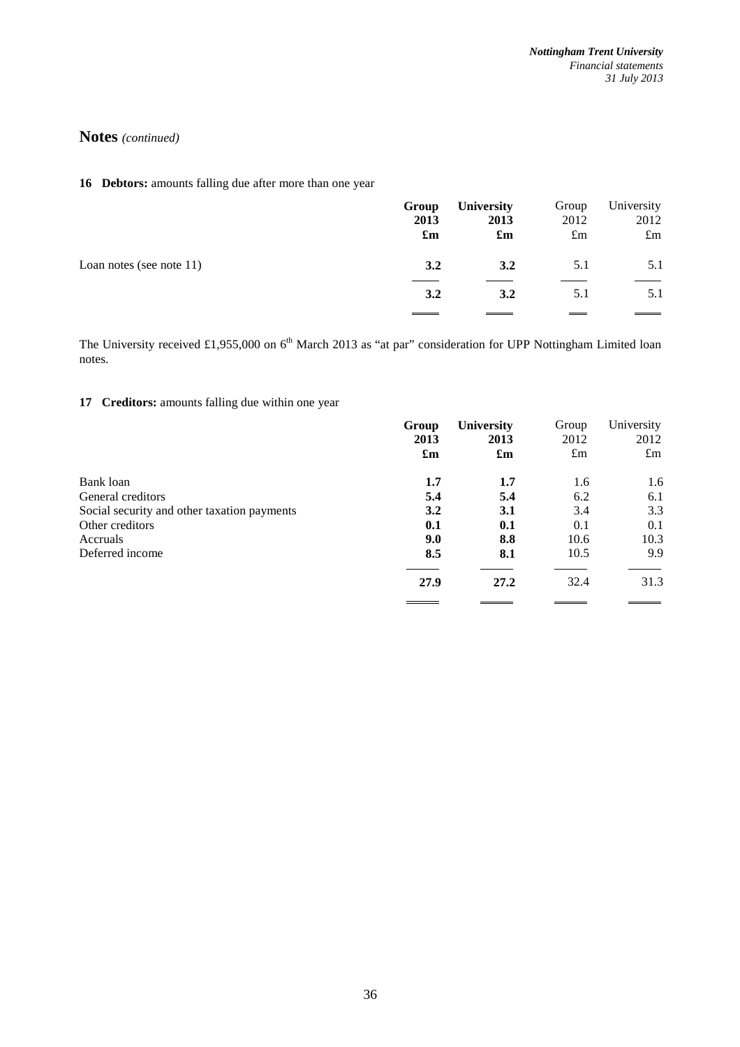## Notes *(continued)*

### 16 Debtors: amounts falling due after more than one year

| | **Group 2013 £m** | **University 2013 £m** | Group 2012 £m | University 2012 £m |
|---|---|---|---|---|
| Loan notes (see note 11) | **3.2** | **3.2** | 5.1 | 5.1 |
| | **3.2** | **3.2** | 5.1 | 5.1 |

The University received £1,955,000 on 6th March 2013 as "at par" consideration for UPP Nottingham Limited loan notes.

### 17 Creditors: amounts falling due within one year

| | **Group 2013 £m** | **University 2013 £m** | Group 2012 £m | University 2012 £m |
|---|---|---|---|---|
| Bank loan | **1.7** | **1.7** | 1.6 | 1.6 |
| General creditors | **5.4** | **5.4** | 6.2 | 6.1 |
| Social security and other taxation payments | **3.2** | **3.1** | 3.4 | 3.3 |
| Other creditors | **0.1** | **0.1** | 0.1 | 0.1 |
| Accruals | **9.0** | **8.8** | 10.6 | 10.3 |
| Deferred income | **8.5** | **8.1** | 10.5 | 9.9 |
| | **27.9** | **27.2** | 32.4 | 31.3 |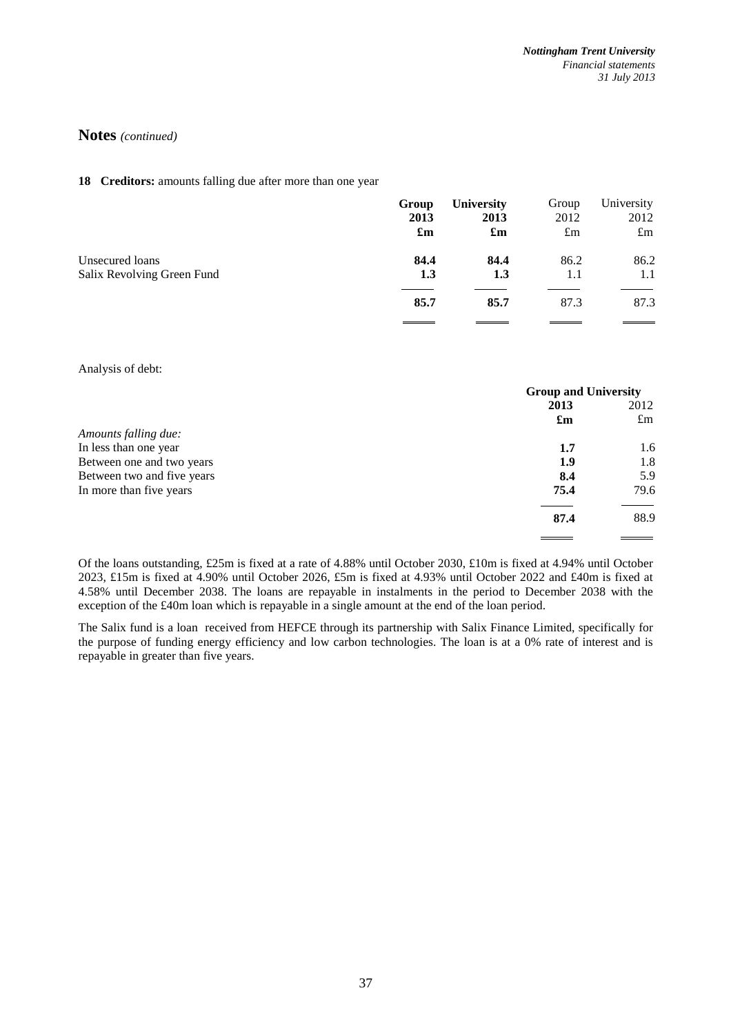## Notes *(continued)*

**18 Creditors:** amounts falling due after more than one year

| | **Group 2013 £m** | **University 2013 £m** | Group 2012 £m | University 2012 £m |
|---|---|---|---|---|
| Unsecured loans | **84.4** | **84.4** | 86.2 | 86.2 |
| Salix Revolving Green Fund | **1.3** | **1.3** | 1.1 | 1.1 |
| | **85.7** | **85.7** | 87.3 | 87.3 |

Analysis of debt:

| | **Group and University** | |
|---|---|---|
| | **2013 £m** | 2012 £m |
| *Amounts falling due:* | | |
| In less than one year | **1.7** | 1.6 |
| Between one and two years | **1.9** | 1.8 |
| Between two and five years | **8.4** | 5.9 |
| In more than five years | **75.4** | 79.6 |
| | **87.4** | 88.9 |

Of the loans outstanding, £25m is fixed at a rate of 4.88% until October 2030, £10m is fixed at 4.94% until October 2023, £15m is fixed at 4.90% until October 2026, £5m is fixed at 4.93% until October 2022 and £40m is fixed at 4.58% until December 2038. The loans are repayable in instalments in the period to December 2038 with the exception of the £40m loan which is repayable in a single amount at the end of the loan period.

The Salix fund is a loan received from HEFCE through its partnership with Salix Finance Limited, specifically for the purpose of funding energy efficiency and low carbon technologies. The loan is at a 0% rate of interest and is repayable in greater than five years.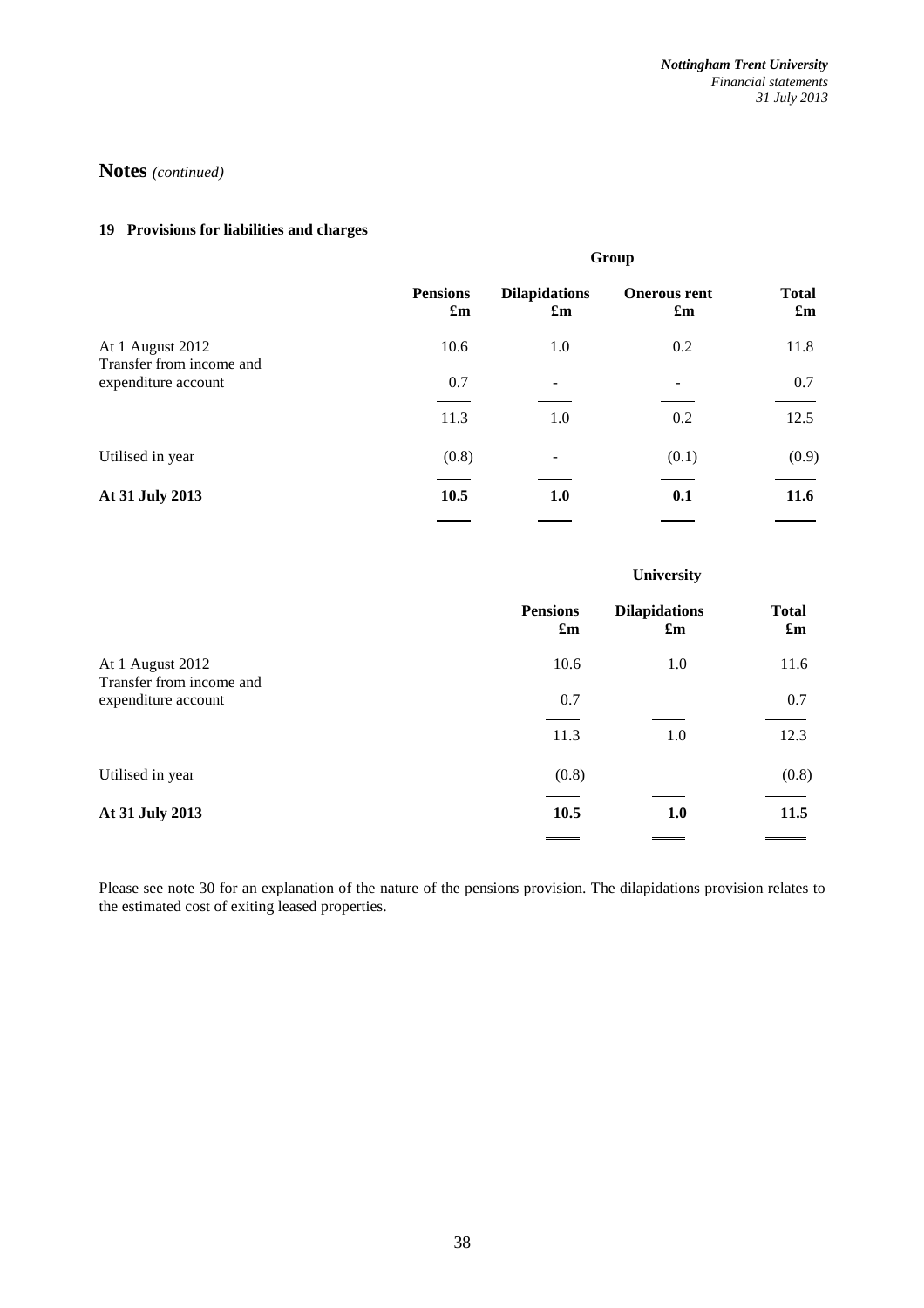## Notes *(continued)*

### 19 Provisions for liabilities and charges

| | Group | | | |
|---|---|---|---|---|
| | **Pensions £m** | **Dilapidations £m** | **Onerous rent £m** | **Total £m** |
| At 1 August 2012 | 10.6 | 1.0 | 0.2 | 11.8 |
| Transfer from income and expenditure account | 0.7 | - | - | 0.7 |
| | 11.3 | 1.0 | 0.2 | 12.5 |
| Utilised in year | (0.8) | - | (0.1) | (0.9) |
| **At 31 July 2013** | **10.5** | **1.0** | **0.1** | **11.6** |

| | University | | |
|---|---|---|---|
| | **Pensions £m** | **Dilapidations £m** | **Total £m** |
| At 1 August 2012 | 10.6 | 1.0 | 11.6 |
| Transfer from income and expenditure account | 0.7 | | 0.7 |
| | 11.3 | 1.0 | 12.3 |
| Utilised in year | (0.8) | | (0.8) |
| **At 31 July 2013** | **10.5** | **1.0** | **11.5** |

Please see note 30 for an explanation of the nature of the pensions provision. The dilapidations provision relates to the estimated cost of exiting leased properties.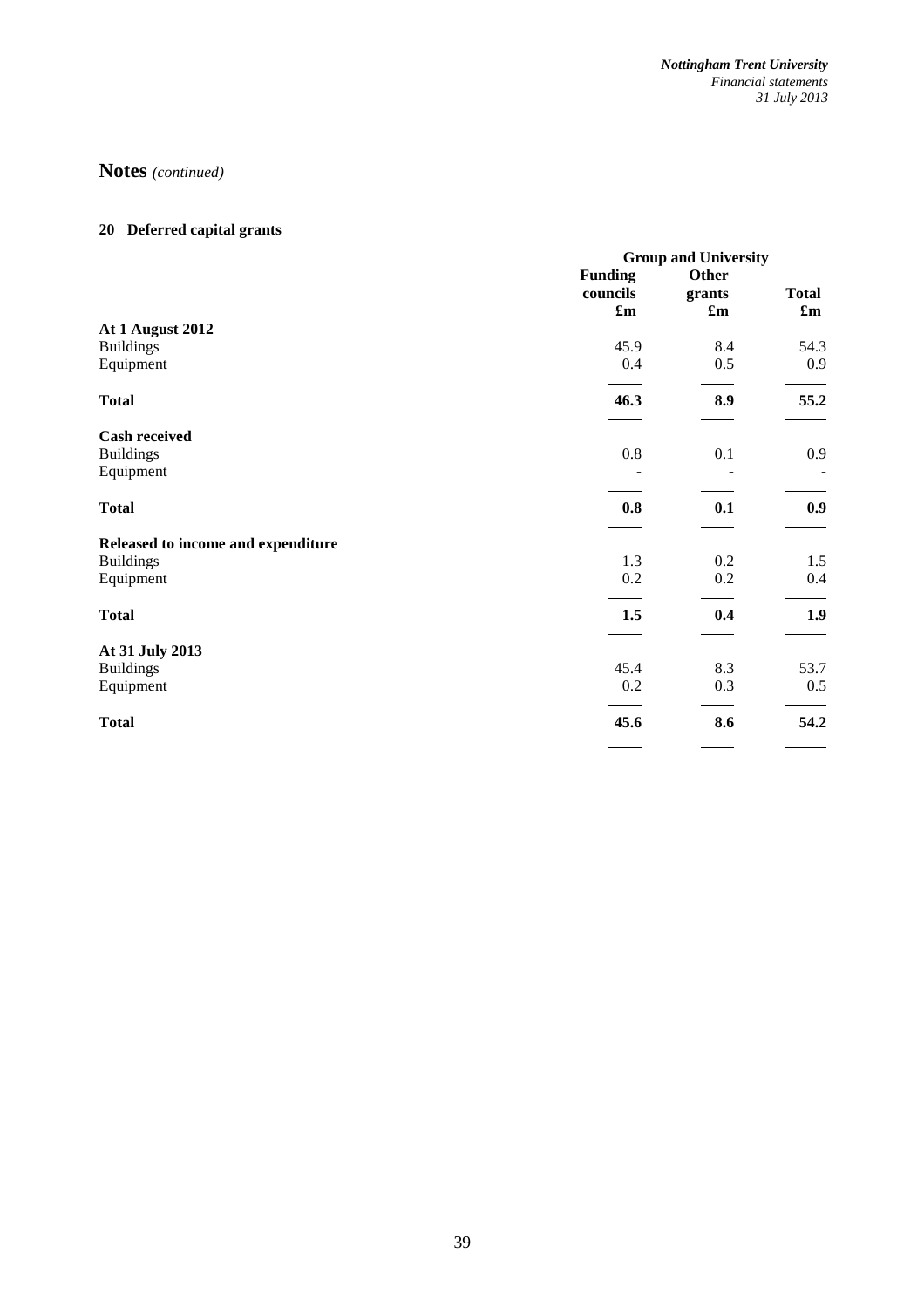# Notes *(continued)*

## 20 Deferred capital grants

| | Group and University | | |
|---|---|---|---|
| | **Funding councils** | **Other grants** | **Total** |
| | **£m** | **£m** | **£m** |
| **At 1 August 2012** | | | |
| Buildings | 45.9 | 8.4 | 54.3 |
| Equipment | 0.4 | 0.5 | 0.9 |
| **Total** | **46.3** | **8.9** | **55.2** |
| **Cash received** | | | |
| Buildings | 0.8 | 0.1 | 0.9 |
| Equipment | - | - | - |
| **Total** | **0.8** | **0.1** | **0.9** |
| **Released to income and expenditure** | | | |
| Buildings | 1.3 | 0.2 | 1.5 |
| Equipment | 0.2 | 0.2 | 0.4 |
| **Total** | **1.5** | **0.4** | **1.9** |
| **At 31 July 2013** | | | |
| Buildings | 45.4 | 8.3 | 53.7 |
| Equipment | 0.2 | 0.3 | 0.5 |
| **Total** | **45.6** | **8.6** | **54.2** |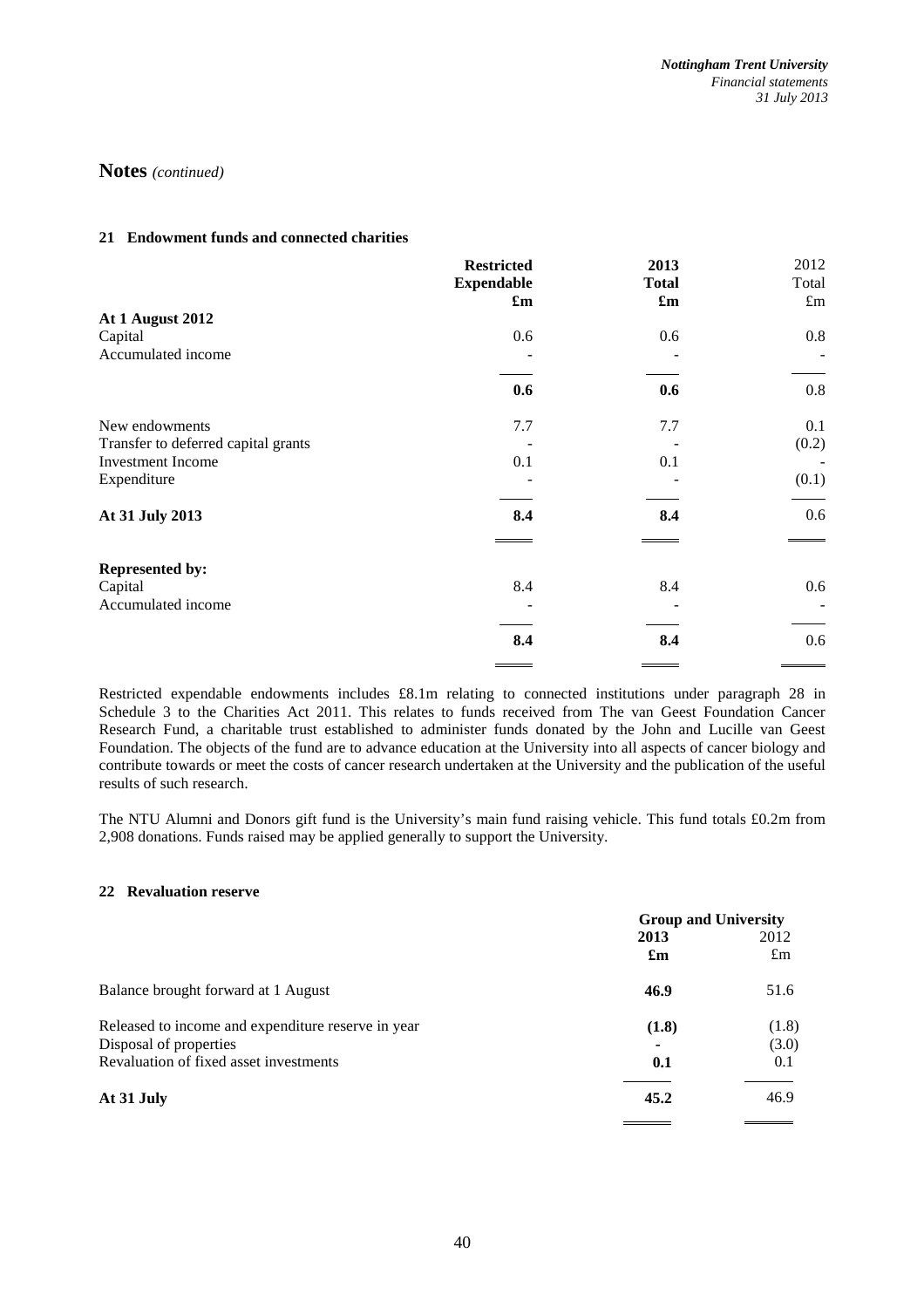# Notes *(continued)*

### 21 Endowment funds and connected charities

| | Restricted Expendable £m | 2013 Total £m | 2012 Total £m |
|---|---|---|---|
| **At 1 August 2012** | | | |
| Capital | 0.6 | 0.6 | 0.8 |
| Accumulated income | - | - | - |
| | **0.6** | **0.6** | 0.8 |
| New endowments | 7.7 | 7.7 | 0.1 |
| Transfer to deferred capital grants | - | - | (0.2) |
| Investment Income | 0.1 | 0.1 | - |
| Expenditure | - | - | (0.1) |
| **At 31 July 2013** | **8.4** | **8.4** | 0.6 |
| **Represented by:** | | | |
| Capital | 8.4 | 8.4 | 0.6 |
| Accumulated income | - | - | - |
| | **8.4** | **8.4** | 0.6 |

Restricted expendable endowments includes £8.1m relating to connected institutions under paragraph 28 in Schedule 3 to the Charities Act 2011. This relates to funds received from The van Geest Foundation Cancer Research Fund, a charitable trust established to administer funds donated by the John and Lucille van Geest Foundation. The objects of the fund are to advance education at the University into all aspects of cancer biology and contribute towards or meet the costs of cancer research undertaken at the University and the publication of the useful results of such research.

The NTU Alumni and Donors gift fund is the University's main fund raising vehicle. This fund totals £0.2m from 2,908 donations. Funds raised may be applied generally to support the University.

### 22 Revaluation reserve

| | Group and University | |
|---|---|---|
| | 2013 £m | 2012 £m |
| Balance brought forward at 1 August | **46.9** | 51.6 |
| Released to income and expenditure reserve in year | **(1.8)** | (1.8) |
| Disposal of properties | **-** | (3.0) |
| Revaluation of fixed asset investments | **0.1** | 0.1 |
| **At 31 July** | **45.2** | 46.9 |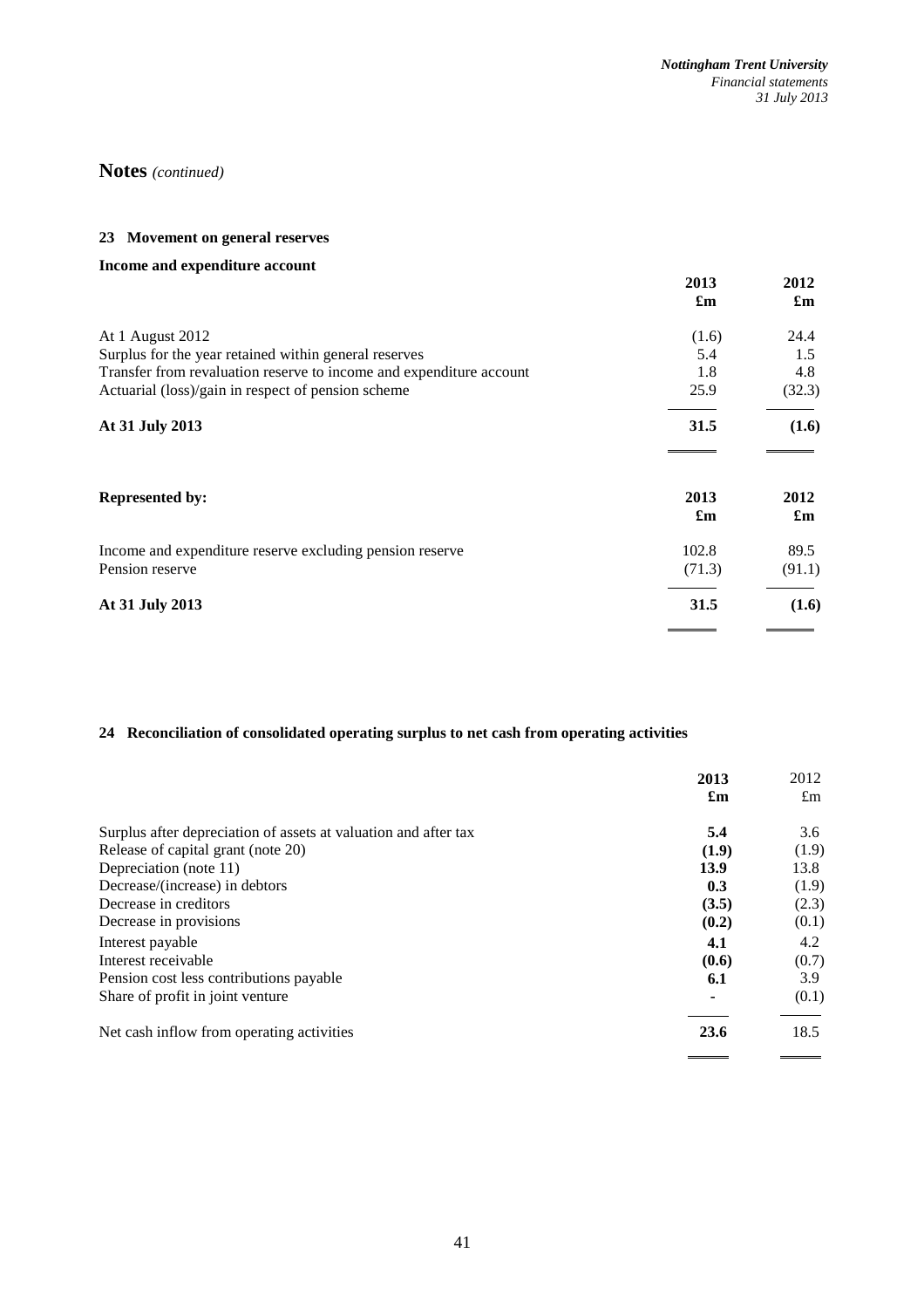## Notes *(continued)*

### 23 Movement on general reserves

**Income and expenditure account**

| | 2013 £m | 2012 £m |
|---|---|---|
| At 1 August 2012 | (1.6) | 24.4 |
| Surplus for the year retained within general reserves | 5.4 | 1.5 |
| Transfer from revaluation reserve to income and expenditure account | 1.8 | 4.8 |
| Actuarial (loss)/gain in respect of pension scheme | 25.9 | (32.3) |
| **At 31 July 2013** | **31.5** | **(1.6)** |

| **Represented by:** | **2013 £m** | **2012 £m** |
|---|---|---|
| Income and expenditure reserve excluding pension reserve | 102.8 | 89.5 |
| Pension reserve | (71.3) | (91.1) |
| **At 31 July 2013** | **31.5** | **(1.6)** |

### 24 Reconciliation of consolidated operating surplus to net cash from operating activities

| | **2013 £m** | 2012 £m |
|---|---|---|
| Surplus after depreciation of assets at valuation and after tax | **5.4** | 3.6 |
| Release of capital grant (note 20) | **(1.9)** | (1.9) |
| Depreciation (note 11) | **13.9** | 13.8 |
| Decrease/(increase) in debtors | **0.3** | (1.9) |
| Decrease in creditors | **(3.5)** | (2.3) |
| Decrease in provisions | **(0.2)** | (0.1) |
| Interest payable | **4.1** | 4.2 |
| Interest receivable | **(0.6)** | (0.7) |
| Pension cost less contributions payable | **6.1** | 3.9 |
| Share of profit in joint venture | **-** | (0.1) |
| Net cash inflow from operating activities | **23.6** | 18.5 |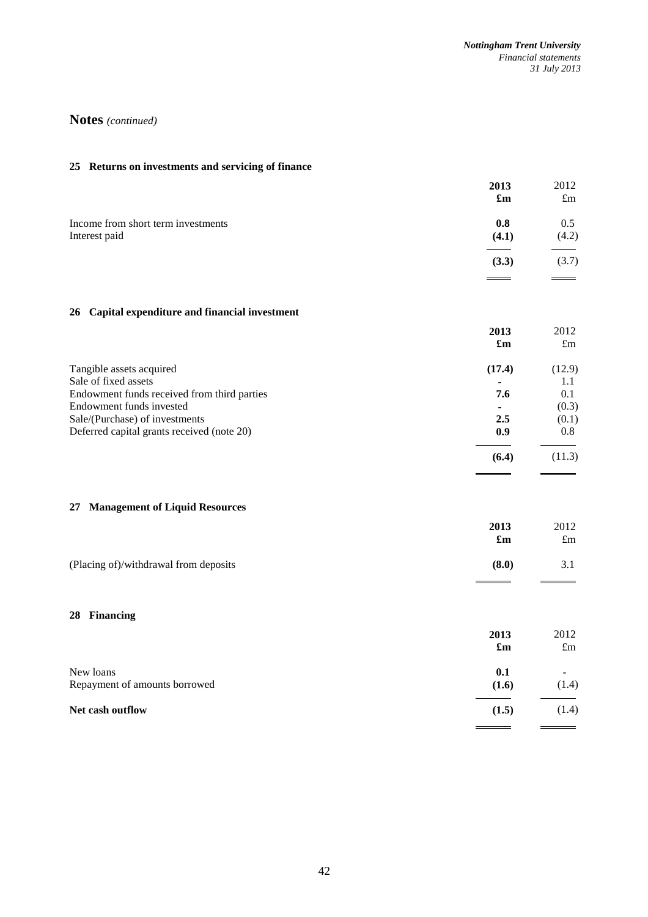# Notes *(continued)*

### 25 Returns on investments and servicing of finance

| | **2013** | 2012 |
|---|---|---|
| | **£m** | £m |
| Income from short term investments | **0.8** | 0.5 |
| Interest paid | **(4.1)** | (4.2) |
| | **(3.3)** | (3.7) |

### 26 Capital expenditure and financial investment

| | **2013** | 2012 |
|---|---|---|
| | **£m** | £m |
| Tangible assets acquired | **(17.4)** | (12.9) |
| Sale of fixed assets | **-** | 1.1 |
| Endowment funds received from third parties | **7.6** | 0.1 |
| Endowment funds invested | **-** | (0.3) |
| Sale/(Purchase) of investments | **2.5** | (0.1) |
| Deferred capital grants received (note 20) | **0.9** | 0.8 |
| | **(6.4)** | (11.3) |

### 27 Management of Liquid Resources

| | **2013** | 2012 |
|---|---|---|
| | **£m** | £m |
| (Placing of)/withdrawal from deposits | **(8.0)** | 3.1 |

### 28 Financing

| | **2013** | 2012 |
|---|---|---|
| | **£m** | £m |
| New loans | **0.1** | - |
| Repayment of amounts borrowed | **(1.6)** | (1.4) |
| **Net cash outflow** | **(1.5)** | (1.4) |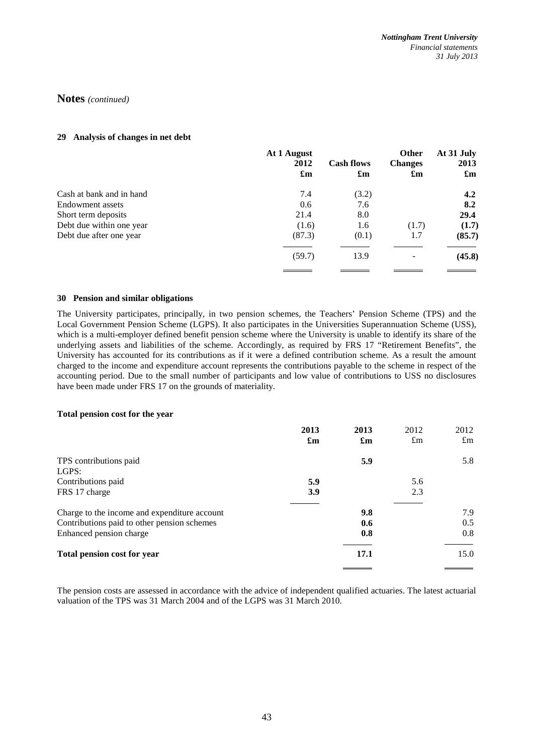## Notes *(continued)*

### 29 Analysis of changes in net debt

| | At 1 August 2012 £m | Cash flows £m | Other Changes £m | At 31 July 2013 £m |
|---|---|---|---|---|
| Cash at bank and in hand | 7.4 | (3.2) | | **4.2** |
| Endowment assets | 0.6 | 7.6 | | **8.2** |
| Short term deposits | 21.4 | 8.0 | | **29.4** |
| Debt due within one year | (1.6) | 1.6 | (1.7) | **(1.7)** |
| Debt due after one year | (87.3) | (0.1) | 1.7 | **(85.7)** |
| | (59.7) | 13.9 | - | **(45.8)** |

### 30 Pension and similar obligations

The University participates, principally, in two pension schemes, the Teachers' Pension Scheme (TPS) and the Local Government Pension Scheme (LGPS). It also participates in the Universities Superannuation Scheme (USS), which is a multi-employer defined benefit pension scheme where the University is unable to identify its share of the underlying assets and liabilities of the scheme. Accordingly, as required by FRS 17 "Retirement Benefits", the University has accounted for its contributions as if it were a defined contribution scheme. As a result the amount charged to the income and expenditure account represents the contributions payable to the scheme in respect of the accounting period. Due to the small number of participants and low value of contributions to USS no disclosures have been made under FRS 17 on the grounds of materiality.

**Total pension cost for the year**

| | 2013 £m | 2013 £m | 2012 £m | 2012 £m |
|---|---|---|---|---|
| TPS contributions paid | | **5.9** | | 5.8 |
| LGPS: | | | | |
| Contributions paid | **5.9** | | 5.6 | |
| FRS 17 charge | **3.9** | | 2.3 | |
| Charge to the income and expenditure account | | **9.8** | | 7.9 |
| Contributions paid to other pension schemes | | **0.6** | | 0.5 |
| Enhanced pension charge | | **0.8** | | 0.8 |
| **Total pension cost for year** | | **17.1** | | 15.0 |

The pension costs are assessed in accordance with the advice of independent qualified actuaries. The latest actuarial valuation of the TPS was 31 March 2004 and of the LGPS was 31 March 2010.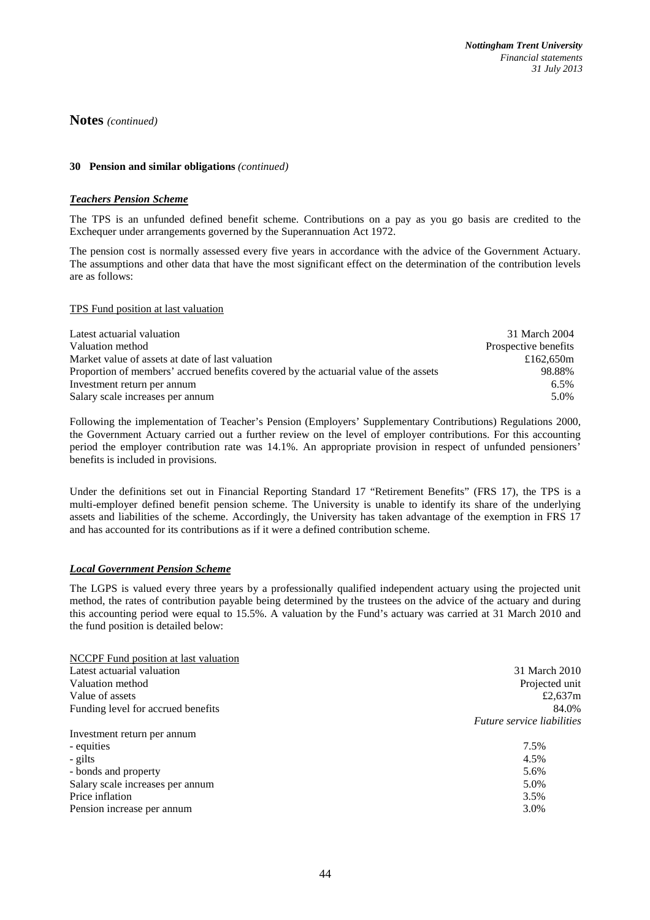## Notes *(continued)*

**30 Pension and similar obligations** *(continued)*

***Teachers Pension Scheme***

The TPS is an unfunded defined benefit scheme. Contributions on a pay as you go basis are credited to the Exchequer under arrangements governed by the Superannuation Act 1972.

The pension cost is normally assessed every five years in accordance with the advice of the Government Actuary. The assumptions and other data that have the most significant effect on the determination of the contribution levels are as follows:

TPS Fund position at last valuation

| | |
|---|---|
| Latest actuarial valuation | 31 March 2004 |
| Valuation method | Prospective benefits |
| Market value of assets at date of last valuation | £162,650m |
| Proportion of members' accrued benefits covered by the actuarial value of the assets | 98.88% |
| Investment return per annum | 6.5% |
| Salary scale increases per annum | 5.0% |

Following the implementation of Teacher's Pension (Employers' Supplementary Contributions) Regulations 2000, the Government Actuary carried out a further review on the level of employer contributions. For this accounting period the employer contribution rate was 14.1%. An appropriate provision in respect of unfunded pensioners' benefits is included in provisions.

Under the definitions set out in Financial Reporting Standard 17 "Retirement Benefits" (FRS 17), the TPS is a multi-employer defined benefit pension scheme. The University is unable to identify its share of the underlying assets and liabilities of the scheme. Accordingly, the University has taken advantage of the exemption in FRS 17 and has accounted for its contributions as if it were a defined contribution scheme.

***Local Government Pension Scheme***

The LGPS is valued every three years by a professionally qualified independent actuary using the projected unit method, the rates of contribution payable being determined by the trustees on the advice of the actuary and during this accounting period were equal to 15.5%. A valuation by the Fund's actuary was carried at 31 March 2010 and the fund position is detailed below:

NCCPF Fund position at last valuation

| | |
|---|---|
| Latest actuarial valuation | 31 March 2010 |
| Valuation method | Projected unit |
| Value of assets | £2,637m |
| Funding level for accrued benefits | 84.0% |
| | *Future service liabilities* |
| Investment return per annum | |
| - equities | 7.5% |
| - gilts | 4.5% |
| - bonds and property | 5.6% |
| Salary scale increases per annum | 5.0% |
| Price inflation | 3.5% |
| Pension increase per annum | 3.0% |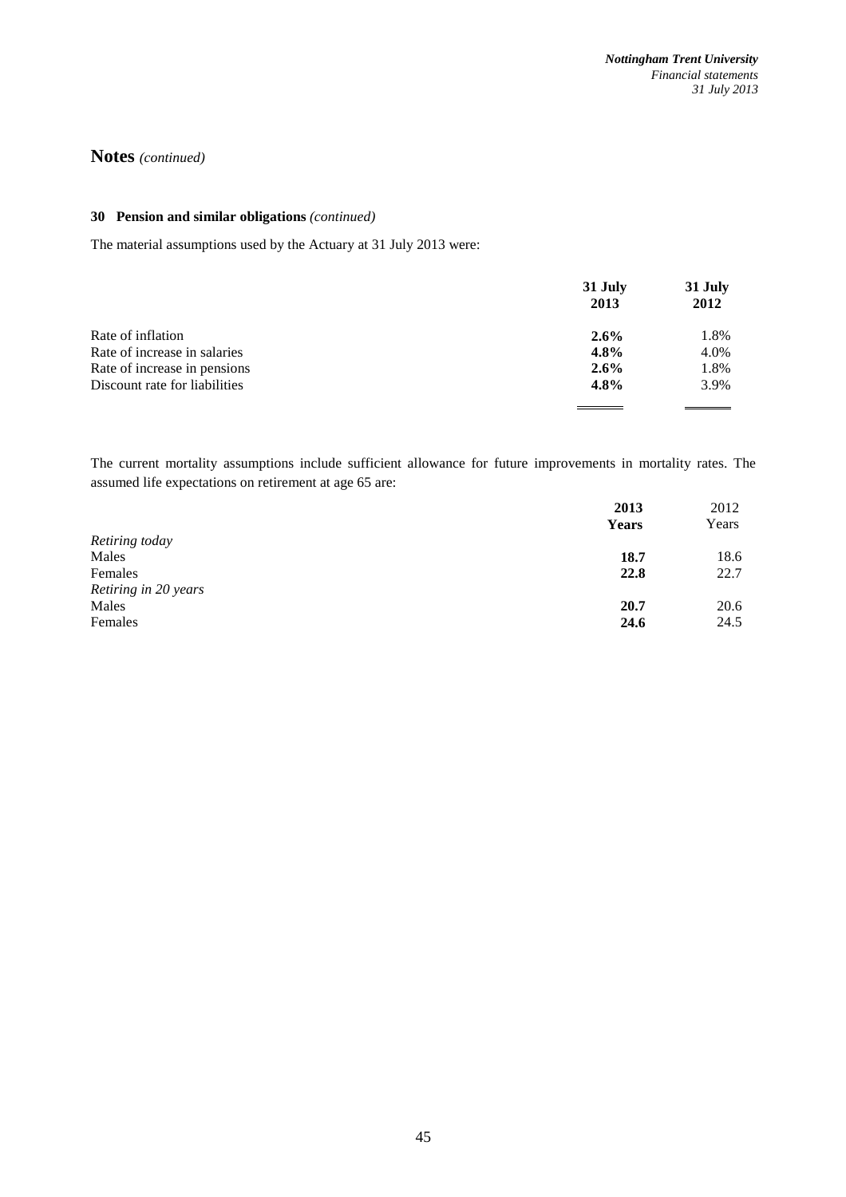# Notes *(continued)*

## 30 Pension and similar obligations *(continued)*

The material assumptions used by the Actuary at 31 July 2013 were:

| | 31 July 2013 | 31 July 2012 |
|---|---|---|
| Rate of inflation | **2.6%** | 1.8% |
| Rate of increase in salaries | **4.8%** | 4.0% |
| Rate of increase in pensions | **2.6%** | 1.8% |
| Discount rate for liabilities | **4.8%** | 3.9% |

The current mortality assumptions include sufficient allowance for future improvements in mortality rates. The assumed life expectations on retirement at age 65 are:

| | 2013 Years | 2012 Years |
|---|---|---|
| *Retiring today* | | |
| Males | **18.7** | 18.6 |
| Females | **22.8** | 22.7 |
| *Retiring in 20 years* | | |
| Males | **20.7** | 20.6 |
| Females | **24.6** | 24.5 |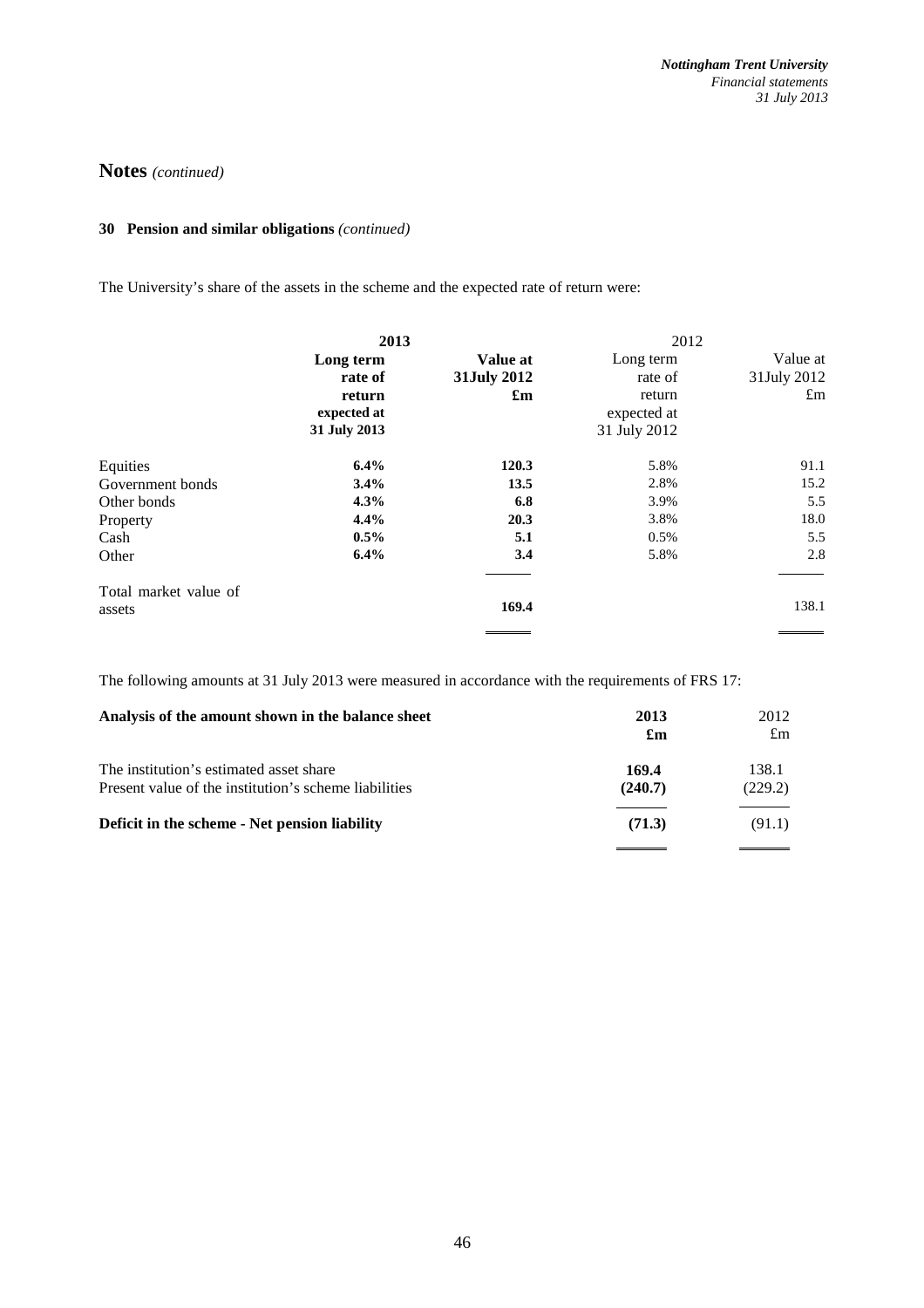## Notes *(continued)*

### 30 Pension and similar obligations *(continued)*

The University's share of the assets in the scheme and the expected rate of return were:

| | **2013** | | 2012 | |
|---|---|---|---|---|
| | **Long term rate of return expected at 31 July 2013** | **Value at 31July 2012 £m** | Long term rate of return expected at 31 July 2012 | Value at 31July 2012 £m |
| Equities | **6.4%** | **120.3** | 5.8% | 91.1 |
| Government bonds | **3.4%** | **13.5** | 2.8% | 15.2 |
| Other bonds | **4.3%** | **6.8** | 3.9% | 5.5 |
| Property | **4.4%** | **20.3** | 3.8% | 18.0 |
| Cash | **0.5%** | **5.1** | 0.5% | 5.5 |
| Other | **6.4%** | **3.4** | 5.8% | 2.8 |
| Total market value of assets | | **169.4** | | 138.1 |

The following amounts at 31 July 2013 were measured in accordance with the requirements of FRS 17:

| **Analysis of the amount shown in the balance sheet** | **2013 £m** | 2012 £m |
|---|---|---|
| The institution's estimated asset share | **169.4** | 138.1 |
| Present value of the institution's scheme liabilities | **(240.7)** | (229.2) |
| **Deficit in the scheme - Net pension liability** | **(71.3)** | (91.1) |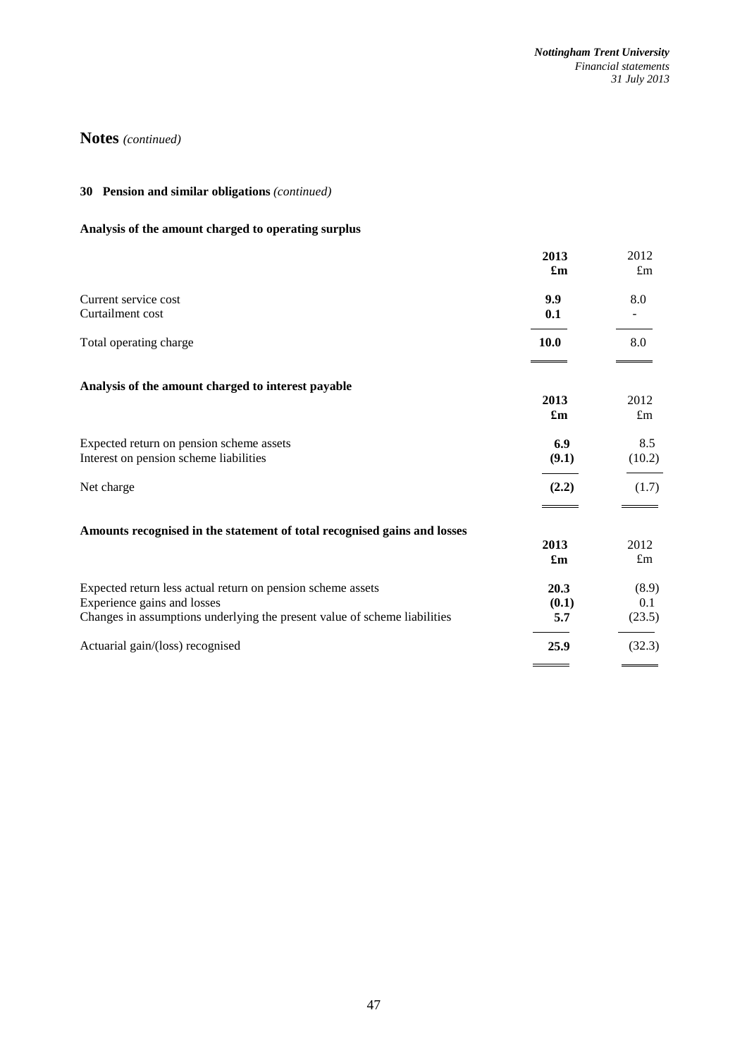# Notes *(continued)*

### 30 Pension and similar obligations *(continued)*

#### Analysis of the amount charged to operating surplus

| | **2013** | 2012 |
|---|---|---|
| | **£m** | £m |
| Current service cost | **9.9** | 8.0 |
| Curtailment cost | **0.1** | - |
| Total operating charge | **10.0** | 8.0 |

#### Analysis of the amount charged to interest payable

| | **2013** | 2012 |
|---|---|---|
| | **£m** | £m |
| Expected return on pension scheme assets | **6.9** | 8.5 |
| Interest on pension scheme liabilities | **(9.1)** | (10.2) |
| Net charge | **(2.2)** | (1.7) |

#### Amounts recognised in the statement of total recognised gains and losses

| | **2013** | 2012 |
|---|---|---|
| | **£m** | £m |
| Expected return less actual return on pension scheme assets | **20.3** | (8.9) |
| Experience gains and losses | **(0.1)** | 0.1 |
| Changes in assumptions underlying the present value of scheme liabilities | **5.7** | (23.5) |
| Actuarial gain/(loss) recognised | **25.9** | (32.3) |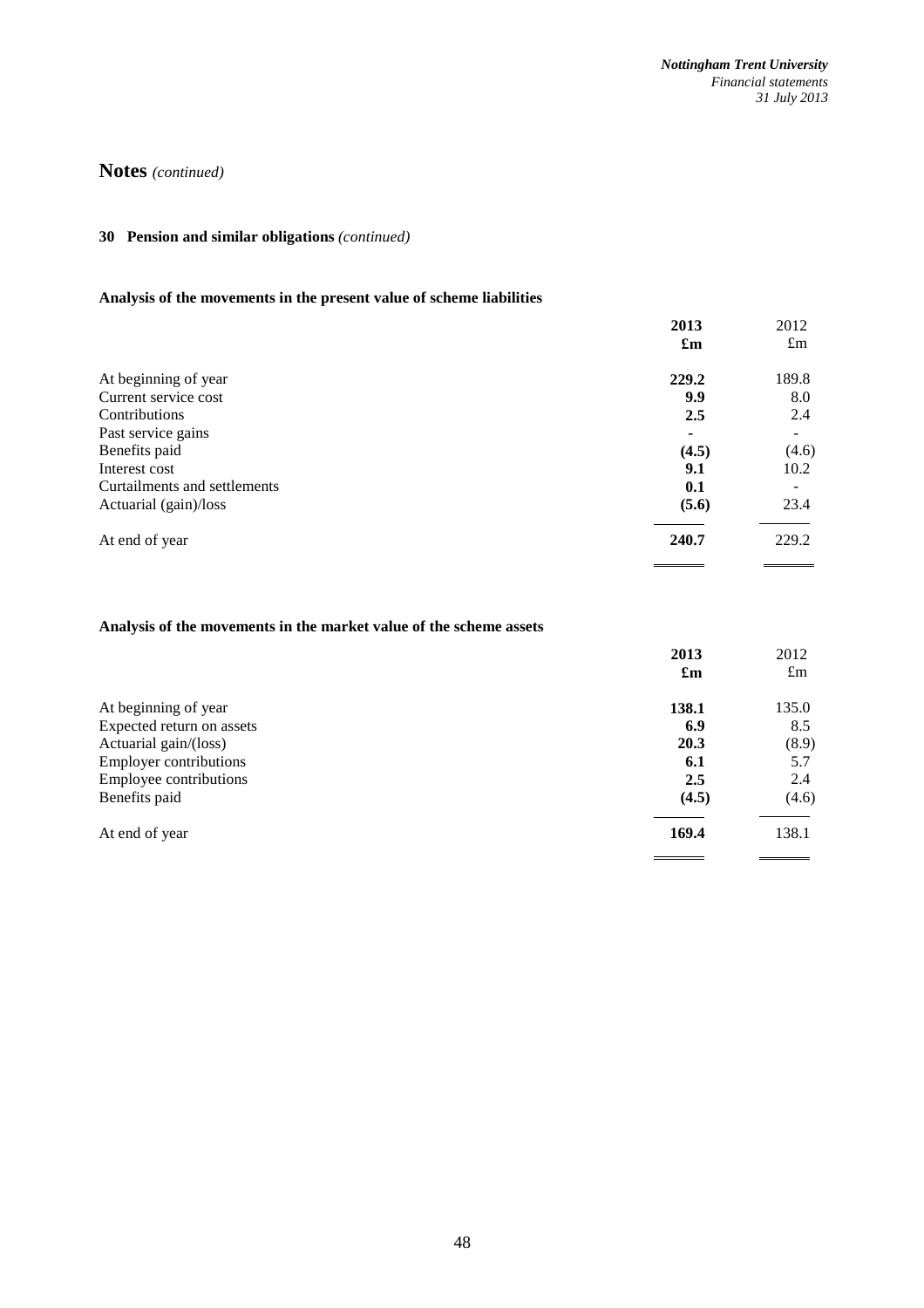# Notes *(continued)*

## 30 Pension and similar obligations *(continued)*

### Analysis of the movements in the present value of scheme liabilities

| | **2013** | 2012 |
|---|---|---|
| | **£m** | £m |
| At beginning of year | **229.2** | 189.8 |
| Current service cost | **9.9** | 8.0 |
| Contributions | **2.5** | 2.4 |
| Past service gains | **-** | - |
| Benefits paid | **(4.5)** | (4.6) |
| Interest cost | **9.1** | 10.2 |
| Curtailments and settlements | **0.1** | - |
| Actuarial (gain)/loss | **(5.6)** | 23.4 |
| At end of year | **240.7** | 229.2 |

### Analysis of the movements in the market value of the scheme assets

| | **2013** | 2012 |
|---|---|---|
| | **£m** | £m |
| At beginning of year | **138.1** | 135.0 |
| Expected return on assets | **6.9** | 8.5 |
| Actuarial gain/(loss) | **20.3** | (8.9) |
| Employer contributions | **6.1** | 5.7 |
| Employee contributions | **2.5** | 2.4 |
| Benefits paid | **(4.5)** | (4.6) |
| At end of year | **169.4** | 138.1 |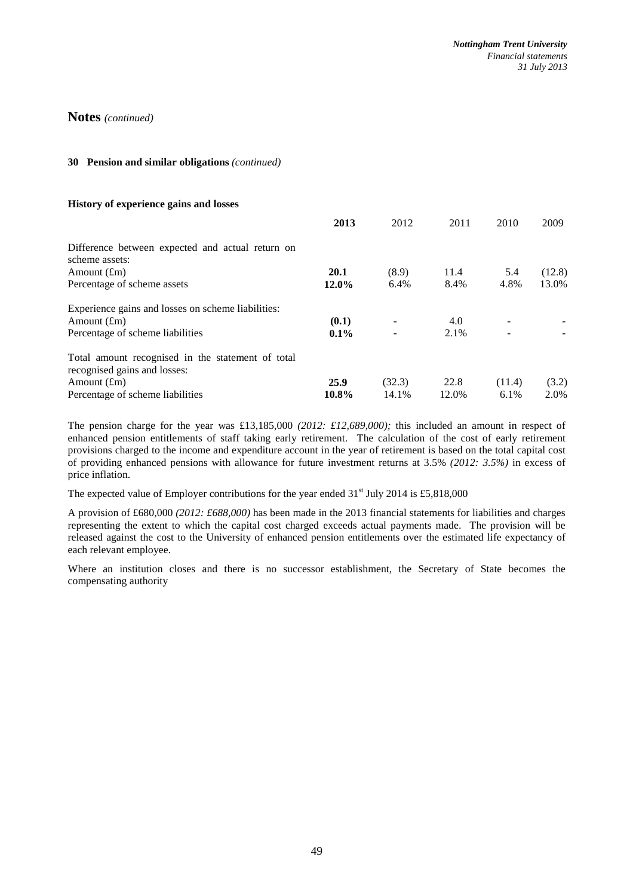# Notes *(continued)*

## 30 Pension and similar obligations *(continued)*

### History of experience gains and losses

| | **2013** | 2012 | 2011 | 2010 | 2009 |
|---|---|---|---|---|---|
| Difference between expected and actual return on scheme assets: | | | | | |
| Amount (£m) | **20.1** | (8.9) | 11.4 | 5.4 | (12.8) |
| Percentage of scheme assets | **12.0%** | 6.4% | 8.4% | 4.8% | 13.0% |
| Experience gains and losses on scheme liabilities: | | | | | |
| Amount (£m) | **(0.1)** | - | 4.0 | - | - |
| Percentage of scheme liabilities | **0.1%** | - | 2.1% | - | - |
| Total amount recognised in the statement of total recognised gains and losses: | | | | | |
| Amount (£m) | **25.9** | (32.3) | 22.8 | (11.4) | (3.2) |
| Percentage of scheme liabilities | **10.8%** | 14.1% | 12.0% | 6.1% | 2.0% |

The pension charge for the year was £13,185,000 *(2012: £12,689,000);* this included an amount in respect of enhanced pension entitlements of staff taking early retirement. The calculation of the cost of early retirement provisions charged to the income and expenditure account in the year of retirement is based on the total capital cost of providing enhanced pensions with allowance for future investment returns at 3.5% *(2012: 3.5%)* in excess of price inflation.

The expected value of Employer contributions for the year ended 31st July 2014 is £5,818,000

A provision of £680,000 *(2012: £688,000)* has been made in the 2013 financial statements for liabilities and charges representing the extent to which the capital cost charged exceeds actual payments made. The provision will be released against the cost to the University of enhanced pension entitlements over the estimated life expectancy of each relevant employee.

Where an institution closes and there is no successor establishment, the Secretary of State becomes the compensating authority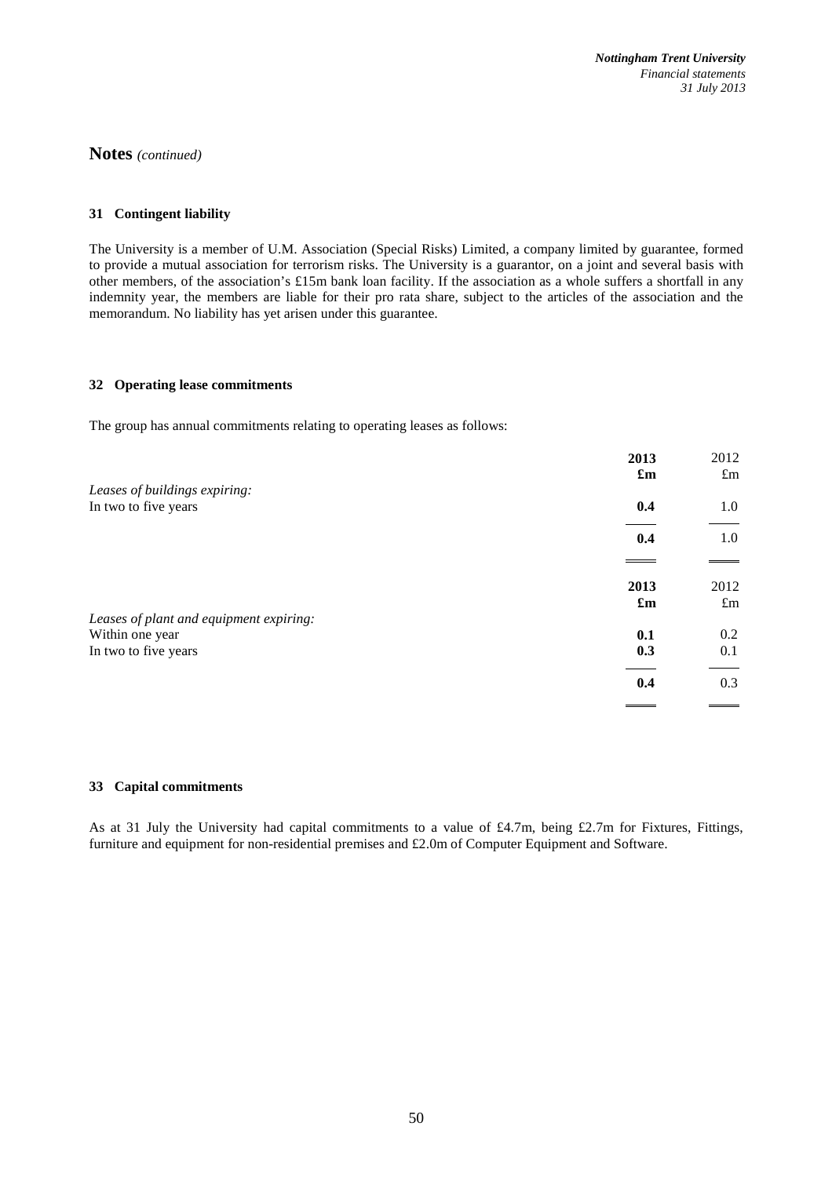## Notes *(continued)*

### 31 Contingent liability

The University is a member of U.M. Association (Special Risks) Limited, a company limited by guarantee, formed to provide a mutual association for terrorism risks. The University is a guarantor, on a joint and several basis with other members, of the association's £15m bank loan facility. If the association as a whole suffers a shortfall in any indemnity year, the members are liable for their pro rata share, subject to the articles of the association and the memorandum. No liability has yet arisen under this guarantee.

### 32 Operating lease commitments

The group has annual commitments relating to operating leases as follows:

| | **2013** | 2012 |
|---|---|---|
| | **£m** | £m |
| *Leases of buildings expiring:* | | |
| In two to five years | **0.4** | 1.0 |
| | **0.4** | 1.0 |

| | **2013** | 2012 |
|---|---|---|
| | **£m** | £m |
| *Leases of plant and equipment expiring:* | | |
| Within one year | **0.1** | 0.2 |
| In two to five years | **0.3** | 0.1 |
| | **0.4** | 0.3 |

### 33 Capital commitments

As at 31 July the University had capital commitments to a value of £4.7m, being £2.7m for Fixtures, Fittings, furniture and equipment for non-residential premises and £2.0m of Computer Equipment and Software.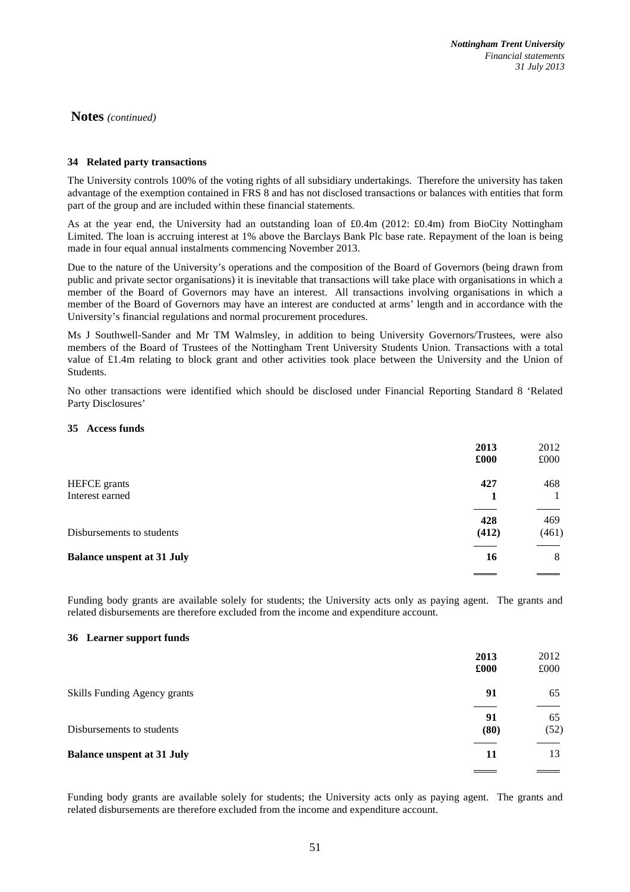**Notes** *(continued)*

### 34 Related party transactions

The University controls 100% of the voting rights of all subsidiary undertakings. Therefore the university has taken advantage of the exemption contained in FRS 8 and has not disclosed transactions or balances with entities that form part of the group and are included within these financial statements.

As at the year end, the University had an outstanding loan of £0.4m (2012: £0.4m) from BioCity Nottingham Limited. The loan is accruing interest at 1% above the Barclays Bank Plc base rate. Repayment of the loan is being made in four equal annual instalments commencing November 2013.

Due to the nature of the University's operations and the composition of the Board of Governors (being drawn from public and private sector organisations) it is inevitable that transactions will take place with organisations in which a member of the Board of Governors may have an interest. All transactions involving organisations in which a member of the Board of Governors may have an interest are conducted at arms' length and in accordance with the University's financial regulations and normal procurement procedures.

Ms J Southwell-Sander and Mr TM Walmsley, in addition to being University Governors/Trustees, were also members of the Board of Trustees of the Nottingham Trent University Students Union. Transactions with a total value of £1.4m relating to block grant and other activities took place between the University and the Union of Students.

No other transactions were identified which should be disclosed under Financial Reporting Standard 8 'Related Party Disclosures'

### 35 Access funds

| | **2013 £000** | 2012 £000 |
|---|---|---|
| HEFCE grants | **427** | 468 |
| Interest earned | **1** | 1 |
| | **428** | 469 |
| Disbursements to students | **(412)** | (461) |
| **Balance unspent at 31 July** | **16** | 8 |

Funding body grants are available solely for students; the University acts only as paying agent. The grants and related disbursements are therefore excluded from the income and expenditure account.

### 36 Learner support funds

| | **2013 £000** | 2012 £000 |
|---|---|---|
| Skills Funding Agency grants | **91** | 65 |
| | **91** | 65 |
| Disbursements to students | **(80)** | (52) |
| **Balance unspent at 31 July** | **11** | 13 |

Funding body grants are available solely for students; the University acts only as paying agent. The grants and related disbursements are therefore excluded from the income and expenditure account.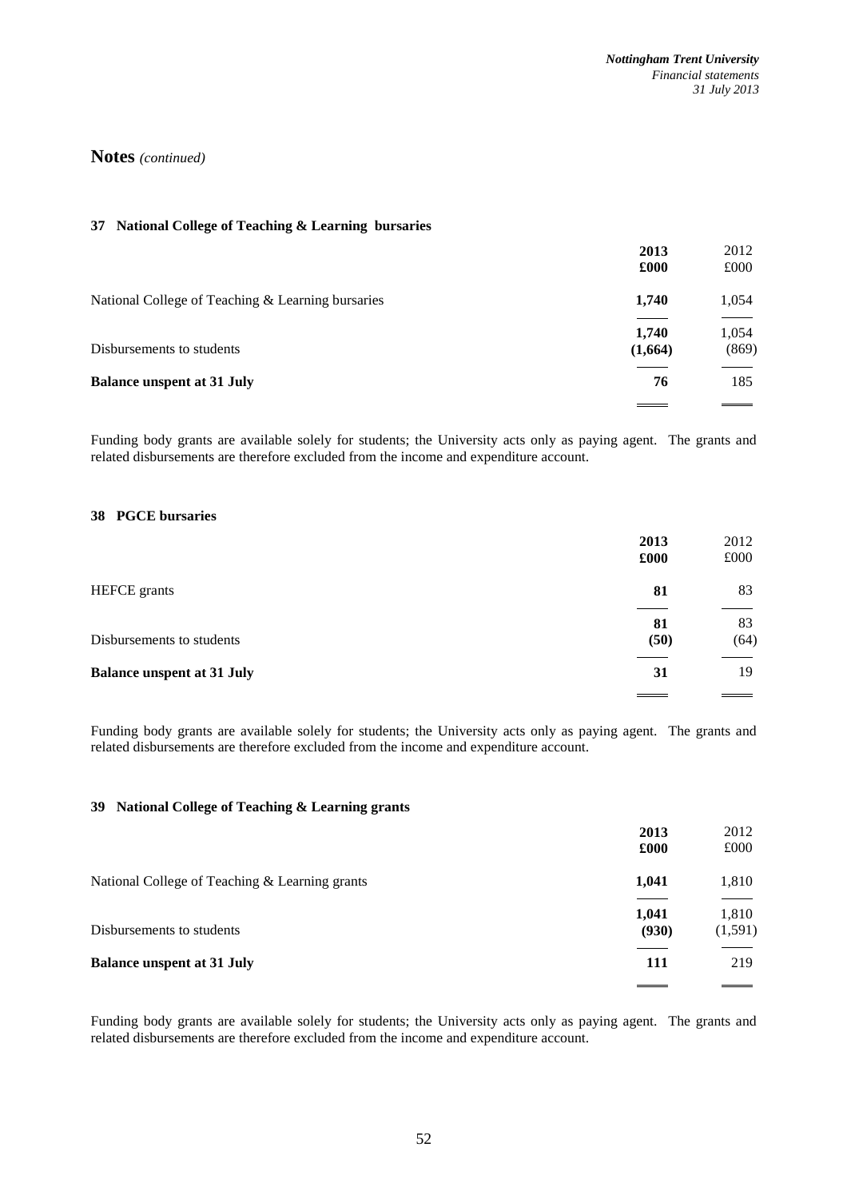# Notes *(continued)*

## 37 National College of Teaching & Learning bursaries

| | 2013 £000 | 2012 £000 |
|---|---|---|
| National College of Teaching & Learning bursaries | **1,740** | 1,054 |
| | **1,740** | 1,054 |
| Disbursements to students | **(1,664)** | (869) |
| **Balance unspent at 31 July** | **76** | 185 |

Funding body grants are available solely for students; the University acts only as paying agent. The grants and related disbursements are therefore excluded from the income and expenditure account.

## 38 PGCE bursaries

| | 2013 £000 | 2012 £000 |
|---|---|---|
| HEFCE grants | **81** | 83 |
| | **81** | 83 |
| Disbursements to students | **(50)** | (64) |
| **Balance unspent at 31 July** | **31** | 19 |

Funding body grants are available solely for students; the University acts only as paying agent. The grants and related disbursements are therefore excluded from the income and expenditure account.

## 39 National College of Teaching & Learning grants

| | 2013 £000 | 2012 £000 |
|---|---|---|
| National College of Teaching & Learning grants | **1,041** | 1,810 |
| | **1,041** | 1,810 |
| Disbursements to students | **(930)** | (1,591) |
| **Balance unspent at 31 July** | **111** | 219 |

Funding body grants are available solely for students; the University acts only as paying agent. The grants and related disbursements are therefore excluded from the income and expenditure account.